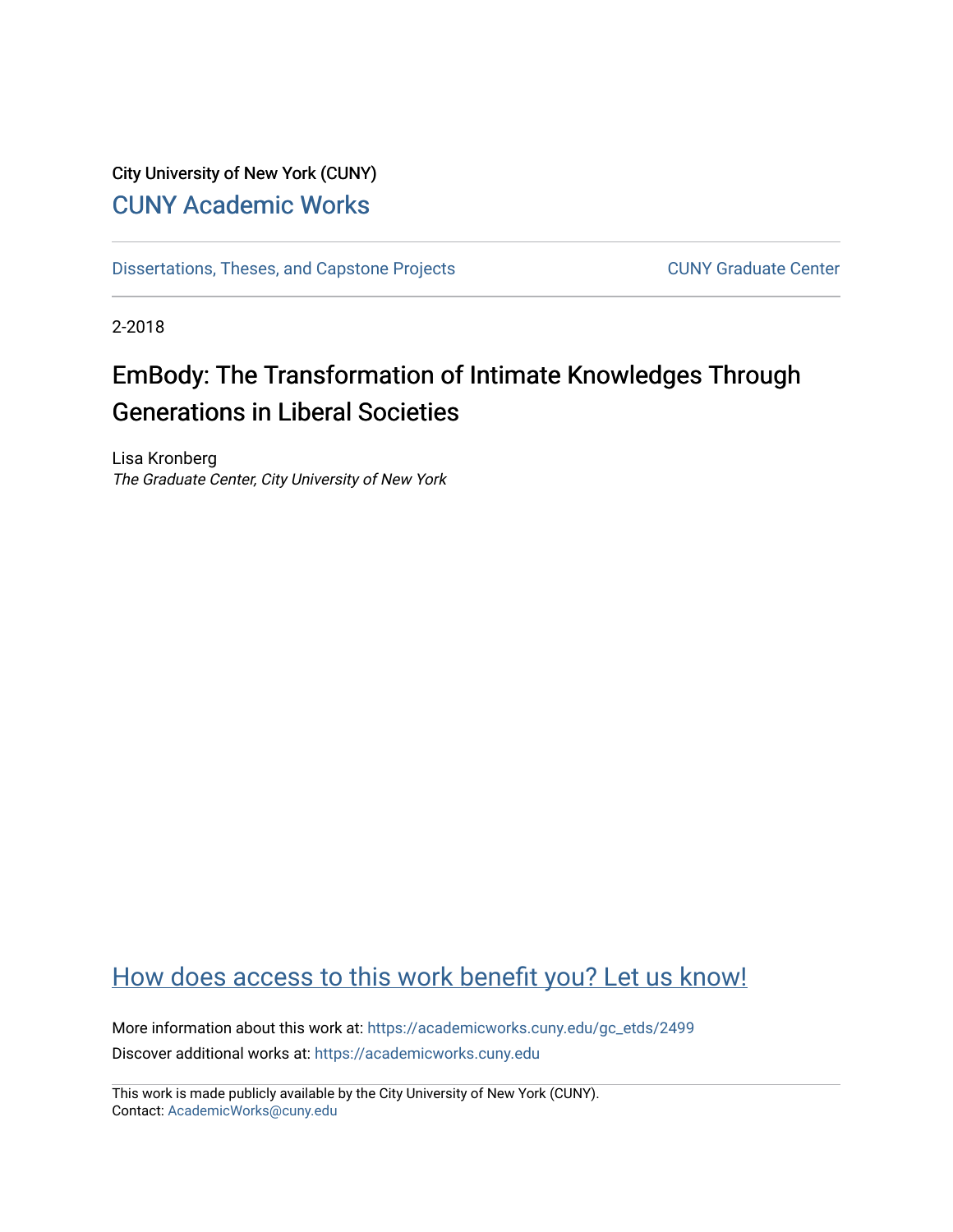City University of New York (CUNY)

CUNY Academic Works

Dissertations, Theses, and Capstone Projects

CUNY Graduate Center

2-2018

# EmBody: The Transformation of Intimate Knowledges Through Generations in Liberal Societies

Lisa Kronberg
*The Graduate Center, City University of New York*

How does access to this work benefit you? Let us know!

More information about this work at: https://academicworks.cuny.edu/gc_etds/2499

Discover additional works at: https://academicworks.cuny.edu

This work is made publicly available by the City University of New York (CUNY).
Contact: AcademicWorks@cuny.edu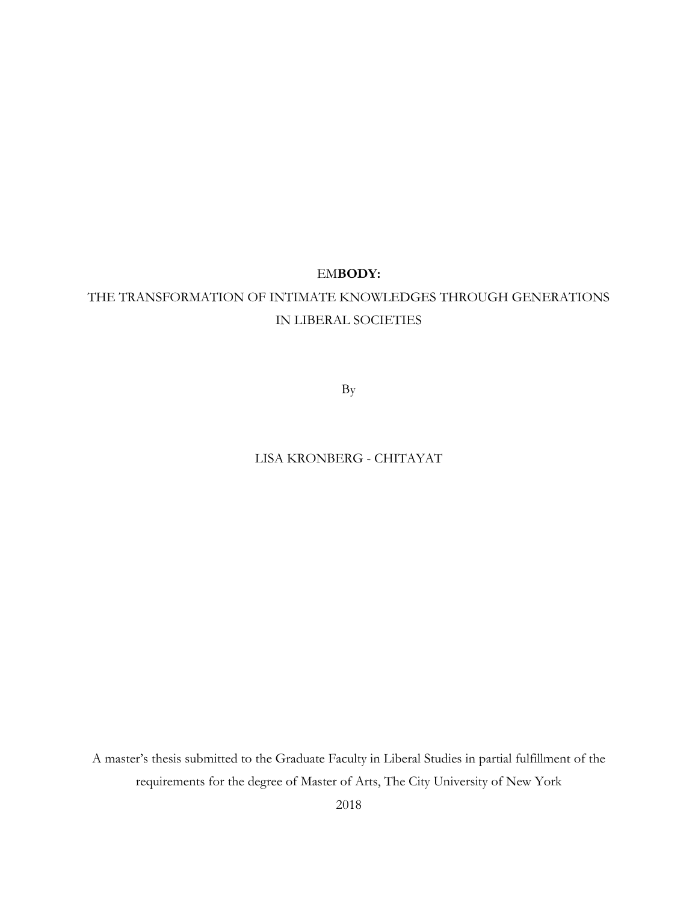# EM**BODY:**

# THE TRANSFORMATION OF INTIMATE KNOWLEDGES THROUGH GENERATIONS IN LIBERAL SOCIETIES

By

LISA KRONBERG - CHITAYAT

A master's thesis submitted to the Graduate Faculty in Liberal Studies in partial fulfillment of the requirements for the degree of Master of Arts, The City University of New York

2018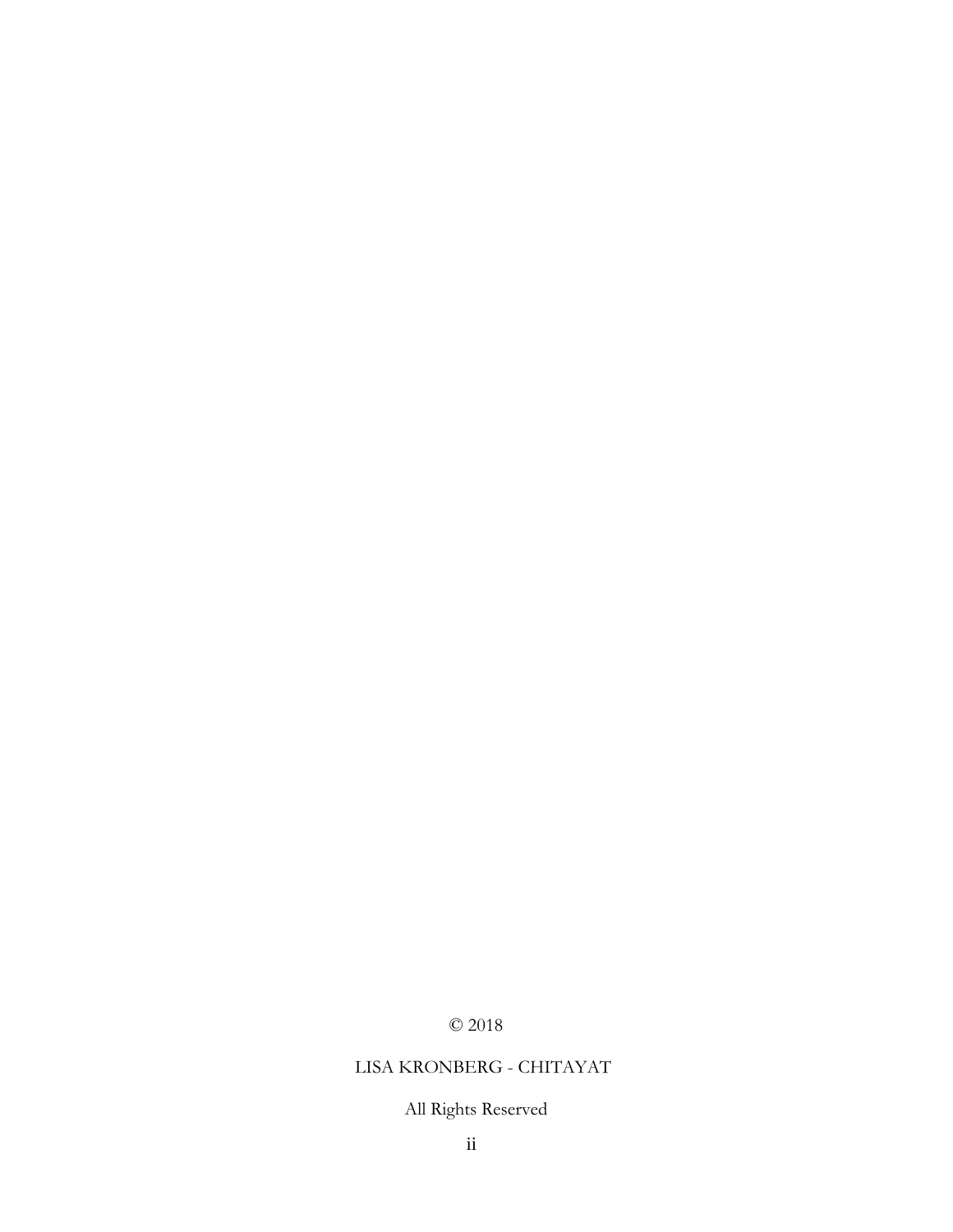© 2018

LISA KRONBERG - CHITAYAT

All Rights Reserved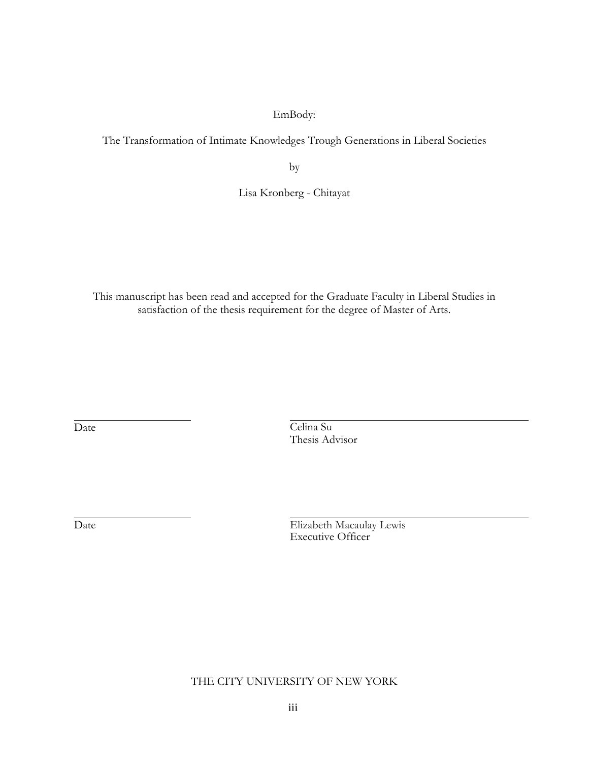EmBody:

The Transformation of Intimate Knowledges Trough Generations in Liberal Societies

by

Lisa Kronberg - Chitayat

This manuscript has been read and accepted for the Graduate Faculty in Liberal Studies in satisfaction of the thesis requirement for the degree of Master of Arts.

Date

Celina Su
Thesis Advisor

Date

Elizabeth Macaulay Lewis
Executive Officer

THE CITY UNIVERSITY OF NEW YORK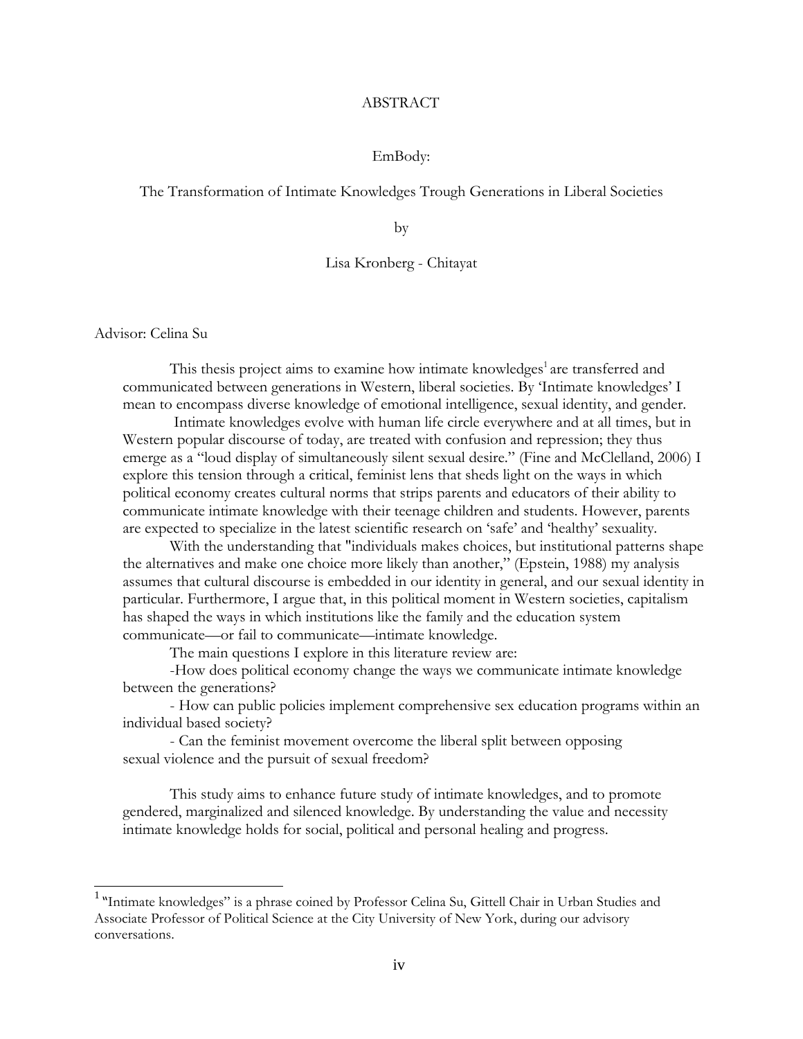# ABSTRACT

EmBody:

The Transformation of Intimate Knowledges Trough Generations in Liberal Societies

by

Lisa Kronberg - Chitayat

Advisor: Celina Su

This thesis project aims to examine how intimate knowledges[1] are transferred and communicated between generations in Western, liberal societies. By 'Intimate knowledges' I mean to encompass diverse knowledge of emotional intelligence, sexual identity, and gender.

Intimate knowledges evolve with human life circle everywhere and at all times, but in Western popular discourse of today, are treated with confusion and repression; they thus emerge as a "loud display of simultaneously silent sexual desire." (Fine and McClelland, 2006) I explore this tension through a critical, feminist lens that sheds light on the ways in which political economy creates cultural norms that strips parents and educators of their ability to communicate intimate knowledge with their teenage children and students. However, parents are expected to specialize in the latest scientific research on 'safe' and 'healthy' sexuality.

With the understanding that "individuals makes choices, but institutional patterns shape the alternatives and make one choice more likely than another," (Epstein, 1988) my analysis assumes that cultural discourse is embedded in our identity in general, and our sexual identity in particular. Furthermore, I argue that, in this political moment in Western societies, capitalism has shaped the ways in which institutions like the family and the education system communicate—or fail to communicate—intimate knowledge.

The main questions I explore in this literature review are:

-How does political economy change the ways we communicate intimate knowledge between the generations?

- How can public policies implement comprehensive sex education programs within an individual based society?

- Can the feminist movement overcome the liberal split between opposing sexual violence and the pursuit of sexual freedom?

This study aims to enhance future study of intimate knowledges, and to promote gendered, marginalized and silenced knowledge. By understanding the value and necessity intimate knowledge holds for social, political and personal healing and progress.

[1] "Intimate knowledges" is a phrase coined by Professor Celina Su, Gittell Chair in Urban Studies and Associate Professor of Political Science at the City University of New York, during our advisory conversations.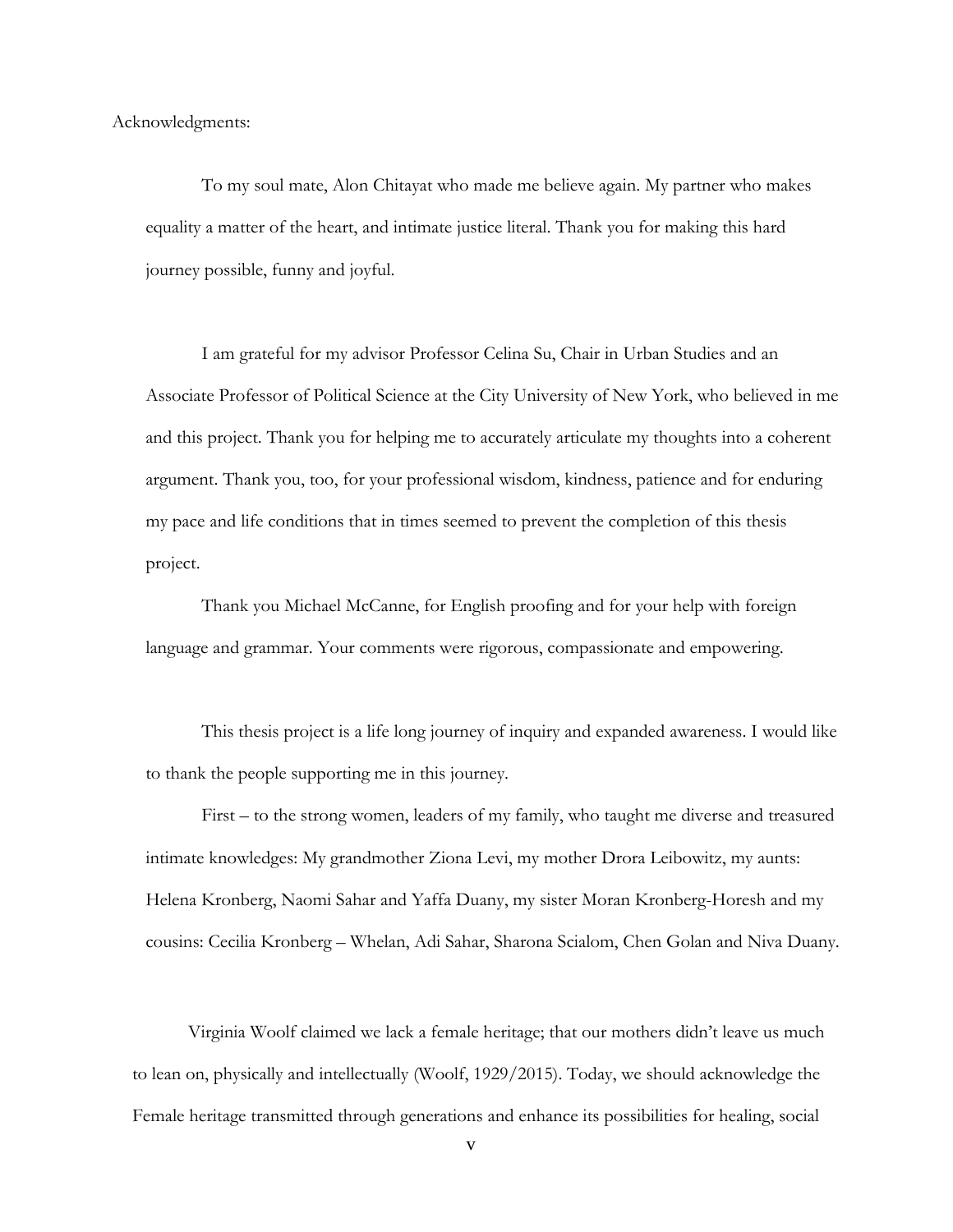Acknowledgments:

To my soul mate, Alon Chitayat who made me believe again. My partner who makes equality a matter of the heart, and intimate justice literal. Thank you for making this hard journey possible, funny and joyful.

I am grateful for my advisor Professor Celina Su, Chair in Urban Studies and an Associate Professor of Political Science at the City University of New York, who believed in me and this project. Thank you for helping me to accurately articulate my thoughts into a coherent argument. Thank you, too, for your professional wisdom, kindness, patience and for enduring my pace and life conditions that in times seemed to prevent the completion of this thesis project.

Thank you Michael McCanne, for English proofing and for your help with foreign language and grammar. Your comments were rigorous, compassionate and empowering.

This thesis project is a life long journey of inquiry and expanded awareness. I would like to thank the people supporting me in this journey.

First – to the strong women, leaders of my family, who taught me diverse and treasured intimate knowledges: My grandmother Ziona Levi, my mother Drora Leibowitz, my aunts: Helena Kronberg, Naomi Sahar and Yaffa Duany, my sister Moran Kronberg-Horesh and my cousins: Cecilia Kronberg – Whelan, Adi Sahar, Sharona Scialom, Chen Golan and Niva Duany.

Virginia Woolf claimed we lack a female heritage; that our mothers didn't leave us much to lean on, physically and intellectually (Woolf, 1929/2015). Today, we should acknowledge the Female heritage transmitted through generations and enhance its possibilities for healing, social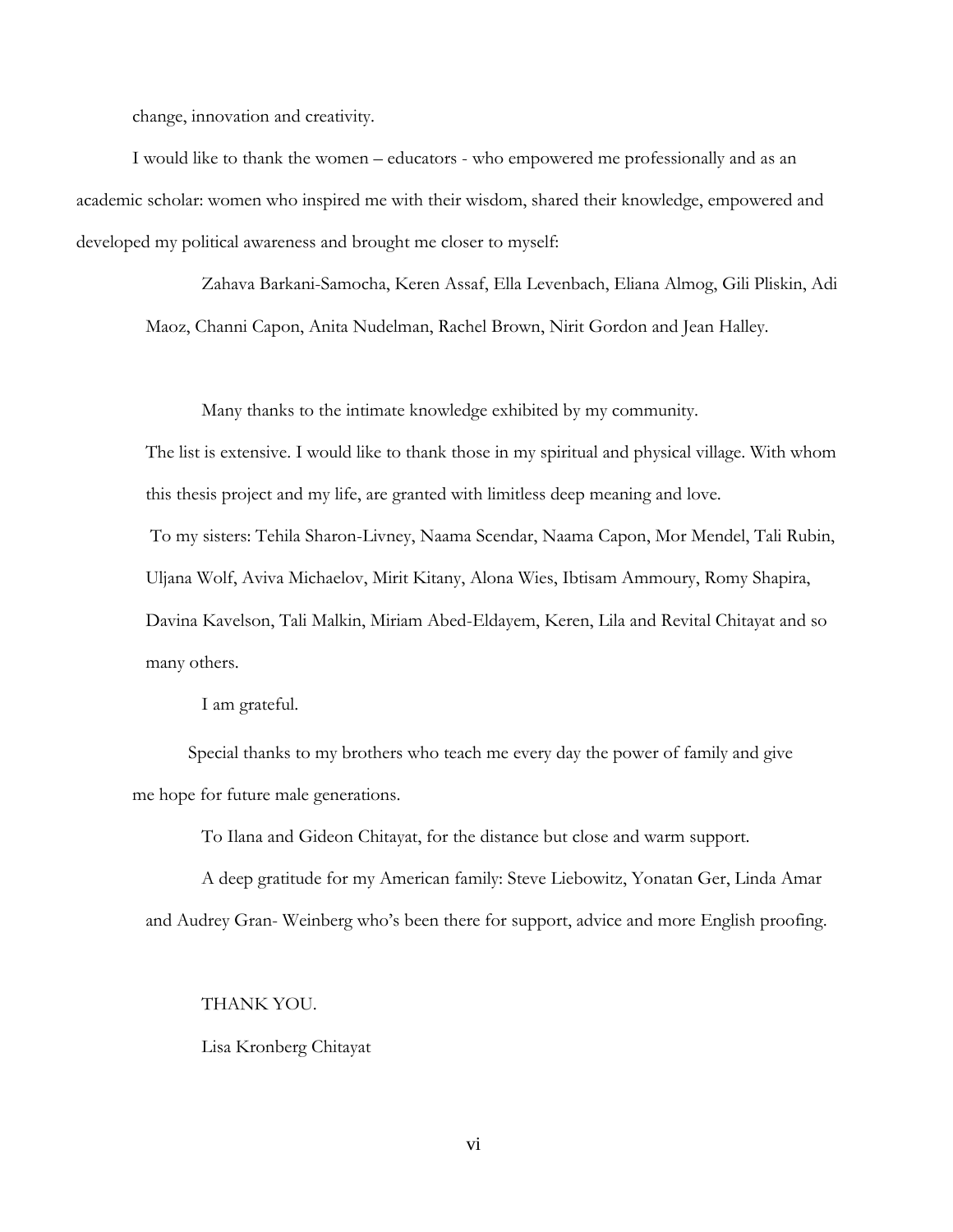change, innovation and creativity.

I would like to thank the women – educators - who empowered me professionally and as an academic scholar: women who inspired me with their wisdom, shared their knowledge, empowered and developed my political awareness and brought me closer to myself:

Zahava Barkani-Samocha, Keren Assaf, Ella Levenbach, Eliana Almog, Gili Pliskin, Adi Maoz, Channi Capon, Anita Nudelman, Rachel Brown, Nirit Gordon and Jean Halley.

Many thanks to the intimate knowledge exhibited by my community.

The list is extensive. I would like to thank those in my spiritual and physical village. With whom this thesis project and my life, are granted with limitless deep meaning and love.

To my sisters: Tehila Sharon-Livney, Naama Scendar, Naama Capon, Mor Mendel, Tali Rubin, Uljana Wolf, Aviva Michaelov, Mirit Kitany, Alona Wies, Ibtisam Ammoury, Romy Shapira, Davina Kavelson, Tali Malkin, Miriam Abed-Eldayem, Keren, Lila and Revital Chitayat and so many others.

I am grateful.

Special thanks to my brothers who teach me every day the power of family and give me hope for future male generations.

To Ilana and Gideon Chitayat, for the distance but close and warm support.

A deep gratitude for my American family: Steve Liebowitz, Yonatan Ger, Linda Amar and Audrey Gran- Weinberg who's been there for support, advice and more English proofing.

THANK YOU.

Lisa Kronberg Chitayat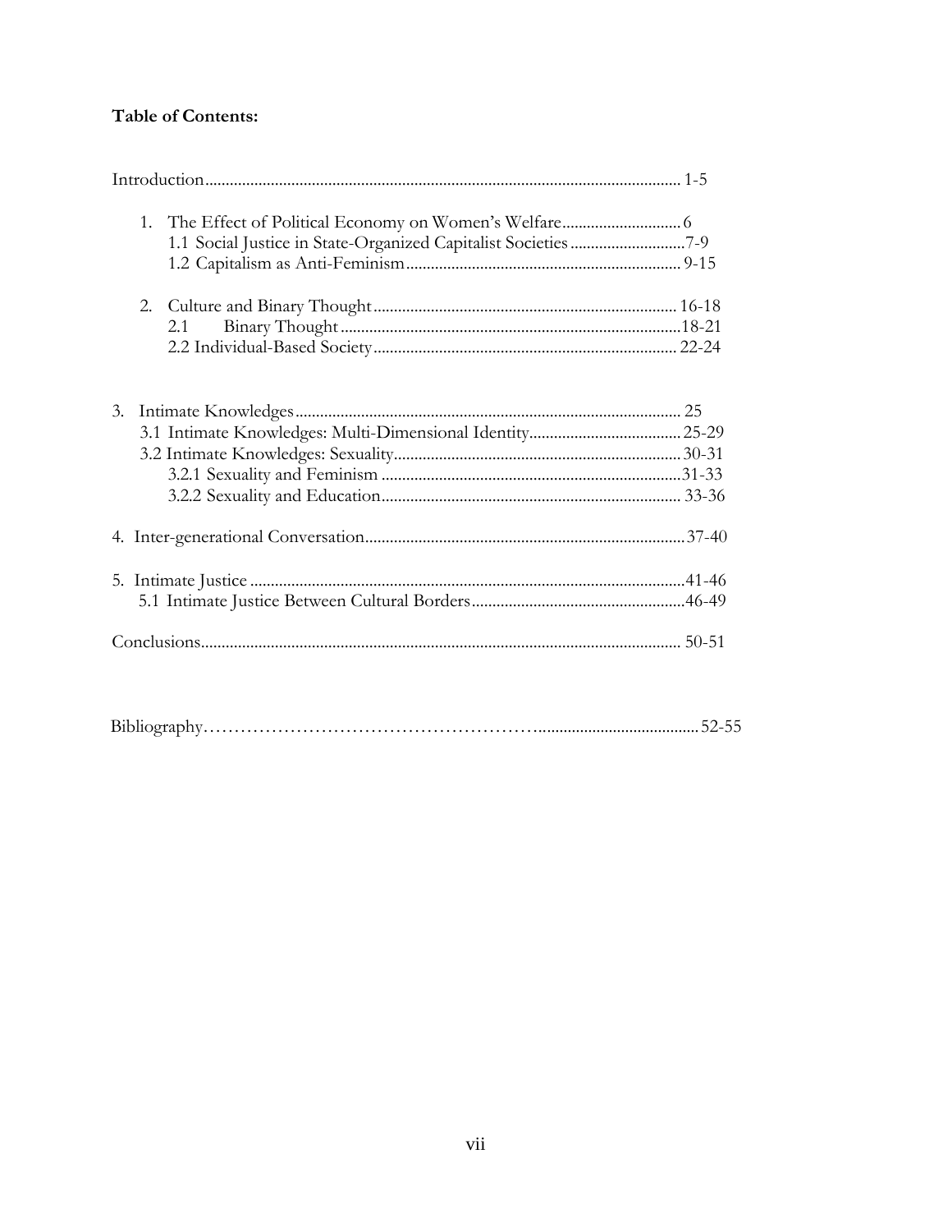**Table of Contents:**

Introduction .......... 1-5

1. The Effect of Political Economy on Women's Welfare .......... 6
   - 1.1 Social Justice in State-Organized Capitalist Societies .......... 7-9
   - 1.2 Capitalism as Anti-Feminism .......... 9-15

2. Culture and Binary Thought .......... 16-18
   - 2.1 Binary Thought .......... 18-21
   - 2.2 Individual-Based Society .......... 22-24

3. Intimate Knowledges .......... 25
   - 3.1 Intimate Knowledges: Multi-Dimensional Identity .......... 25-29
   - 3.2 Intimate Knowledges: Sexuality .......... 30-31
     - 3.2.1 Sexuality and Feminism .......... 31-33
     - 3.2.2 Sexuality and Education .......... 33-36

4. Inter-generational Conversation .......... 37-40

5. Intimate Justice .......... 41-46
   - 5.1 Intimate Justice Between Cultural Borders .......... 46-49

Conclusions .......... 50-51

Bibliography .......... 52-55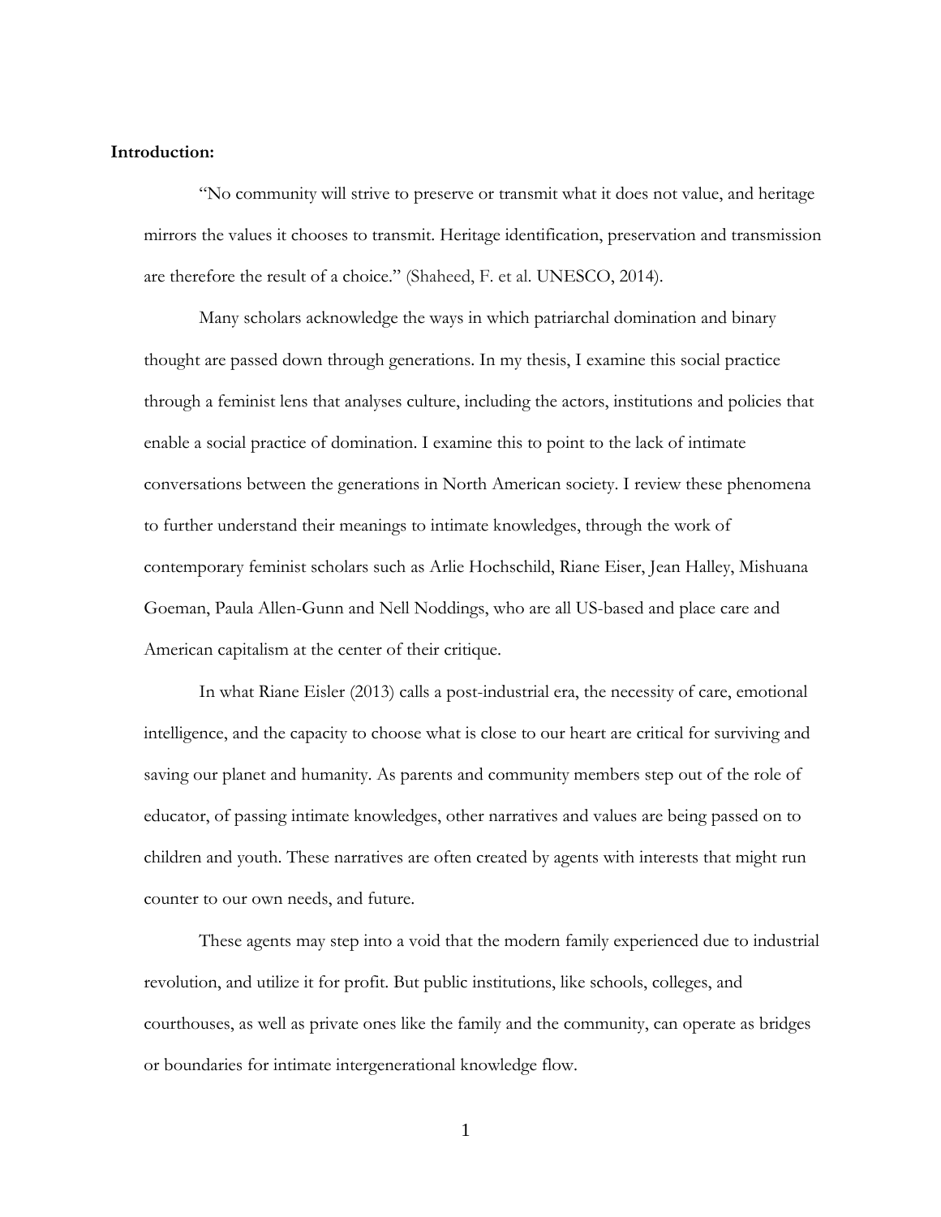**Introduction:**

"No community will strive to preserve or transmit what it does not value, and heritage mirrors the values it chooses to transmit. Heritage identification, preservation and transmission are therefore the result of a choice." (Shaheed, F. et al. UNESCO, 2014).

Many scholars acknowledge the ways in which patriarchal domination and binary thought are passed down through generations. In my thesis, I examine this social practice through a feminist lens that analyses culture, including the actors, institutions and policies that enable a social practice of domination. I examine this to point to the lack of intimate conversations between the generations in North American society. I review these phenomena to further understand their meanings to intimate knowledges, through the work of contemporary feminist scholars such as Arlie Hochschild, Riane Eiser, Jean Halley, Mishuana Goeman, Paula Allen-Gunn and Nell Noddings, who are all US-based and place care and American capitalism at the center of their critique.

In what Riane Eisler (2013) calls a post-industrial era, the necessity of care, emotional intelligence, and the capacity to choose what is close to our heart are critical for surviving and saving our planet and humanity. As parents and community members step out of the role of educator, of passing intimate knowledges, other narratives and values are being passed on to children and youth. These narratives are often created by agents with interests that might run counter to our own needs, and future.

These agents may step into a void that the modern family experienced due to industrial revolution, and utilize it for profit. But public institutions, like schools, colleges, and courthouses, as well as private ones like the family and the community, can operate as bridges or boundaries for intimate intergenerational knowledge flow.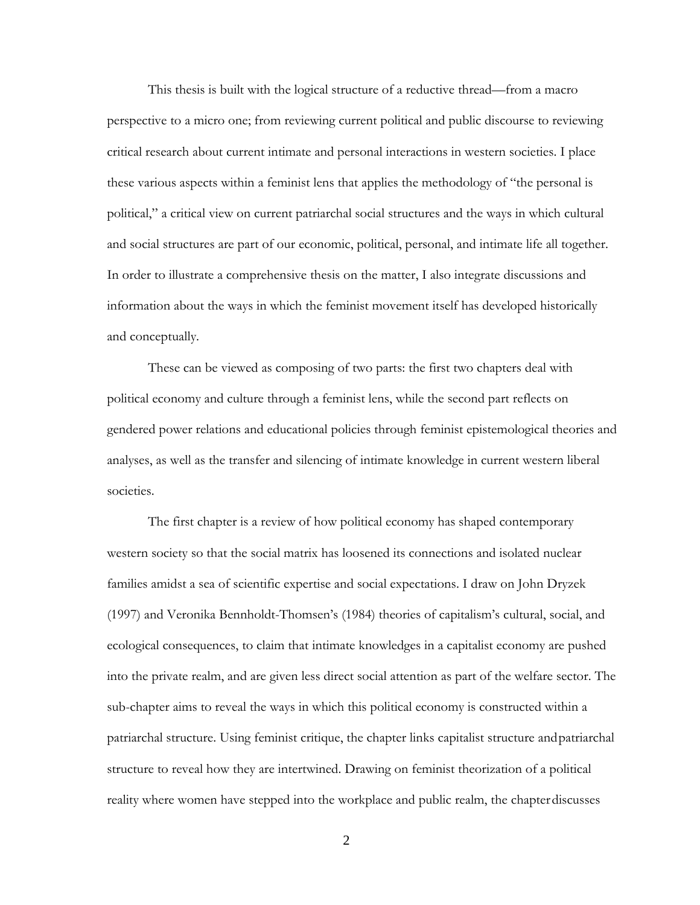This thesis is built with the logical structure of a reductive thread—from a macro perspective to a micro one; from reviewing current political and public discourse to reviewing critical research about current intimate and personal interactions in western societies. I place these various aspects within a feminist lens that applies the methodology of "the personal is political," a critical view on current patriarchal social structures and the ways in which cultural and social structures are part of our economic, political, personal, and intimate life all together. In order to illustrate a comprehensive thesis on the matter, I also integrate discussions and information about the ways in which the feminist movement itself has developed historically and conceptually.

These can be viewed as composing of two parts: the first two chapters deal with political economy and culture through a feminist lens, while the second part reflects on gendered power relations and educational policies through feminist epistemological theories and analyses, as well as the transfer and silencing of intimate knowledge in current western liberal societies.

The first chapter is a review of how political economy has shaped contemporary western society so that the social matrix has loosened its connections and isolated nuclear families amidst a sea of scientific expertise and social expectations. I draw on John Dryzek (1997) and Veronika Bennholdt-Thomsen's (1984) theories of capitalism's cultural, social, and ecological consequences, to claim that intimate knowledges in a capitalist economy are pushed into the private realm, and are given less direct social attention as part of the welfare sector. The sub-chapter aims to reveal the ways in which this political economy is constructed within a patriarchal structure. Using feminist critique, the chapter links capitalist structure and patriarchal structure to reveal how they are intertwined. Drawing on feminist theorization of a political reality where women have stepped into the workplace and public realm, the chapter discusses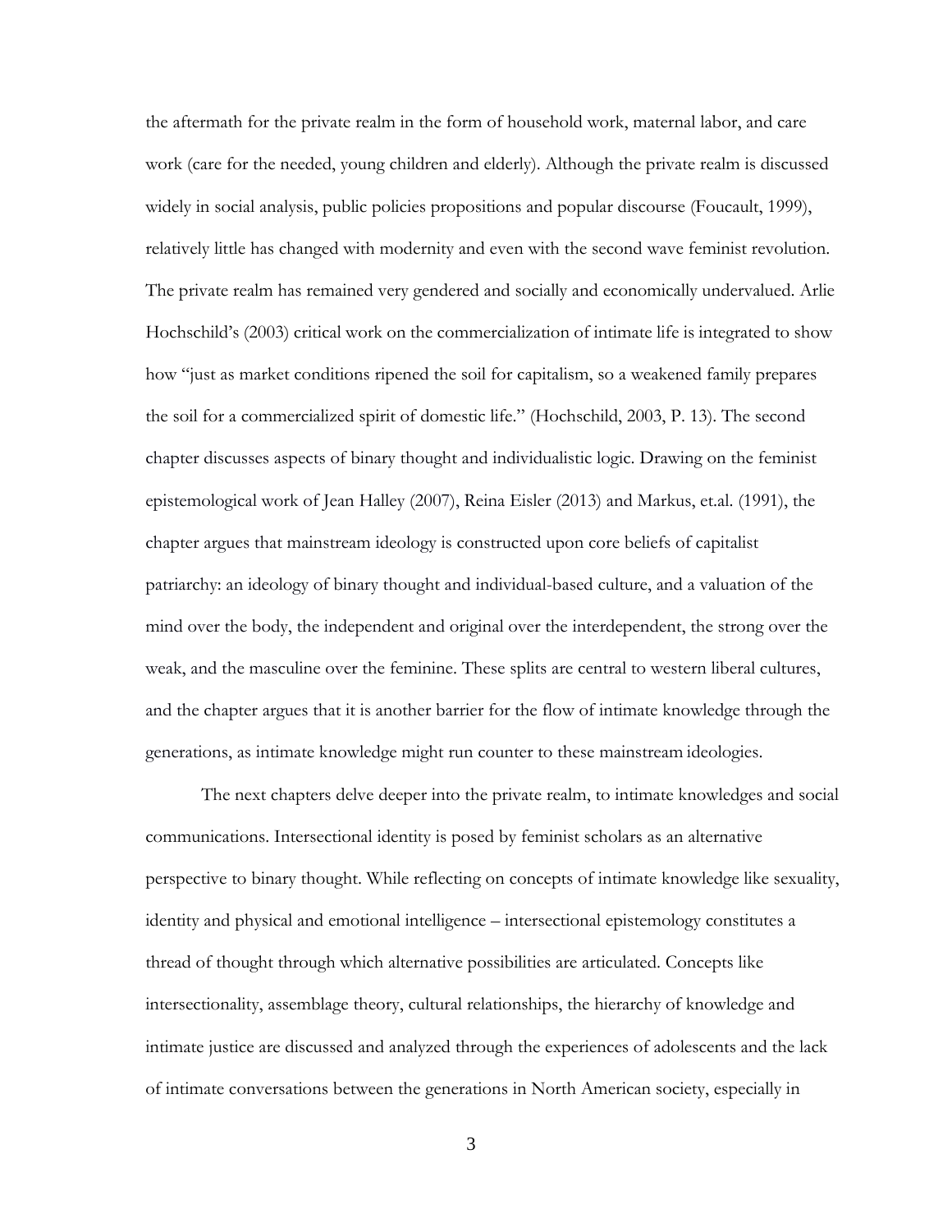the aftermath for the private realm in the form of household work, maternal labor, and care work (care for the needed, young children and elderly). Although the private realm is discussed widely in social analysis, public policies propositions and popular discourse (Foucault, 1999), relatively little has changed with modernity and even with the second wave feminist revolution. The private realm has remained very gendered and socially and economically undervalued. Arlie Hochschild's (2003) critical work on the commercialization of intimate life is integrated to show how "just as market conditions ripened the soil for capitalism, so a weakened family prepares the soil for a commercialized spirit of domestic life." (Hochschild, 2003, P. 13). The second chapter discusses aspects of binary thought and individualistic logic. Drawing on the feminist epistemological work of Jean Halley (2007), Reina Eisler (2013) and Markus, et.al. (1991), the chapter argues that mainstream ideology is constructed upon core beliefs of capitalist patriarchy: an ideology of binary thought and individual-based culture, and a valuation of the mind over the body, the independent and original over the interdependent, the strong over the weak, and the masculine over the feminine. These splits are central to western liberal cultures, and the chapter argues that it is another barrier for the flow of intimate knowledge through the generations, as intimate knowledge might run counter to these mainstream ideologies.

The next chapters delve deeper into the private realm, to intimate knowledges and social communications. Intersectional identity is posed by feminist scholars as an alternative perspective to binary thought. While reflecting on concepts of intimate knowledge like sexuality, identity and physical and emotional intelligence – intersectional epistemology constitutes a thread of thought through which alternative possibilities are articulated. Concepts like intersectionality, assemblage theory, cultural relationships, the hierarchy of knowledge and intimate justice are discussed and analyzed through the experiences of adolescents and the lack of intimate conversations between the generations in North American society, especially in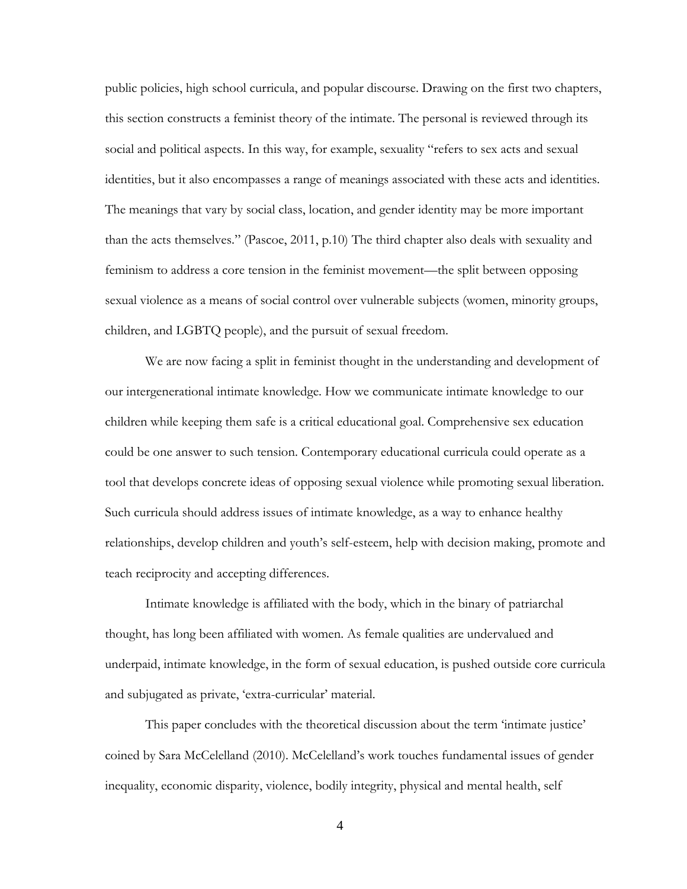public policies, high school curricula, and popular discourse. Drawing on the first two chapters, this section constructs a feminist theory of the intimate. The personal is reviewed through its social and political aspects. In this way, for example, sexuality "refers to sex acts and sexual identities, but it also encompasses a range of meanings associated with these acts and identities. The meanings that vary by social class, location, and gender identity may be more important than the acts themselves." (Pascoe, 2011, p.10) The third chapter also deals with sexuality and feminism to address a core tension in the feminist movement—the split between opposing sexual violence as a means of social control over vulnerable subjects (women, minority groups, children, and LGBTQ people), and the pursuit of sexual freedom.

We are now facing a split in feminist thought in the understanding and development of our intergenerational intimate knowledge. How we communicate intimate knowledge to our children while keeping them safe is a critical educational goal. Comprehensive sex education could be one answer to such tension. Contemporary educational curricula could operate as a tool that develops concrete ideas of opposing sexual violence while promoting sexual liberation. Such curricula should address issues of intimate knowledge, as a way to enhance healthy relationships, develop children and youth's self-esteem, help with decision making, promote and teach reciprocity and accepting differences.

Intimate knowledge is affiliated with the body, which in the binary of patriarchal thought, has long been affiliated with women. As female qualities are undervalued and underpaid, intimate knowledge, in the form of sexual education, is pushed outside core curricula and subjugated as private, 'extra-curricular' material.

This paper concludes with the theoretical discussion about the term 'intimate justice' coined by Sara McCelelland (2010). McCelelland's work touches fundamental issues of gender inequality, economic disparity, violence, bodily integrity, physical and mental health, self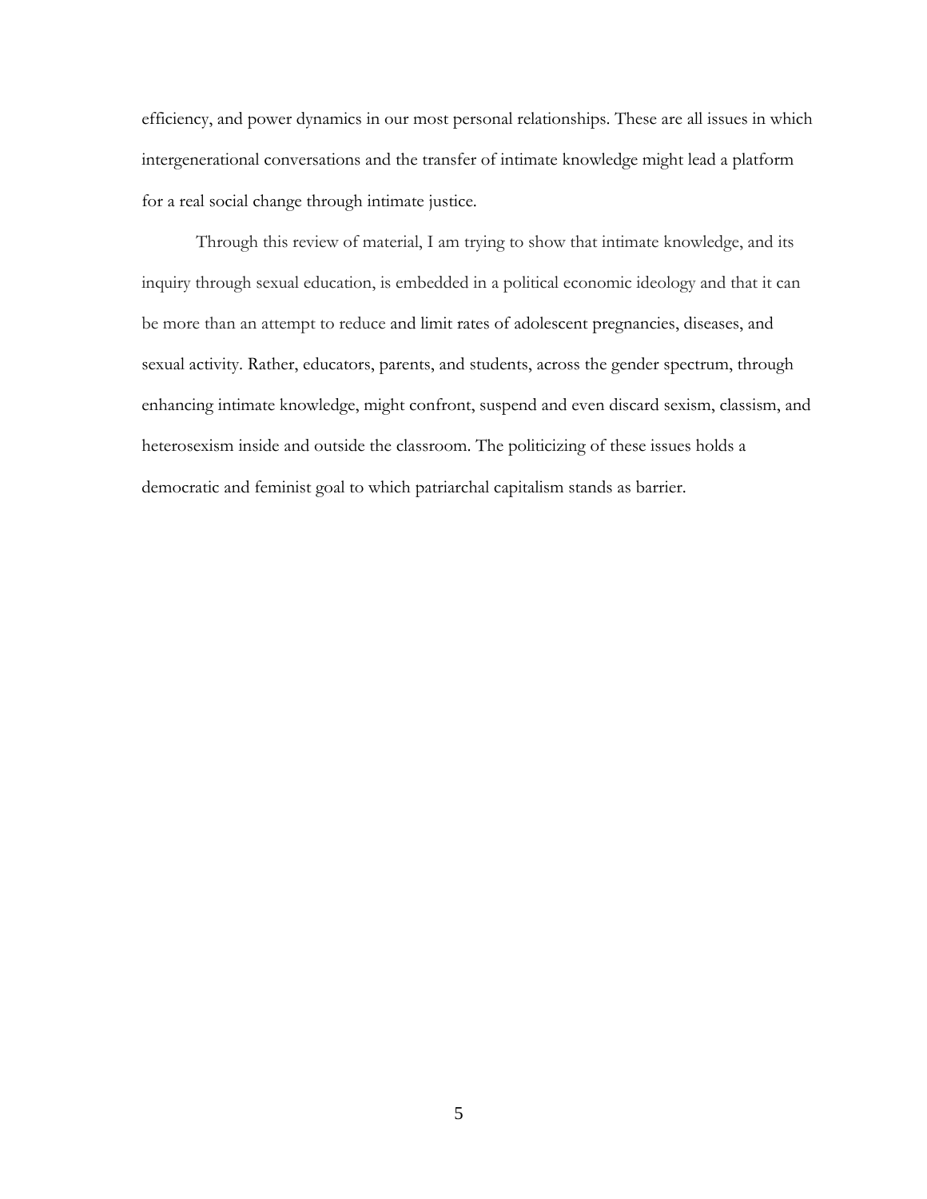efficiency, and power dynamics in our most personal relationships. These are all issues in which intergenerational conversations and the transfer of intimate knowledge might lead a platform for a real social change through intimate justice.

Through this review of material, I am trying to show that intimate knowledge, and its inquiry through sexual education, is embedded in a political economic ideology and that it can be more than an attempt to reduce and limit rates of adolescent pregnancies, diseases, and sexual activity. Rather, educators, parents, and students, across the gender spectrum, through enhancing intimate knowledge, might confront, suspend and even discard sexism, classism, and heterosexism inside and outside the classroom. The politicizing of these issues holds a democratic and feminist goal to which patriarchal capitalism stands as barrier.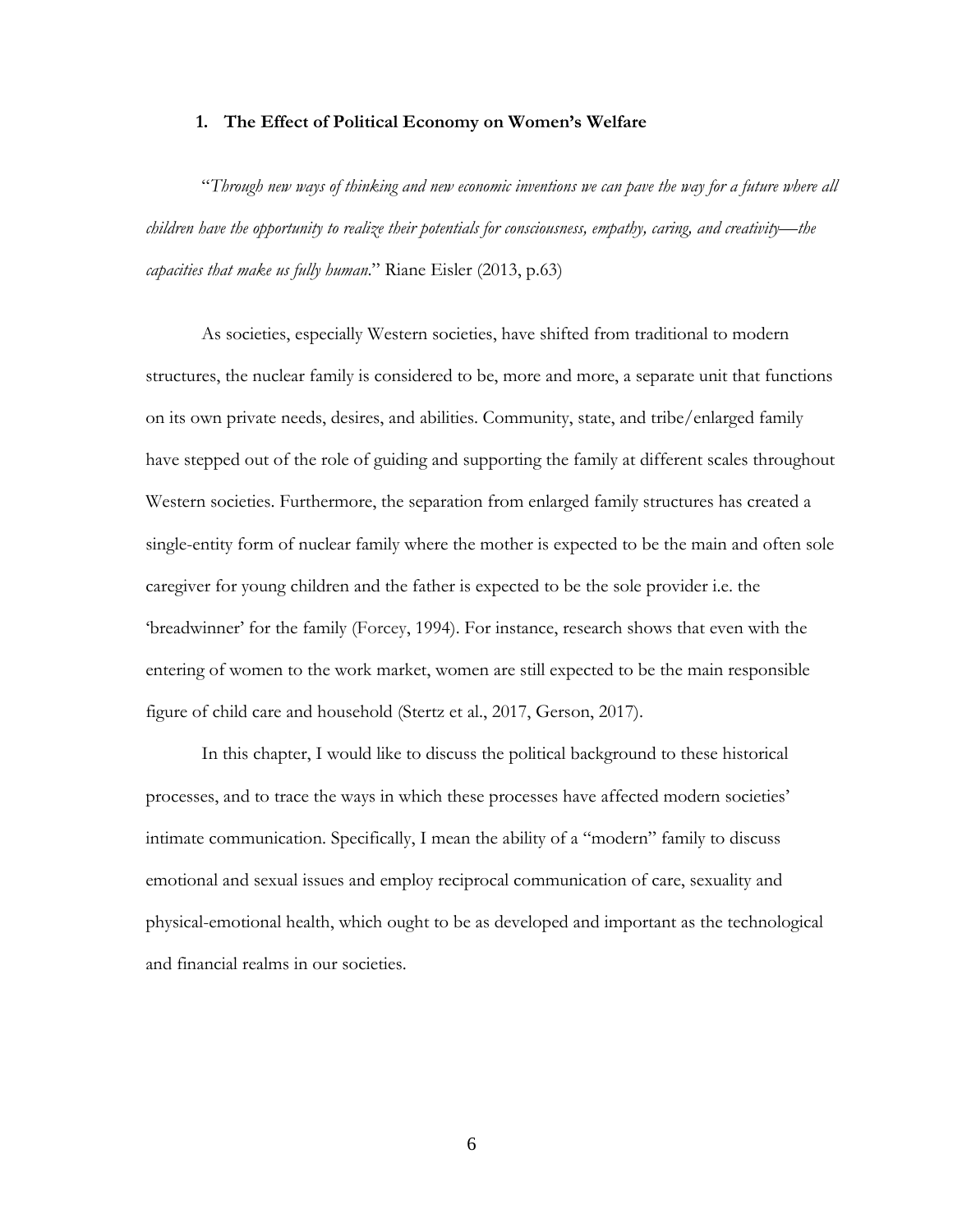## 1. The Effect of Political Economy on Women's Welfare

"*Through new ways of thinking and new economic inventions we can pave the way for a future where all children have the opportunity to realize their potentials for consciousness, empathy, caring, and creativity—the capacities that make us fully human*." Riane Eisler (2013, p.63)

As societies, especially Western societies, have shifted from traditional to modern structures, the nuclear family is considered to be, more and more, a separate unit that functions on its own private needs, desires, and abilities. Community, state, and tribe/enlarged family have stepped out of the role of guiding and supporting the family at different scales throughout Western societies. Furthermore, the separation from enlarged family structures has created a single-entity form of nuclear family where the mother is expected to be the main and often sole caregiver for young children and the father is expected to be the sole provider i.e. the 'breadwinner' for the family (Forcey, 1994). For instance, research shows that even with the entering of women to the work market, women are still expected to be the main responsible figure of child care and household (Stertz et al., 2017, Gerson, 2017).

In this chapter, I would like to discuss the political background to these historical processes, and to trace the ways in which these processes have affected modern societies' intimate communication. Specifically, I mean the ability of a "modern" family to discuss emotional and sexual issues and employ reciprocal communication of care, sexuality and physical-emotional health, which ought to be as developed and important as the technological and financial realms in our societies.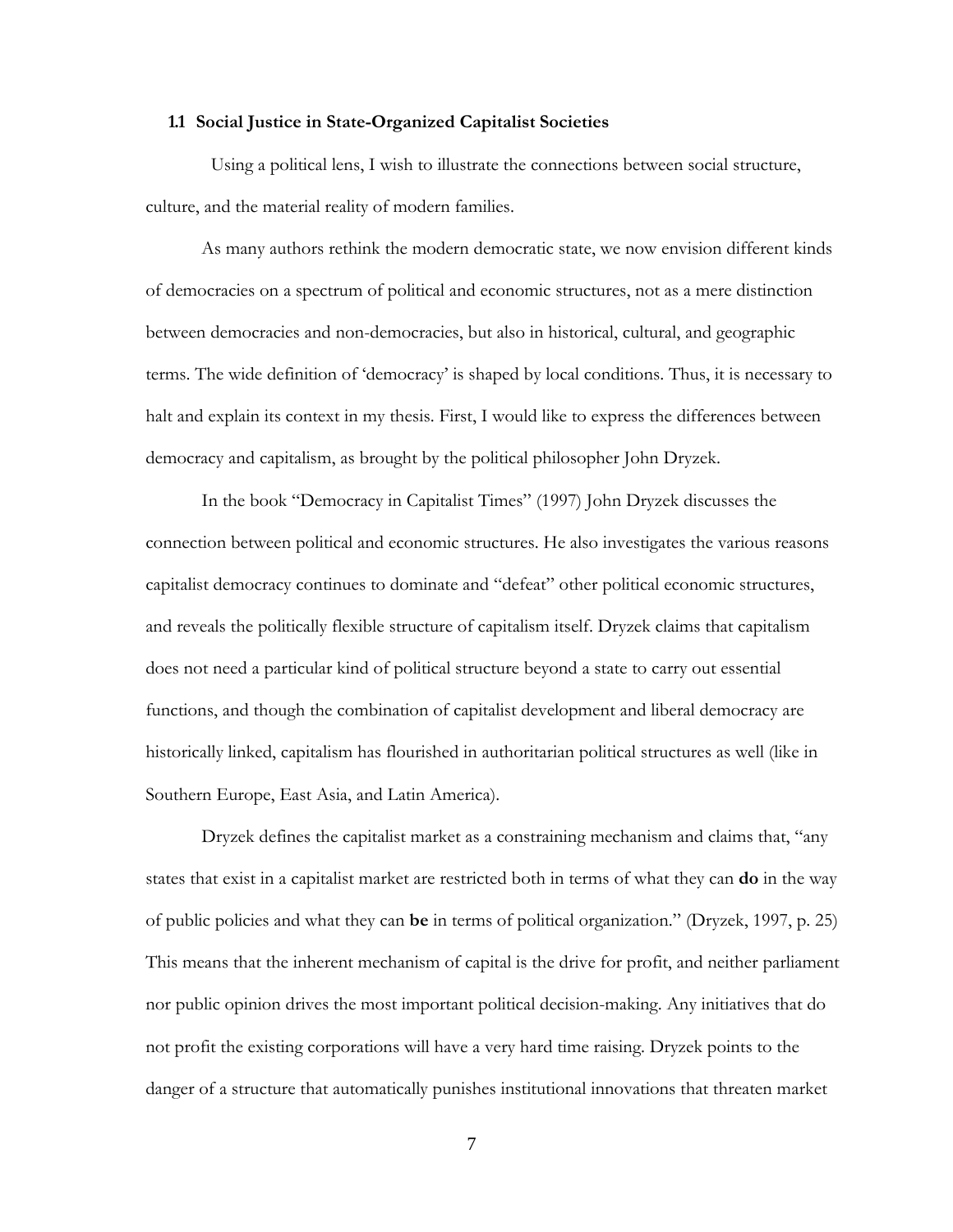### 1.1 Social Justice in State-Organized Capitalist Societies

Using a political lens, I wish to illustrate the connections between social structure, culture, and the material reality of modern families.

As many authors rethink the modern democratic state, we now envision different kinds of democracies on a spectrum of political and economic structures, not as a mere distinction between democracies and non-democracies, but also in historical, cultural, and geographic terms. The wide definition of 'democracy' is shaped by local conditions. Thus, it is necessary to halt and explain its context in my thesis. First, I would like to express the differences between democracy and capitalism, as brought by the political philosopher John Dryzek.

In the book "Democracy in Capitalist Times" (1997) John Dryzek discusses the connection between political and economic structures. He also investigates the various reasons capitalist democracy continues to dominate and "defeat" other political economic structures, and reveals the politically flexible structure of capitalism itself. Dryzek claims that capitalism does not need a particular kind of political structure beyond a state to carry out essential functions, and though the combination of capitalist development and liberal democracy are historically linked, capitalism has flourished in authoritarian political structures as well (like in Southern Europe, East Asia, and Latin America).

Dryzek defines the capitalist market as a constraining mechanism and claims that, "any states that exist in a capitalist market are restricted both in terms of what they can **do** in the way of public policies and what they can **be** in terms of political organization." (Dryzek, 1997, p. 25) This means that the inherent mechanism of capital is the drive for profit, and neither parliament nor public opinion drives the most important political decision-making. Any initiatives that do not profit the existing corporations will have a very hard time raising. Dryzek points to the danger of a structure that automatically punishes institutional innovations that threaten market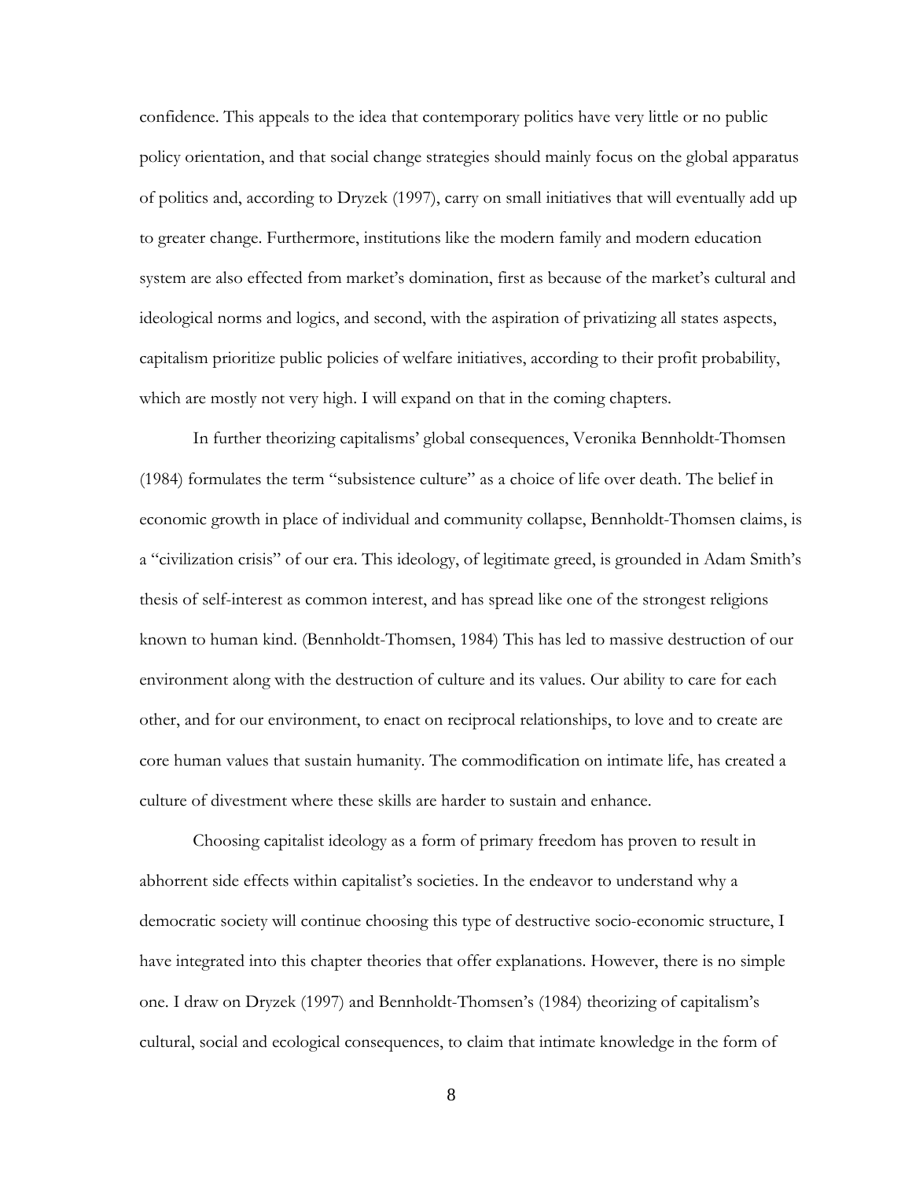confidence. This appeals to the idea that contemporary politics have very little or no public policy orientation, and that social change strategies should mainly focus on the global apparatus of politics and, according to Dryzek (1997), carry on small initiatives that will eventually add up to greater change. Furthermore, institutions like the modern family and modern education system are also effected from market's domination, first as because of the market's cultural and ideological norms and logics, and second, with the aspiration of privatizing all states aspects, capitalism prioritize public policies of welfare initiatives, according to their profit probability, which are mostly not very high. I will expand on that in the coming chapters.

In further theorizing capitalisms' global consequences, Veronika Bennholdt-Thomsen (1984) formulates the term "subsistence culture" as a choice of life over death. The belief in economic growth in place of individual and community collapse, Bennholdt-Thomsen claims, is a "civilization crisis" of our era. This ideology, of legitimate greed, is grounded in Adam Smith's thesis of self-interest as common interest, and has spread like one of the strongest religions known to human kind. (Bennholdt-Thomsen, 1984) This has led to massive destruction of our environment along with the destruction of culture and its values. Our ability to care for each other, and for our environment, to enact on reciprocal relationships, to love and to create are core human values that sustain humanity. The commodification on intimate life, has created a culture of divestment where these skills are harder to sustain and enhance.

Choosing capitalist ideology as a form of primary freedom has proven to result in abhorrent side effects within capitalist's societies. In the endeavor to understand why a democratic society will continue choosing this type of destructive socio-economic structure, I have integrated into this chapter theories that offer explanations. However, there is no simple one. I draw on Dryzek (1997) and Bennholdt-Thomsen's (1984) theorizing of capitalism's cultural, social and ecological consequences, to claim that intimate knowledge in the form of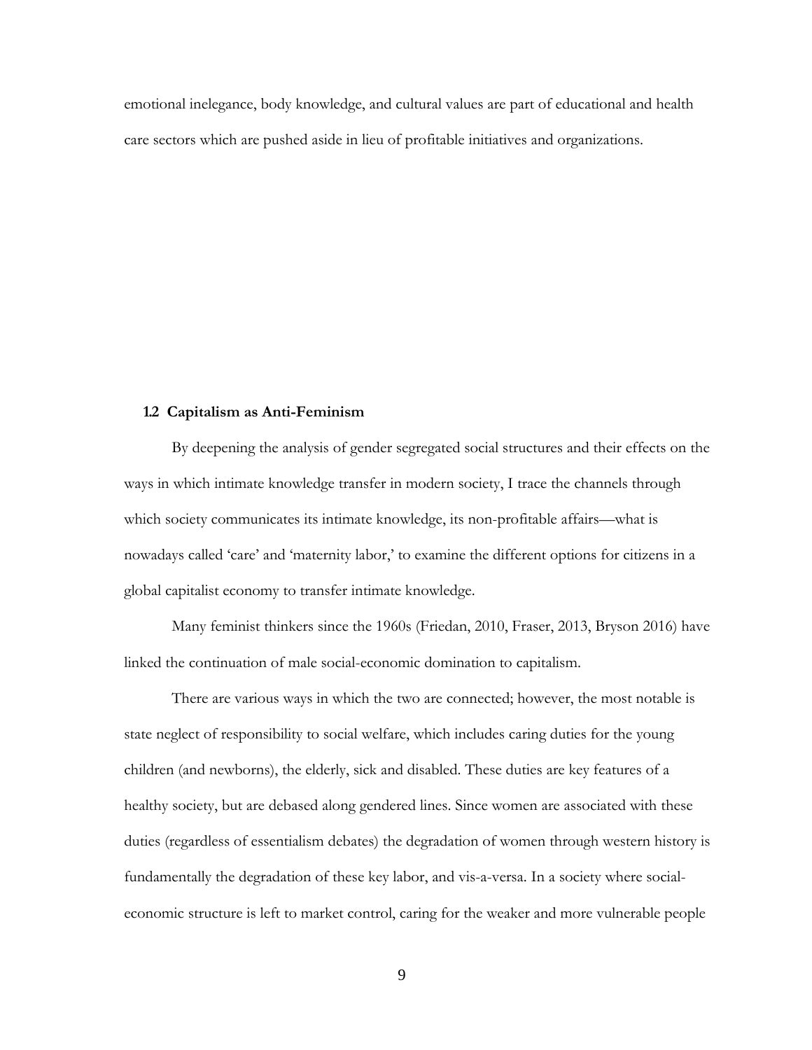emotional inelegance, body knowledge, and cultural values are part of educational and health care sectors which are pushed aside in lieu of profitable initiatives and organizations.

### 1.2 Capitalism as Anti-Feminism

By deepening the analysis of gender segregated social structures and their effects on the ways in which intimate knowledge transfer in modern society, I trace the channels through which society communicates its intimate knowledge, its non-profitable affairs—what is nowadays called 'care' and 'maternity labor,' to examine the different options for citizens in a global capitalist economy to transfer intimate knowledge.

Many feminist thinkers since the 1960s (Friedan, 2010, Fraser, 2013, Bryson 2016) have linked the continuation of male social-economic domination to capitalism.

There are various ways in which the two are connected; however, the most notable is state neglect of responsibility to social welfare, which includes caring duties for the young children (and newborns), the elderly, sick and disabled. These duties are key features of a healthy society, but are debased along gendered lines. Since women are associated with these duties (regardless of essentialism debates) the degradation of women through western history is fundamentally the degradation of these key labor, and vis-a-versa. In a society where social-economic structure is left to market control, caring for the weaker and more vulnerable people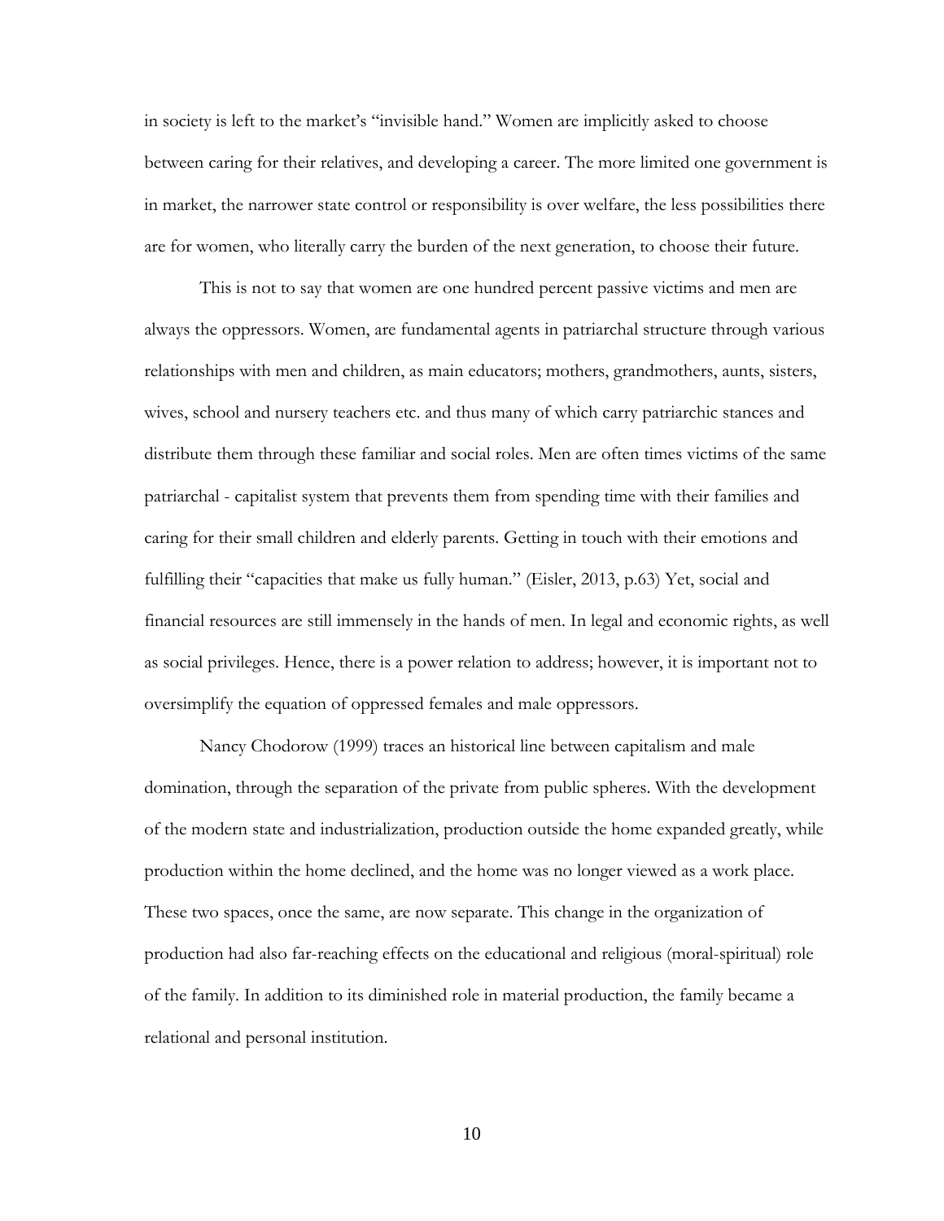in society is left to the market's "invisible hand." Women are implicitly asked to choose between caring for their relatives, and developing a career. The more limited one government is in market, the narrower state control or responsibility is over welfare, the less possibilities there are for women, who literally carry the burden of the next generation, to choose their future.

This is not to say that women are one hundred percent passive victims and men are always the oppressors. Women, are fundamental agents in patriarchal structure through various relationships with men and children, as main educators; mothers, grandmothers, aunts, sisters, wives, school and nursery teachers etc. and thus many of which carry patriarchic stances and distribute them through these familiar and social roles. Men are often times victims of the same patriarchal - capitalist system that prevents them from spending time with their families and caring for their small children and elderly parents. Getting in touch with their emotions and fulfilling their "capacities that make us fully human." (Eisler, 2013, p.63) Yet, social and financial resources are still immensely in the hands of men. In legal and economic rights, as well as social privileges. Hence, there is a power relation to address; however, it is important not to oversimplify the equation of oppressed females and male oppressors.

Nancy Chodorow (1999) traces an historical line between capitalism and male domination, through the separation of the private from public spheres. With the development of the modern state and industrialization, production outside the home expanded greatly, while production within the home declined, and the home was no longer viewed as a work place. These two spaces, once the same, are now separate. This change in the organization of production had also far-reaching effects on the educational and religious (moral-spiritual) role of the family. In addition to its diminished role in material production, the family became a relational and personal institution.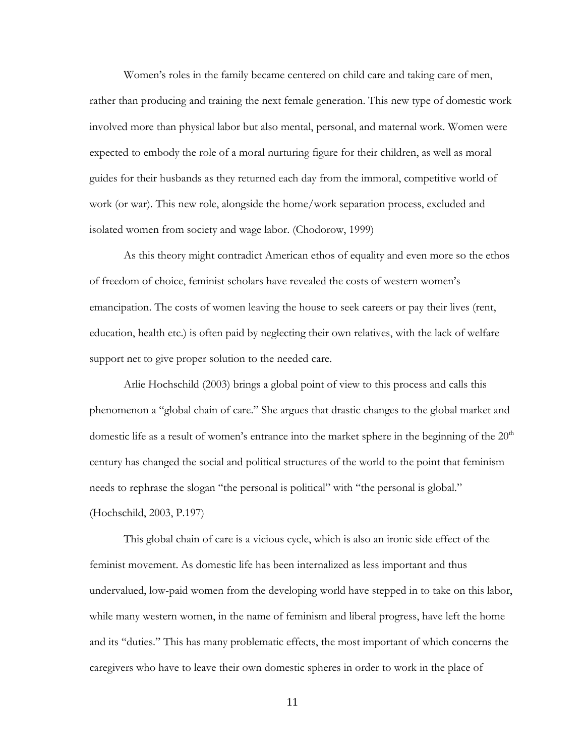Women's roles in the family became centered on child care and taking care of men, rather than producing and training the next female generation. This new type of domestic work involved more than physical labor but also mental, personal, and maternal work. Women were expected to embody the role of a moral nurturing figure for their children, as well as moral guides for their husbands as they returned each day from the immoral, competitive world of work (or war). This new role, alongside the home/work separation process, excluded and isolated women from society and wage labor. (Chodorow, 1999)

As this theory might contradict American ethos of equality and even more so the ethos of freedom of choice, feminist scholars have revealed the costs of western women's emancipation. The costs of women leaving the house to seek careers or pay their lives (rent, education, health etc.) is often paid by neglecting their own relatives, with the lack of welfare support net to give proper solution to the needed care.

Arlie Hochschild (2003) brings a global point of view to this process and calls this phenomenon a "global chain of care." She argues that drastic changes to the global market and domestic life as a result of women's entrance into the market sphere in the beginning of the 20th century has changed the social and political structures of the world to the point that feminism needs to rephrase the slogan "the personal is political" with "the personal is global." (Hochschild, 2003, P.197)

This global chain of care is a vicious cycle, which is also an ironic side effect of the feminist movement. As domestic life has been internalized as less important and thus undervalued, low-paid women from the developing world have stepped in to take on this labor, while many western women, in the name of feminism and liberal progress, have left the home and its "duties." This has many problematic effects, the most important of which concerns the caregivers who have to leave their own domestic spheres in order to work in the place of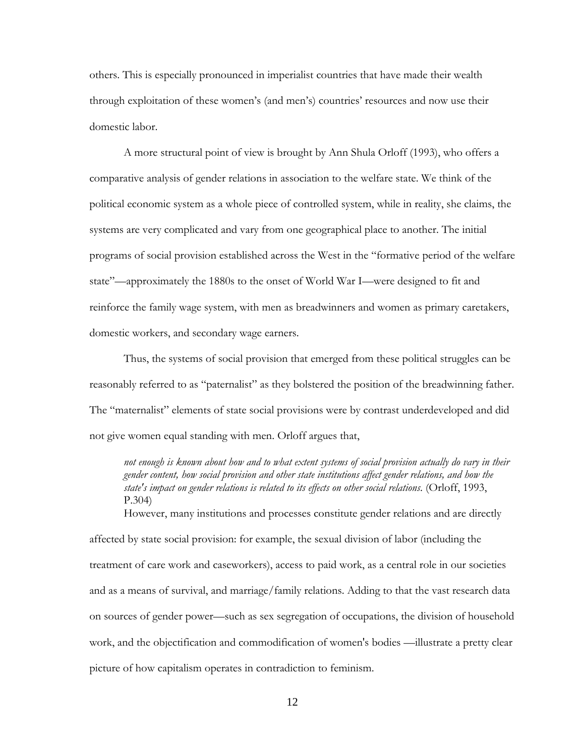others. This is especially pronounced in imperialist countries that have made their wealth through exploitation of these women's (and men's) countries' resources and now use their domestic labor.

A more structural point of view is brought by Ann Shula Orloff (1993), who offers a comparative analysis of gender relations in association to the welfare state. We think of the political economic system as a whole piece of controlled system, while in reality, she claims, the systems are very complicated and vary from one geographical place to another. The initial programs of social provision established across the West in the "formative period of the welfare state"—approximately the 1880s to the onset of World War I—were designed to fit and reinforce the family wage system, with men as breadwinners and women as primary caretakers, domestic workers, and secondary wage earners.

Thus, the systems of social provision that emerged from these political struggles can be reasonably referred to as "paternalist" as they bolstered the position of the breadwinning father. The "maternalist" elements of state social provisions were by contrast underdeveloped and did not give women equal standing with men. Orloff argues that,

> *not enough is known about how and to what extent systems of social provision actually do vary in their gender content, how social provision and other state institutions affect gender relations, and how the state's impact on gender relations is related to its effects on other social relations.* (Orloff, 1993, P.304)

However, many institutions and processes constitute gender relations and are directly affected by state social provision: for example, the sexual division of labor (including the treatment of care work and caseworkers), access to paid work, as a central role in our societies and as a means of survival, and marriage/family relations. Adding to that the vast research data on sources of gender power—such as sex segregation of occupations, the division of household work, and the objectification and commodification of women's bodies —illustrate a pretty clear picture of how capitalism operates in contradiction to feminism.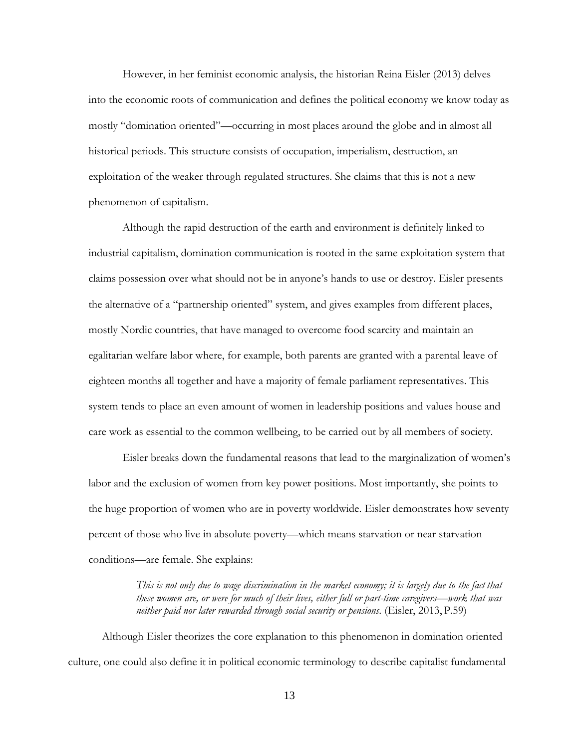However, in her feminist economic analysis, the historian Reina Eisler (2013) delves into the economic roots of communication and defines the political economy we know today as mostly "domination oriented"—occurring in most places around the globe and in almost all historical periods. This structure consists of occupation, imperialism, destruction, an exploitation of the weaker through regulated structures. She claims that this is not a new phenomenon of capitalism.

Although the rapid destruction of the earth and environment is definitely linked to industrial capitalism, domination communication is rooted in the same exploitation system that claims possession over what should not be in anyone's hands to use or destroy. Eisler presents the alternative of a "partnership oriented" system, and gives examples from different places, mostly Nordic countries, that have managed to overcome food scarcity and maintain an egalitarian welfare labor where, for example, both parents are granted with a parental leave of eighteen months all together and have a majority of female parliament representatives. This system tends to place an even amount of women in leadership positions and values house and care work as essential to the common wellbeing, to be carried out by all members of society.

Eisler breaks down the fundamental reasons that lead to the marginalization of women's labor and the exclusion of women from key power positions. Most importantly, she points to the huge proportion of women who are in poverty worldwide. Eisler demonstrates how seventy percent of those who live in absolute poverty—which means starvation or near starvation conditions—are female. She explains:

> *This is not only due to wage discrimination in the market economy; it is largely due to the fact that these women are, or were for much of their lives, either full or part-time caregivers—work that was neither paid nor later rewarded through social security or pensions.* (Eisler, 2013, P.59)

Although Eisler theorizes the core explanation to this phenomenon in domination oriented culture, one could also define it in political economic terminology to describe capitalist fundamental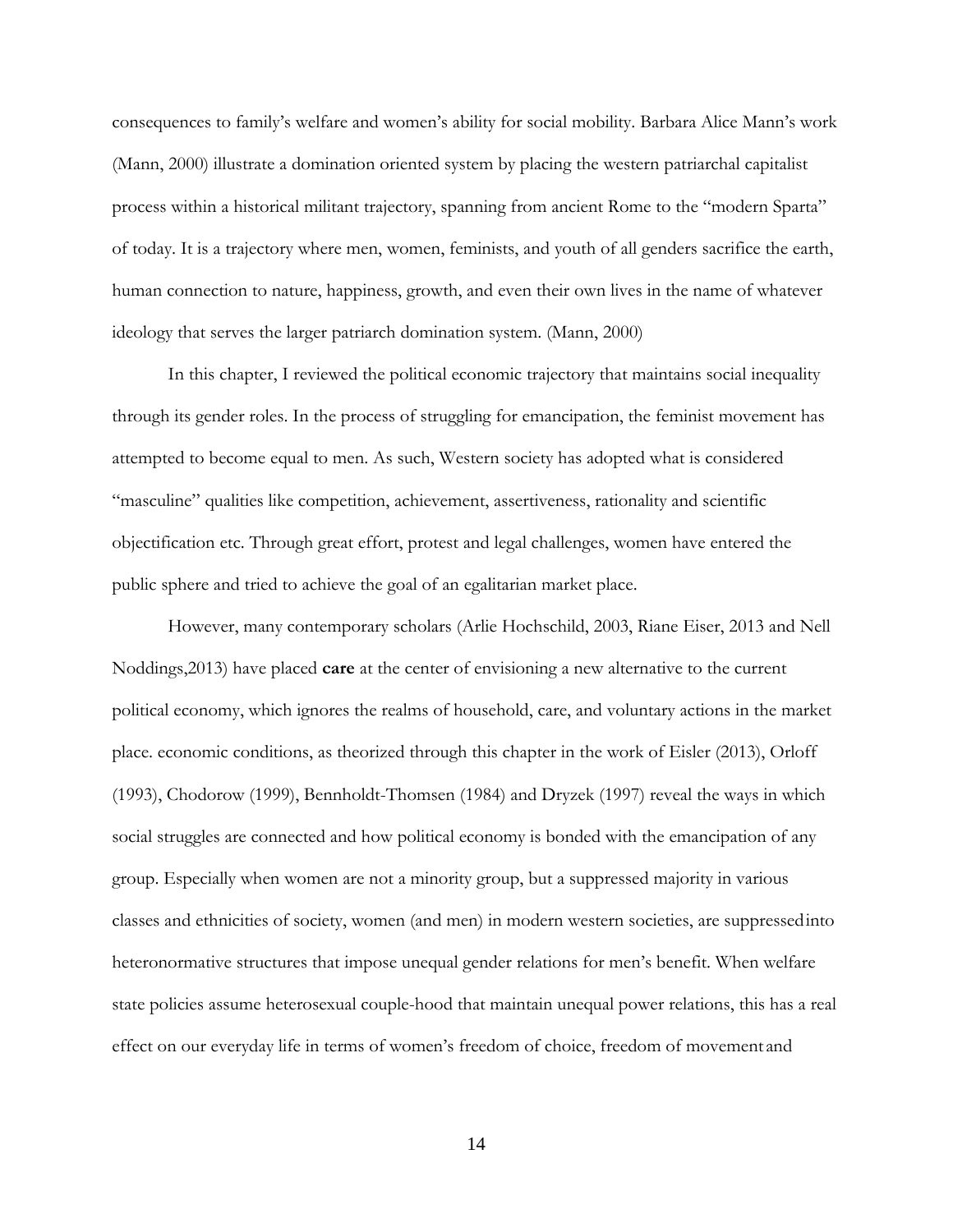consequences to family's welfare and women's ability for social mobility. Barbara Alice Mann's work (Mann, 2000) illustrate a domination oriented system by placing the western patriarchal capitalist process within a historical militant trajectory, spanning from ancient Rome to the "modern Sparta" of today. It is a trajectory where men, women, feminists, and youth of all genders sacrifice the earth, human connection to nature, happiness, growth, and even their own lives in the name of whatever ideology that serves the larger patriarch domination system. (Mann, 2000)

In this chapter, I reviewed the political economic trajectory that maintains social inequality through its gender roles. In the process of struggling for emancipation, the feminist movement has attempted to become equal to men. As such, Western society has adopted what is considered "masculine" qualities like competition, achievement, assertiveness, rationality and scientific objectification etc. Through great effort, protest and legal challenges, women have entered the public sphere and tried to achieve the goal of an egalitarian market place.

However, many contemporary scholars (Arlie Hochschild, 2003, Riane Eiser, 2013 and Nell Noddings,2013) have placed **care** at the center of envisioning a new alternative to the current political economy, which ignores the realms of household, care, and voluntary actions in the market place. economic conditions, as theorized through this chapter in the work of Eisler (2013), Orloff (1993), Chodorow (1999), Bennholdt-Thomsen (1984) and Dryzek (1997) reveal the ways in which social struggles are connected and how political economy is bonded with the emancipation of any group. Especially when women are not a minority group, but a suppressed majority in various classes and ethnicities of society, women (and men) in modern western societies, are suppressed into heteronormative structures that impose unequal gender relations for men's benefit. When welfare state policies assume heterosexual couple-hood that maintain unequal power relations, this has a real effect on our everyday life in terms of women's freedom of choice, freedom of movement and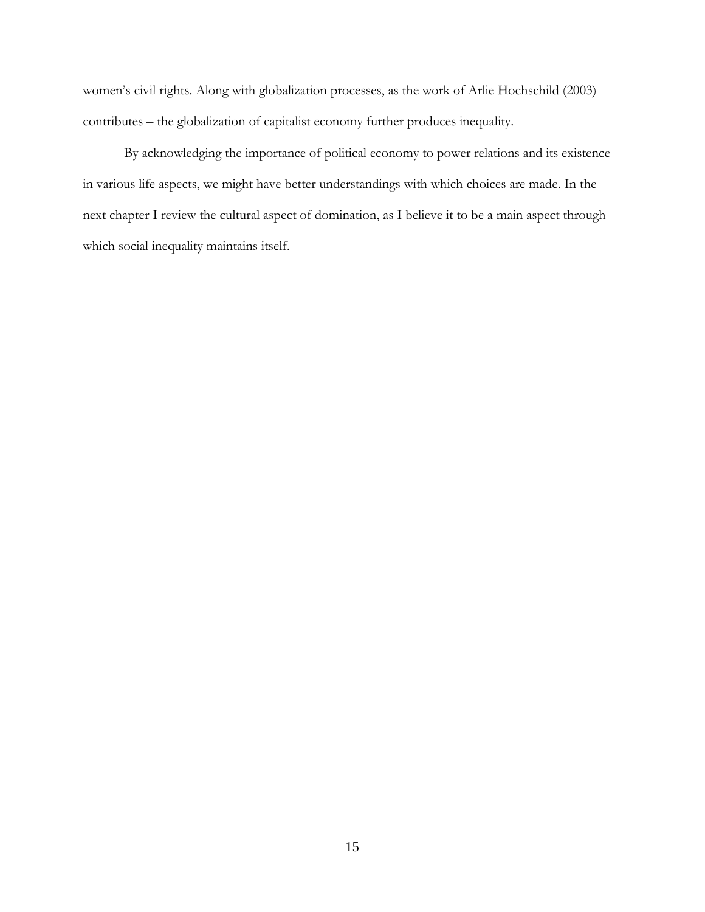women's civil rights. Along with globalization processes, as the work of Arlie Hochschild (2003) contributes – the globalization of capitalist economy further produces inequality.

By acknowledging the importance of political economy to power relations and its existence in various life aspects, we might have better understandings with which choices are made. In the next chapter I review the cultural aspect of domination, as I believe it to be a main aspect through which social inequality maintains itself.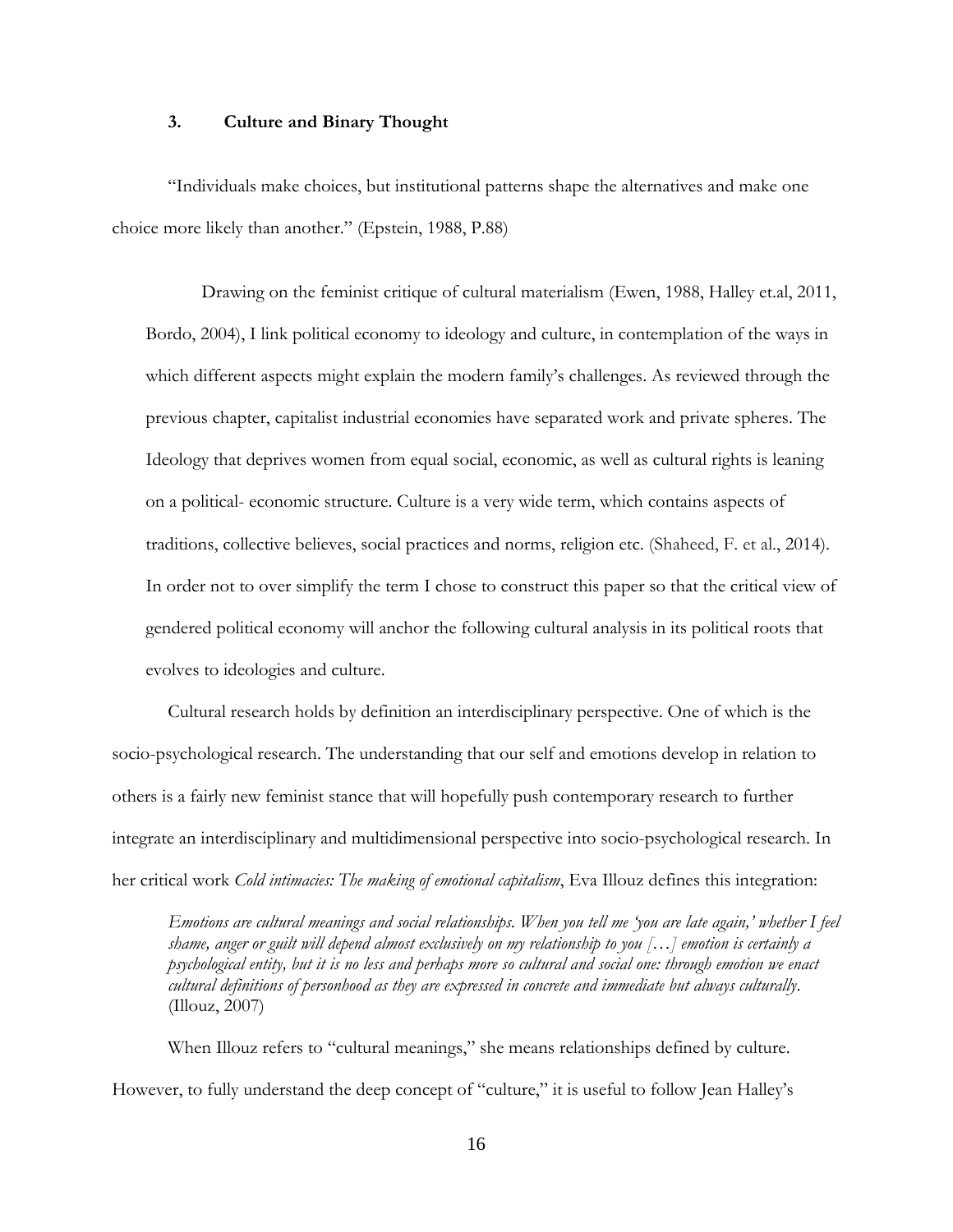### 3. Culture and Binary Thought

"Individuals make choices, but institutional patterns shape the alternatives and make one choice more likely than another." (Epstein, 1988, P.88)

Drawing on the feminist critique of cultural materialism (Ewen, 1988, Halley et.al, 2011, Bordo, 2004), I link political economy to ideology and culture, in contemplation of the ways in which different aspects might explain the modern family's challenges. As reviewed through the previous chapter, capitalist industrial economies have separated work and private spheres. The Ideology that deprives women from equal social, economic, as well as cultural rights is leaning on a political- economic structure. Culture is a very wide term, which contains aspects of traditions, collective believes, social practices and norms, religion etc. (Shaheed, F. et al., 2014). In order not to over simplify the term I chose to construct this paper so that the critical view of gendered political economy will anchor the following cultural analysis in its political roots that evolves to ideologies and culture.

Cultural research holds by definition an interdisciplinary perspective. One of which is the socio-psychological research. The understanding that our self and emotions develop in relation to others is a fairly new feminist stance that will hopefully push contemporary research to further integrate an interdisciplinary and multidimensional perspective into socio-psychological research. In her critical work *Cold intimacies: The making of emotional capitalism*, Eva Illouz defines this integration:

> *Emotions are cultural meanings and social relationships. When you tell me 'you are late again,' whether I feel shame, anger or guilt will depend almost exclusively on my relationship to you […] emotion is certainly a psychological entity, but it is no less and perhaps more so cultural and social one: through emotion we enact cultural definitions of personhood as they are expressed in concrete and immediate but always culturally.* (Illouz, 2007)

When Illouz refers to "cultural meanings," she means relationships defined by culture. However, to fully understand the deep concept of "culture," it is useful to follow Jean Halley's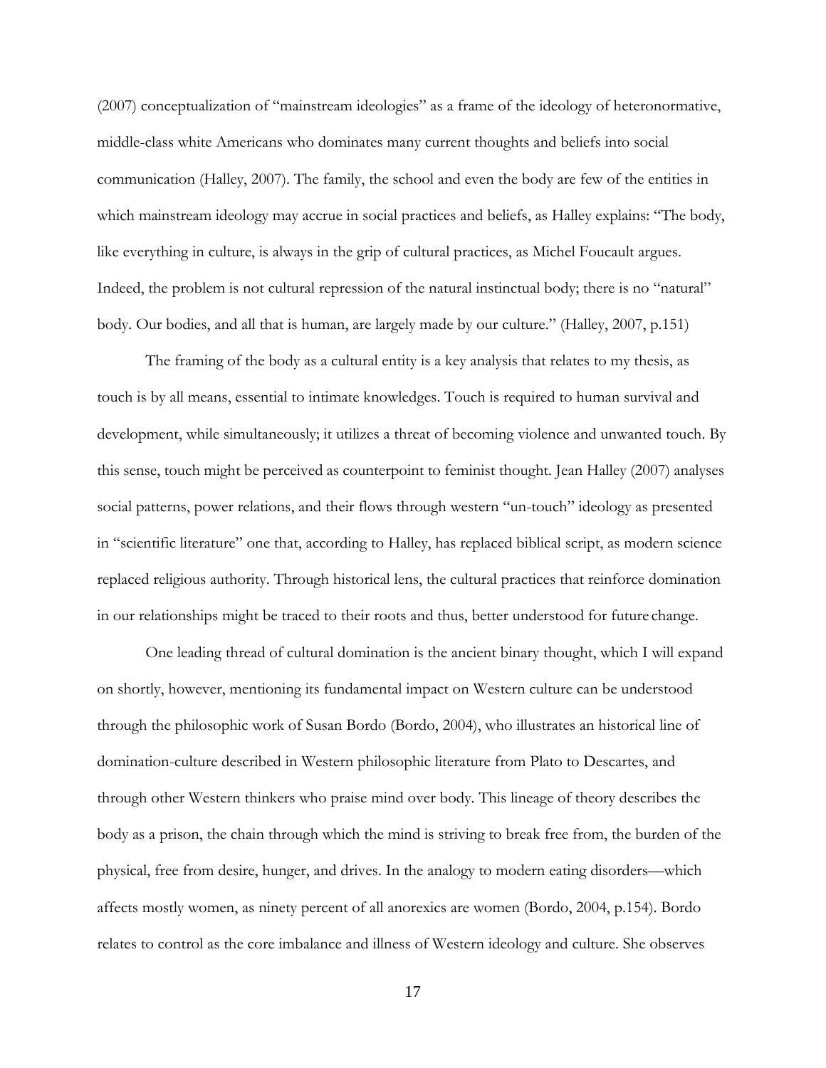(2007) conceptualization of "mainstream ideologies" as a frame of the ideology of heteronormative, middle-class white Americans who dominates many current thoughts and beliefs into social communication (Halley, 2007). The family, the school and even the body are few of the entities in which mainstream ideology may accrue in social practices and beliefs, as Halley explains: "The body, like everything in culture, is always in the grip of cultural practices, as Michel Foucault argues. Indeed, the problem is not cultural repression of the natural instinctual body; there is no "natural" body. Our bodies, and all that is human, are largely made by our culture." (Halley, 2007, p.151)

The framing of the body as a cultural entity is a key analysis that relates to my thesis, as touch is by all means, essential to intimate knowledges. Touch is required to human survival and development, while simultaneously; it utilizes a threat of becoming violence and unwanted touch. By this sense, touch might be perceived as counterpoint to feminist thought. Jean Halley (2007) analyses social patterns, power relations, and their flows through western "un-touch" ideology as presented in "scientific literature" one that, according to Halley, has replaced biblical script, as modern science replaced religious authority. Through historical lens, the cultural practices that reinforce domination in our relationships might be traced to their roots and thus, better understood for future change.

One leading thread of cultural domination is the ancient binary thought, which I will expand on shortly, however, mentioning its fundamental impact on Western culture can be understood through the philosophic work of Susan Bordo (Bordo, 2004), who illustrates an historical line of domination-culture described in Western philosophic literature from Plato to Descartes, and through other Western thinkers who praise mind over body. This lineage of theory describes the body as a prison, the chain through which the mind is striving to break free from, the burden of the physical, free from desire, hunger, and drives. In the analogy to modern eating disorders—which affects mostly women, as ninety percent of all anorexics are women (Bordo, 2004, p.154). Bordo relates to control as the core imbalance and illness of Western ideology and culture. She observes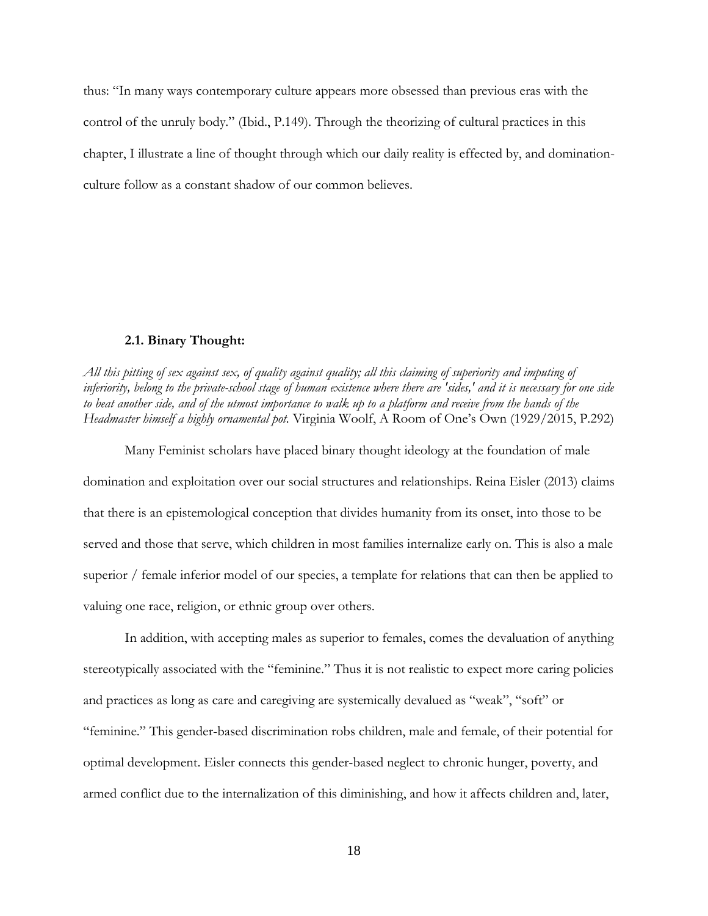thus: "In many ways contemporary culture appears more obsessed than previous eras with the control of the unruly body." (Ibid., P.149). Through the theorizing of cultural practices in this chapter, I illustrate a line of thought through which our daily reality is effected by, and domination-culture follow as a constant shadow of our common believes.

### 2.1. Binary Thought:

*All this pitting of sex against sex, of quality against quality; all this claiming of superiority and imputing of inferiority, belong to the private-school stage of human existence where there are 'sides,' and it is necessary for one side to beat another side, and of the utmost importance to walk up to a platform and receive from the hands of the Headmaster himself a highly ornamental pot.* Virginia Woolf, A Room of One's Own (1929/2015, P.292)

Many Feminist scholars have placed binary thought ideology at the foundation of male domination and exploitation over our social structures and relationships. Reina Eisler (2013) claims that there is an epistemological conception that divides humanity from its onset, into those to be served and those that serve, which children in most families internalize early on. This is also a male superior / female inferior model of our species, a template for relations that can then be applied to valuing one race, religion, or ethnic group over others.

In addition, with accepting males as superior to females, comes the devaluation of anything stereotypically associated with the "feminine." Thus it is not realistic to expect more caring policies and practices as long as care and caregiving are systemically devalued as "weak", "soft" or "feminine." This gender-based discrimination robs children, male and female, of their potential for optimal development. Eisler connects this gender-based neglect to chronic hunger, poverty, and armed conflict due to the internalization of this diminishing, and how it affects children and, later,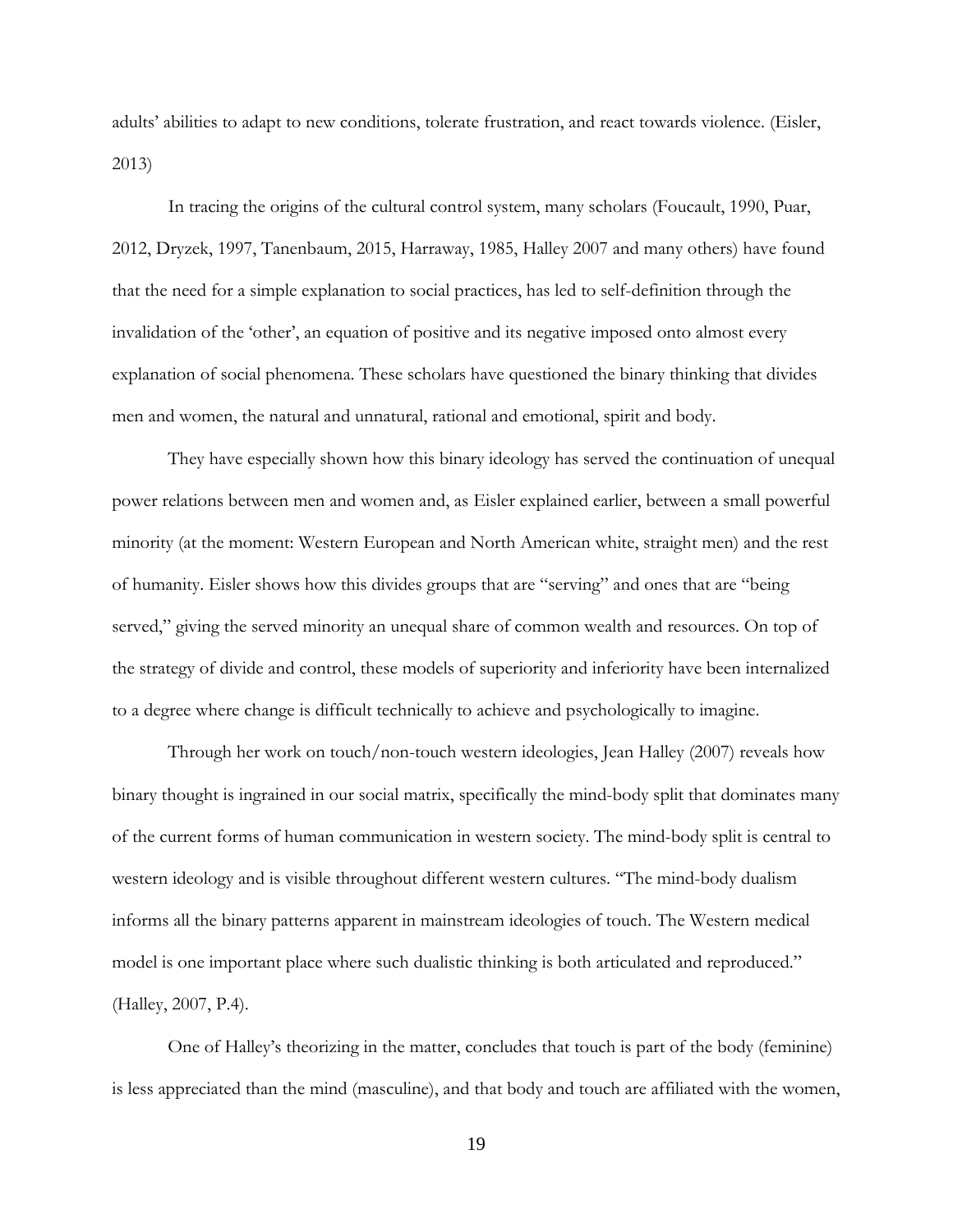adults' abilities to adapt to new conditions, tolerate frustration, and react towards violence. (Eisler, 2013)

In tracing the origins of the cultural control system, many scholars (Foucault, 1990, Puar, 2012, Dryzek, 1997, Tanenbaum, 2015, Harraway, 1985, Halley 2007 and many others) have found that the need for a simple explanation to social practices, has led to self-definition through the invalidation of the 'other', an equation of positive and its negative imposed onto almost every explanation of social phenomena. These scholars have questioned the binary thinking that divides men and women, the natural and unnatural, rational and emotional, spirit and body.

They have especially shown how this binary ideology has served the continuation of unequal power relations between men and women and, as Eisler explained earlier, between a small powerful minority (at the moment: Western European and North American white, straight men) and the rest of humanity. Eisler shows how this divides groups that are "serving" and ones that are "being served," giving the served minority an unequal share of common wealth and resources. On top of the strategy of divide and control, these models of superiority and inferiority have been internalized to a degree where change is difficult technically to achieve and psychologically to imagine.

Through her work on touch/non-touch western ideologies, Jean Halley (2007) reveals how binary thought is ingrained in our social matrix, specifically the mind-body split that dominates many of the current forms of human communication in western society. The mind-body split is central to western ideology and is visible throughout different western cultures. "The mind-body dualism informs all the binary patterns apparent in mainstream ideologies of touch. The Western medical model is one important place where such dualistic thinking is both articulated and reproduced." (Halley, 2007, P.4).

One of Halley's theorizing in the matter, concludes that touch is part of the body (feminine) is less appreciated than the mind (masculine), and that body and touch are affiliated with the women,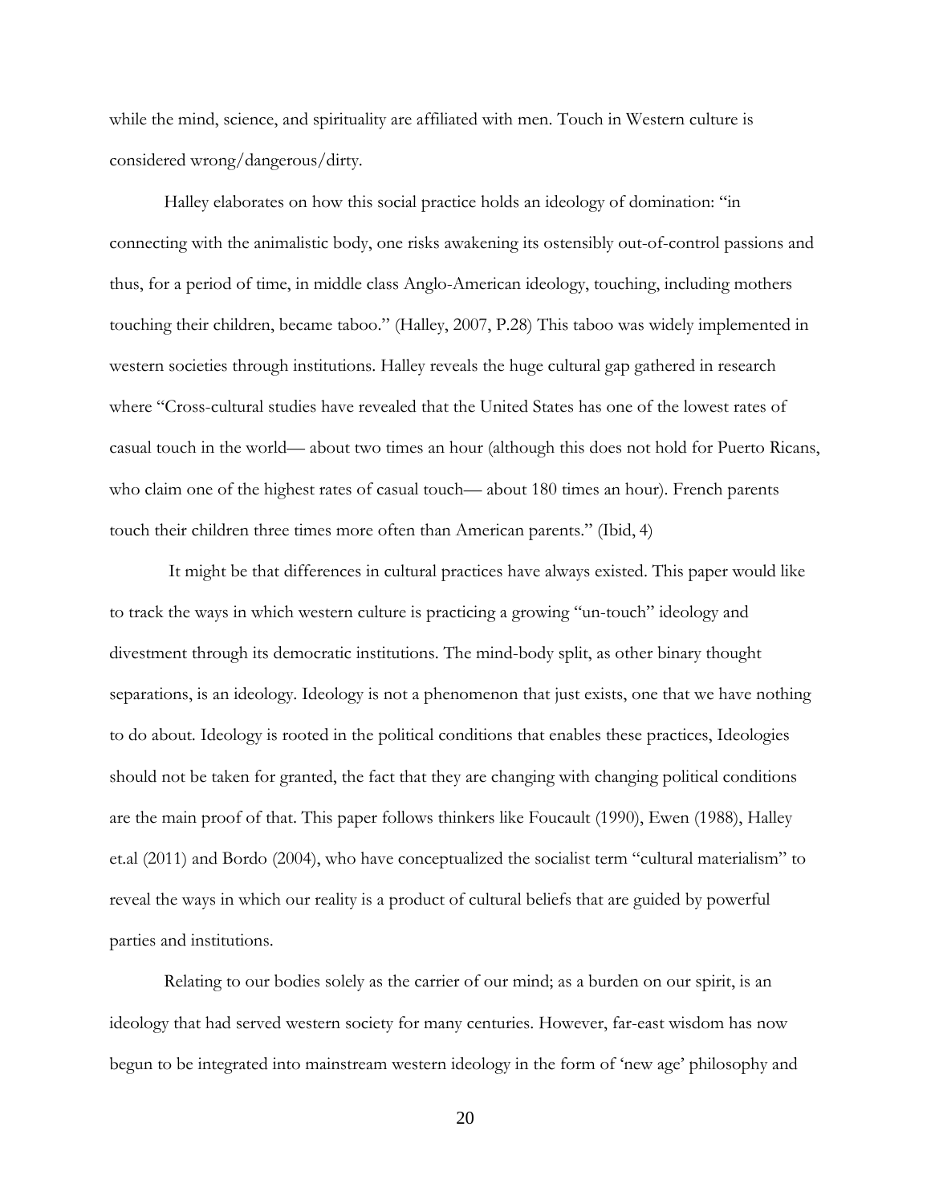while the mind, science, and spirituality are affiliated with men. Touch in Western culture is considered wrong/dangerous/dirty.

Halley elaborates on how this social practice holds an ideology of domination: "in connecting with the animalistic body, one risks awakening its ostensibly out-of-control passions and thus, for a period of time, in middle class Anglo-American ideology, touching, including mothers touching their children, became taboo." (Halley, 2007, P.28) This taboo was widely implemented in western societies through institutions. Halley reveals the huge cultural gap gathered in research where "Cross-cultural studies have revealed that the United States has one of the lowest rates of casual touch in the world— about two times an hour (although this does not hold for Puerto Ricans, who claim one of the highest rates of casual touch— about 180 times an hour). French parents touch their children three times more often than American parents." (Ibid, 4)

It might be that differences in cultural practices have always existed. This paper would like to track the ways in which western culture is practicing a growing "un-touch" ideology and divestment through its democratic institutions. The mind-body split, as other binary thought separations, is an ideology. Ideology is not a phenomenon that just exists, one that we have nothing to do about. Ideology is rooted in the political conditions that enables these practices, Ideologies should not be taken for granted, the fact that they are changing with changing political conditions are the main proof of that. This paper follows thinkers like Foucault (1990), Ewen (1988), Halley et.al (2011) and Bordo (2004), who have conceptualized the socialist term "cultural materialism" to reveal the ways in which our reality is a product of cultural beliefs that are guided by powerful parties and institutions.

Relating to our bodies solely as the carrier of our mind; as a burden on our spirit, is an ideology that had served western society for many centuries. However, far-east wisdom has now begun to be integrated into mainstream western ideology in the form of 'new age' philosophy and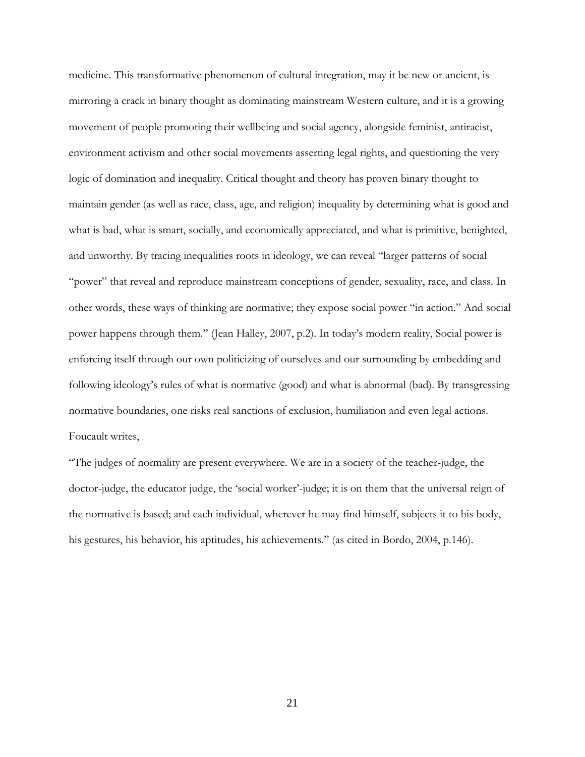medicine. This transformative phenomenon of cultural integration, may it be new or ancient, is mirroring a crack in binary thought as dominating mainstream Western culture, and it is a growing movement of people promoting their wellbeing and social agency, alongside feminist, antiracist, environment activism and other social movements asserting legal rights, and questioning the very logic of domination and inequality. Critical thought and theory has proven binary thought to maintain gender (as well as race, class, age, and religion) inequality by determining what is good and what is bad, what is smart, socially, and economically appreciated, and what is primitive, benighted, and unworthy. By tracing inequalities roots in ideology, we can reveal "larger patterns of social "power" that reveal and reproduce mainstream conceptions of gender, sexuality, race, and class. In other words, these ways of thinking are normative; they expose social power "in action." And social power happens through them." (Jean Halley, 2007, p.2). In today's modern reality, Social power is enforcing itself through our own politicizing of ourselves and our surrounding by embedding and following ideology's rules of what is normative (good) and what is abnormal (bad). By transgressing normative boundaries, one risks real sanctions of exclusion, humiliation and even legal actions. Foucault writes,

"The judges of normality are present everywhere. We are in a society of the teacher-judge, the doctor-judge, the educator judge, the 'social worker'-judge; it is on them that the universal reign of the normative is based; and each individual, wherever he may find himself, subjects it to his body, his gestures, his behavior, his aptitudes, his achievements." (as cited in Bordo, 2004, p.146).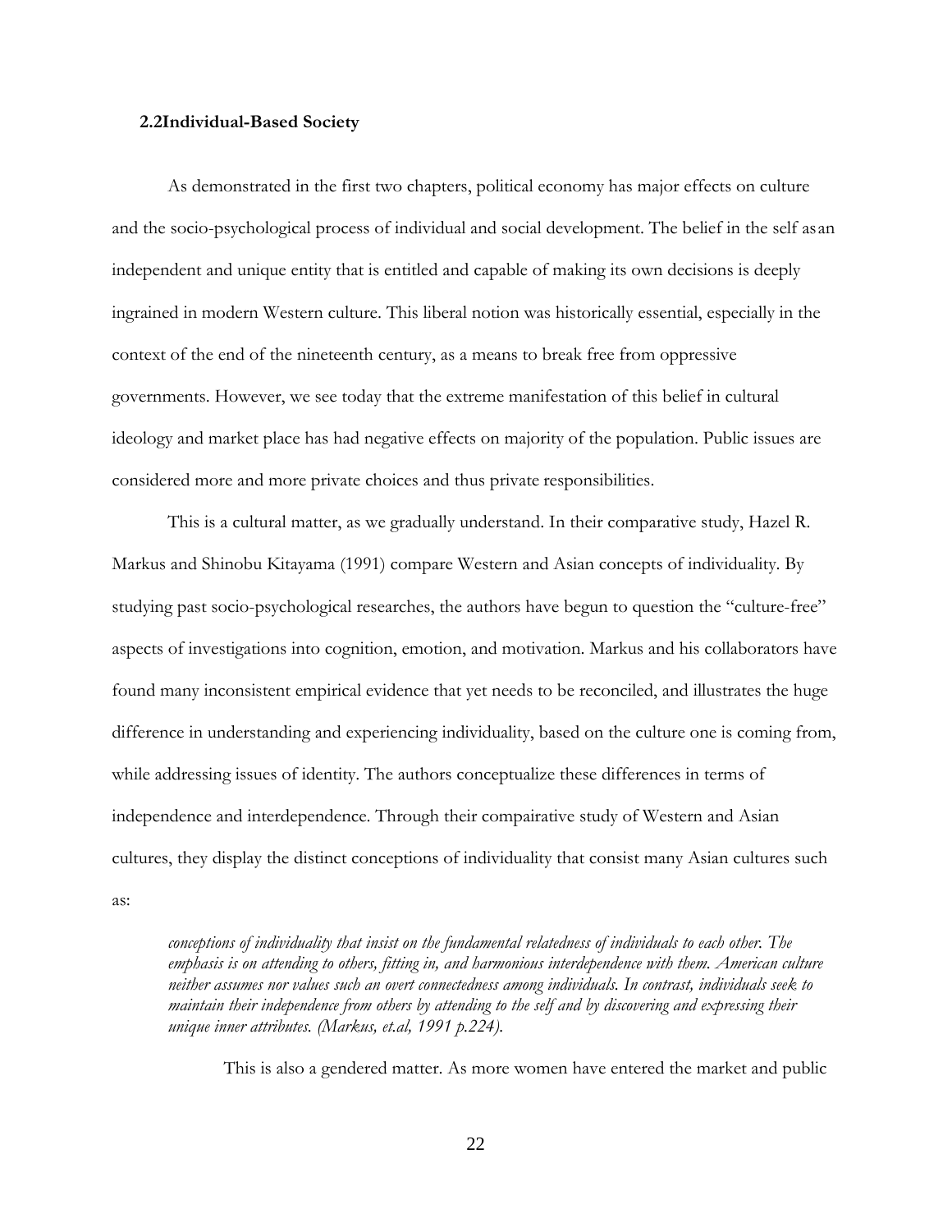### 2.2Individual-Based Society

As demonstrated in the first two chapters, political economy has major effects on culture and the socio-psychological process of individual and social development. The belief in the self asan independent and unique entity that is entitled and capable of making its own decisions is deeply ingrained in modern Western culture. This liberal notion was historically essential, especially in the context of the end of the nineteenth century, as a means to break free from oppressive governments. However, we see today that the extreme manifestation of this belief in cultural ideology and market place has had negative effects on majority of the population. Public issues are considered more and more private choices and thus private responsibilities.

This is a cultural matter, as we gradually understand. In their comparative study, Hazel R. Markus and Shinobu Kitayama (1991) compare Western and Asian concepts of individuality. By studying past socio-psychological researches, the authors have begun to question the "culture-free" aspects of investigations into cognition, emotion, and motivation. Markus and his collaborators have found many inconsistent empirical evidence that yet needs to be reconciled, and illustrates the huge difference in understanding and experiencing individuality, based on the culture one is coming from, while addressing issues of identity. The authors conceptualize these differences in terms of independence and interdependence. Through their compairative study of Western and Asian cultures, they display the distinct conceptions of individuality that consist many Asian cultures such as:

> *conceptions of individuality that insist on the fundamental relatedness of individuals to each other. The emphasis is on attending to others, fitting in, and harmonious interdependence with them. American culture neither assumes nor values such an overt connectedness among individuals. In contrast, individuals seek to maintain their independence from others by attending to the self and by discovering and expressing their unique inner attributes. (Markus, et.al, 1991 p.224).*

This is also a gendered matter. As more women have entered the market and public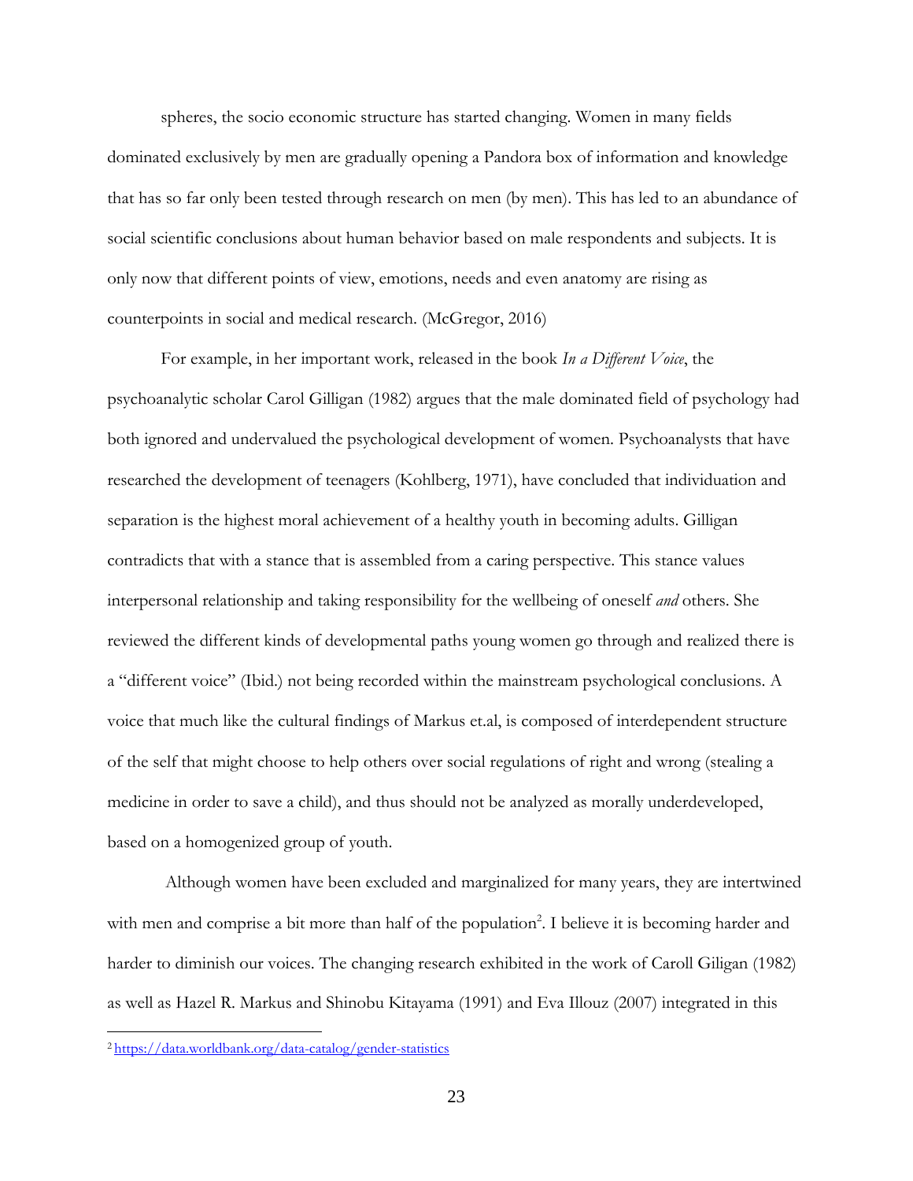spheres, the socio economic structure has started changing. Women in many fields dominated exclusively by men are gradually opening a Pandora box of information and knowledge that has so far only been tested through research on men (by men). This has led to an abundance of social scientific conclusions about human behavior based on male respondents and subjects. It is only now that different points of view, emotions, needs and even anatomy are rising as counterpoints in social and medical research. (McGregor, 2016)

For example, in her important work, released in the book *In a Different Voice*, the psychoanalytic scholar Carol Gilligan (1982) argues that the male dominated field of psychology had both ignored and undervalued the psychological development of women. Psychoanalysts that have researched the development of teenagers (Kohlberg, 1971), have concluded that individuation and separation is the highest moral achievement of a healthy youth in becoming adults. Gilligan contradicts that with a stance that is assembled from a caring perspective. This stance values interpersonal relationship and taking responsibility for the wellbeing of oneself *and* others. She reviewed the different kinds of developmental paths young women go through and realized there is a "different voice" (Ibid.) not being recorded within the mainstream psychological conclusions. A voice that much like the cultural findings of Markus et.al, is composed of interdependent structure of the self that might choose to help others over social regulations of right and wrong (stealing a medicine in order to save a child), and thus should not be analyzed as morally underdeveloped, based on a homogenized group of youth.

Although women have been excluded and marginalized for many years, they are intertwined with men and comprise a bit more than half of the population[2]. I believe it is becoming harder and harder to diminish our voices. The changing research exhibited in the work of Caroll Giligan (1982) as well as Hazel R. Markus and Shinobu Kitayama (1991) and Eva Illouz (2007) integrated in this

[2] https://data.worldbank.org/data-catalog/gender-statistics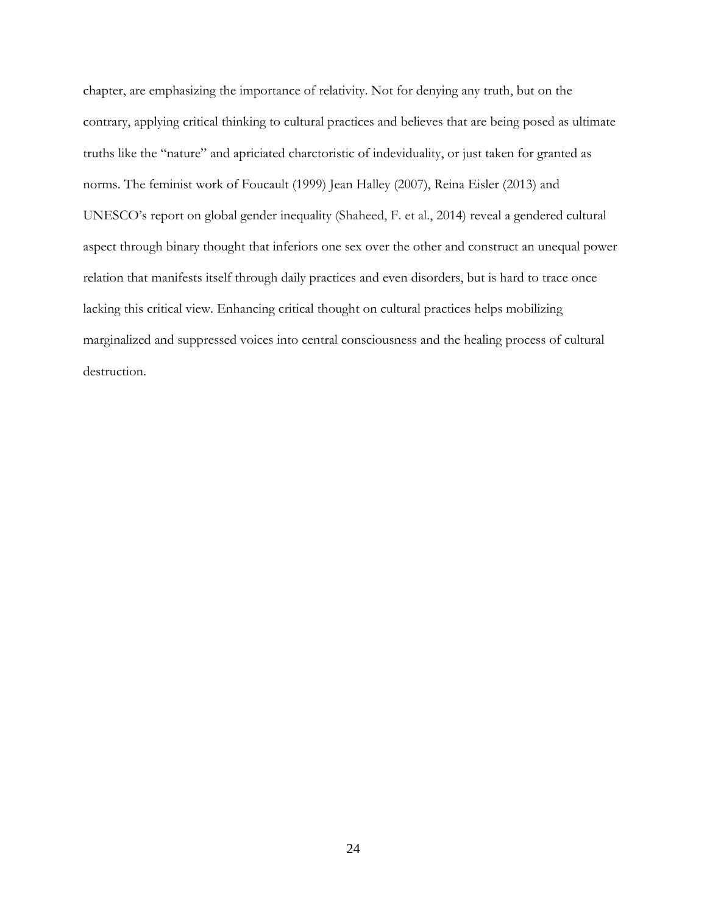chapter, are emphasizing the importance of relativity. Not for denying any truth, but on the contrary, applying critical thinking to cultural practices and believes that are being posed as ultimate truths like the "nature" and apriciated charctoristic of indeviduality, or just taken for granted as norms. The feminist work of Foucault (1999) Jean Halley (2007), Reina Eisler (2013) and UNESCO's report on global gender inequality (Shaheed, F. et al., 2014) reveal a gendered cultural aspect through binary thought that inferiors one sex over the other and construct an unequal power relation that manifests itself through daily practices and even disorders, but is hard to trace once lacking this critical view. Enhancing critical thought on cultural practices helps mobilizing marginalized and suppressed voices into central consciousness and the healing process of cultural destruction.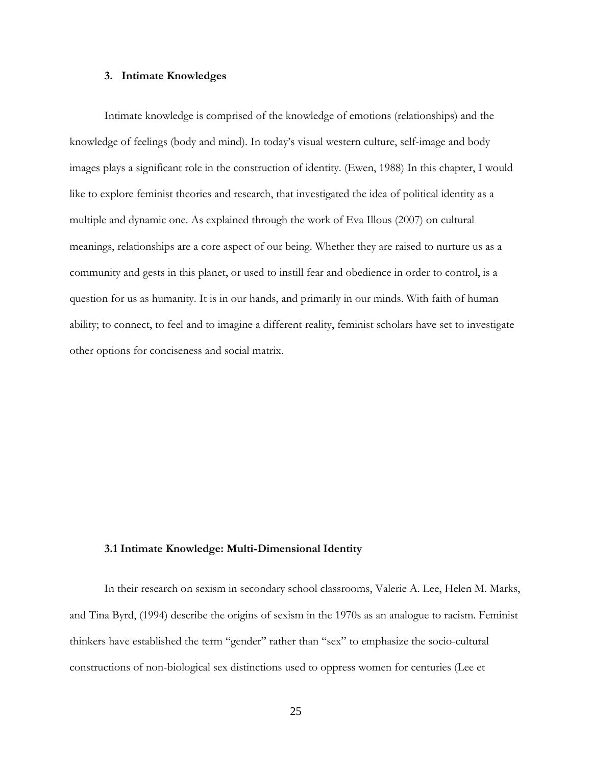## 3. Intimate Knowledges

Intimate knowledge is comprised of the knowledge of emotions (relationships) and the knowledge of feelings (body and mind). In today's visual western culture, self-image and body images plays a significant role in the construction of identity. (Ewen, 1988) In this chapter, I would like to explore feminist theories and research, that investigated the idea of political identity as a multiple and dynamic one. As explained through the work of Eva Illous (2007) on cultural meanings, relationships are a core aspect of our being. Whether they are raised to nurture us as a community and gests in this planet, or used to instill fear and obedience in order to control, is a question for us as humanity. It is in our hands, and primarily in our minds. With faith of human ability; to connect, to feel and to imagine a different reality, feminist scholars have set to investigate other options for conciseness and social matrix.

### 3.1 Intimate Knowledge: Multi-Dimensional Identity

In their research on sexism in secondary school classrooms, Valerie A. Lee, Helen M. Marks, and Tina Byrd, (1994) describe the origins of sexism in the 1970s as an analogue to racism. Feminist thinkers have established the term "gender" rather than "sex" to emphasize the socio-cultural constructions of non-biological sex distinctions used to oppress women for centuries (Lee et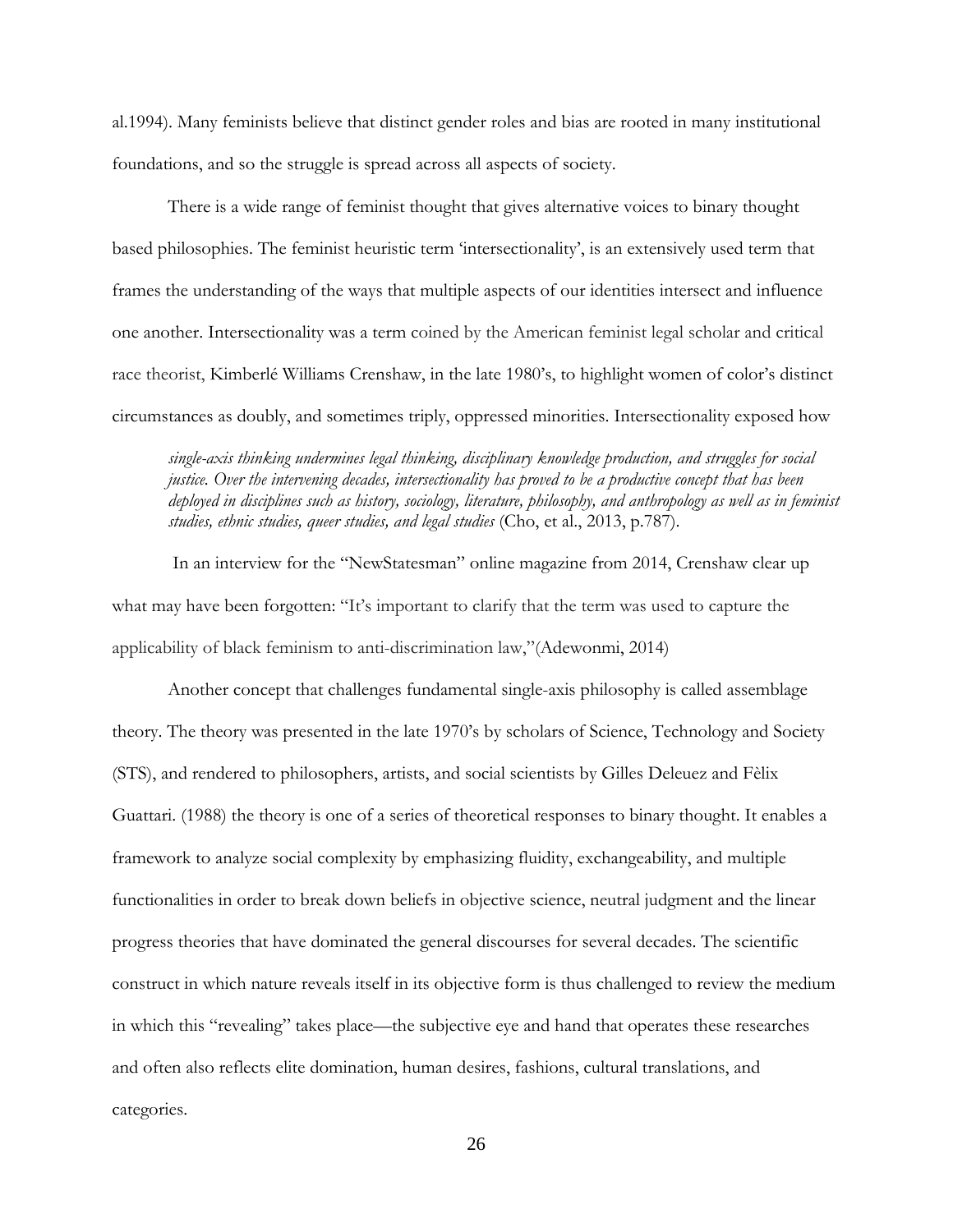al.1994). Many feminists believe that distinct gender roles and bias are rooted in many institutional foundations, and so the struggle is spread across all aspects of society.

There is a wide range of feminist thought that gives alternative voices to binary thought based philosophies. The feminist heuristic term 'intersectionality', is an extensively used term that frames the understanding of the ways that multiple aspects of our identities intersect and influence one another. Intersectionality was a term coined by the American feminist legal scholar and critical race theorist, Kimberlé Williams Crenshaw, in the late 1980's, to highlight women of color's distinct circumstances as doubly, and sometimes triply, oppressed minorities. Intersectionality exposed how

> *single-axis thinking undermines legal thinking, disciplinary knowledge production, and struggles for social justice. Over the intervening decades, intersectionality has proved to be a productive concept that has been deployed in disciplines such as history, sociology, literature, philosophy, and anthropology as well as in feminist studies, ethnic studies, queer studies, and legal studies* (Cho, et al., 2013, p.787).

In an interview for the "NewStatesman" online magazine from 2014, Crenshaw clear up what may have been forgotten: "It's important to clarify that the term was used to capture the applicability of black feminism to anti-discrimination law,"(Adewonmi, 2014)

Another concept that challenges fundamental single-axis philosophy is called assemblage theory. The theory was presented in the late 1970's by scholars of Science, Technology and Society (STS), and rendered to philosophers, artists, and social scientists by Gilles Deleuez and Fèlix Guattari. (1988) the theory is one of a series of theoretical responses to binary thought. It enables a framework to analyze social complexity by emphasizing fluidity, exchangeability, and multiple functionalities in order to break down beliefs in objective science, neutral judgment and the linear progress theories that have dominated the general discourses for several decades. The scientific construct in which nature reveals itself in its objective form is thus challenged to review the medium in which this "revealing" takes place—the subjective eye and hand that operates these researches and often also reflects elite domination, human desires, fashions, cultural translations, and categories.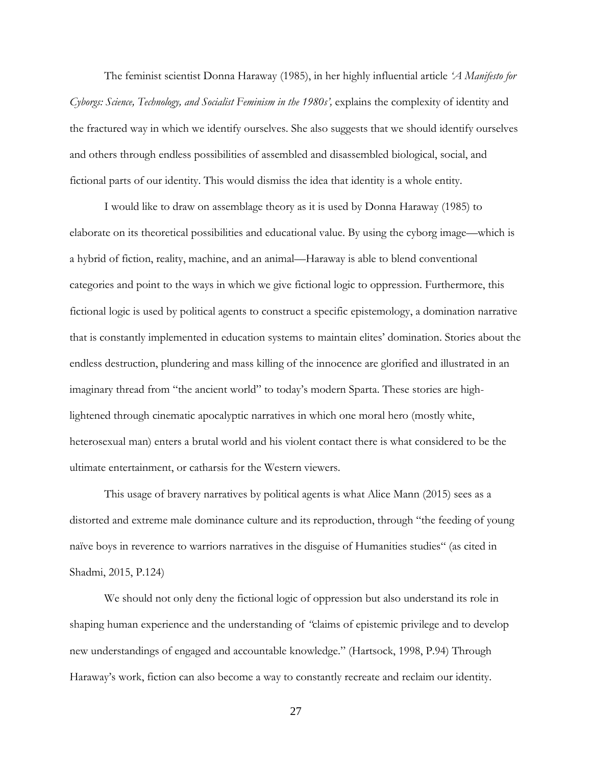The feminist scientist Donna Haraway (1985), in her highly influential article *'A Manifesto for Cyborgs: Science, Technology, and Socialist Feminism in the 1980s',* explains the complexity of identity and the fractured way in which we identify ourselves. She also suggests that we should identify ourselves and others through endless possibilities of assembled and disassembled biological, social, and fictional parts of our identity. This would dismiss the idea that identity is a whole entity.

I would like to draw on assemblage theory as it is used by Donna Haraway (1985) to elaborate on its theoretical possibilities and educational value. By using the cyborg image—which is a hybrid of fiction, reality, machine, and an animal—Haraway is able to blend conventional categories and point to the ways in which we give fictional logic to oppression. Furthermore, this fictional logic is used by political agents to construct a specific epistemology, a domination narrative that is constantly implemented in education systems to maintain elites' domination. Stories about the endless destruction, plundering and mass killing of the innocence are glorified and illustrated in an imaginary thread from "the ancient world" to today's modern Sparta. These stories are high-lightened through cinematic apocalyptic narratives in which one moral hero (mostly white, heterosexual man) enters a brutal world and his violent contact there is what considered to be the ultimate entertainment, or catharsis for the Western viewers.

This usage of bravery narratives by political agents is what Alice Mann (2015) sees as a distorted and extreme male dominance culture and its reproduction, through "the feeding of young naïve boys in reverence to warriors narratives in the disguise of Humanities studies" (as cited in Shadmi, 2015, P.124)

We should not only deny the fictional logic of oppression but also understand its role in shaping human experience and the understanding of "claims of epistemic privilege and to develop new understandings of engaged and accountable knowledge." (Hartsock, 1998, P.94) Through Haraway's work, fiction can also become a way to constantly recreate and reclaim our identity.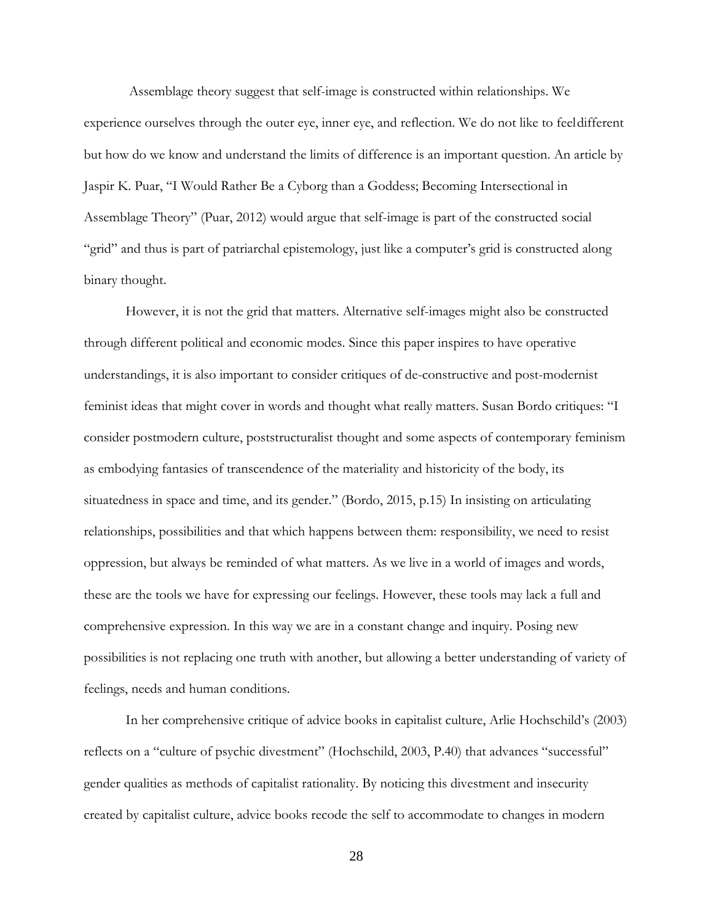Assemblage theory suggest that self-image is constructed within relationships. We experience ourselves through the outer eye, inner eye, and reflection. We do not like to feeldifferent but how do we know and understand the limits of difference is an important question. An article by Jaspir K. Puar, "I Would Rather Be a Cyborg than a Goddess; Becoming Intersectional in Assemblage Theory" (Puar, 2012) would argue that self-image is part of the constructed social "grid" and thus is part of patriarchal epistemology, just like a computer's grid is constructed along binary thought.

However, it is not the grid that matters. Alternative self-images might also be constructed through different political and economic modes. Since this paper inspires to have operative understandings, it is also important to consider critiques of de-constructive and post-modernist feminist ideas that might cover in words and thought what really matters. Susan Bordo critiques: "I consider postmodern culture, poststructuralist thought and some aspects of contemporary feminism as embodying fantasies of transcendence of the materiality and historicity of the body, its situatedness in space and time, and its gender." (Bordo, 2015, p.15) In insisting on articulating relationships, possibilities and that which happens between them: responsibility, we need to resist oppression, but always be reminded of what matters. As we live in a world of images and words, these are the tools we have for expressing our feelings. However, these tools may lack a full and comprehensive expression. In this way we are in a constant change and inquiry. Posing new possibilities is not replacing one truth with another, but allowing a better understanding of variety of feelings, needs and human conditions.

In her comprehensive critique of advice books in capitalist culture, Arlie Hochschild's (2003) reflects on a "culture of psychic divestment" (Hochschild, 2003, P.40) that advances "successful" gender qualities as methods of capitalist rationality. By noticing this divestment and insecurity created by capitalist culture, advice books recode the self to accommodate to changes in modern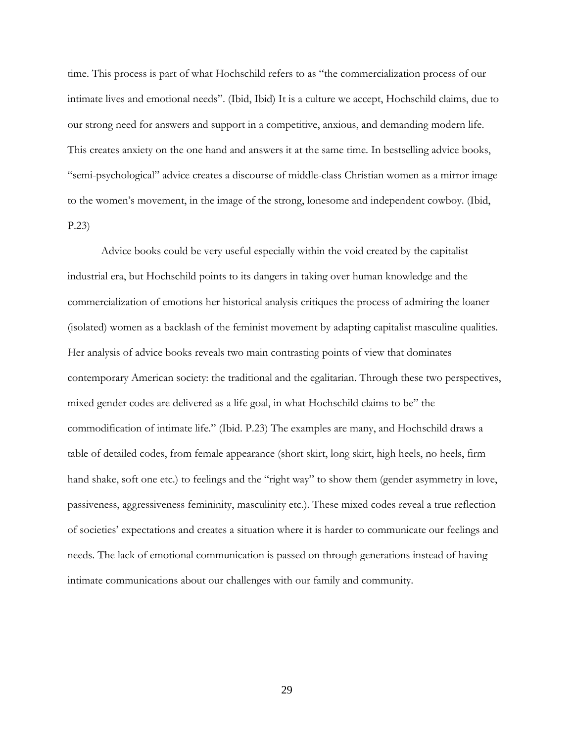time. This process is part of what Hochschild refers to as "the commercialization process of our intimate lives and emotional needs". (Ibid, Ibid) It is a culture we accept, Hochschild claims, due to our strong need for answers and support in a competitive, anxious, and demanding modern life. This creates anxiety on the one hand and answers it at the same time. In bestselling advice books, "semi-psychological" advice creates a discourse of middle-class Christian women as a mirror image to the women's movement, in the image of the strong, lonesome and independent cowboy. (Ibid, P.23)

Advice books could be very useful especially within the void created by the capitalist industrial era, but Hochschild points to its dangers in taking over human knowledge and the commercialization of emotions her historical analysis critiques the process of admiring the loaner (isolated) women as a backlash of the feminist movement by adapting capitalist masculine qualities. Her analysis of advice books reveals two main contrasting points of view that dominates contemporary American society: the traditional and the egalitarian. Through these two perspectives, mixed gender codes are delivered as a life goal, in what Hochschild claims to be" the commodification of intimate life." (Ibid. P.23) The examples are many, and Hochschild draws a table of detailed codes, from female appearance (short skirt, long skirt, high heels, no heels, firm hand shake, soft one etc.) to feelings and the "right way" to show them (gender asymmetry in love, passiveness, aggressiveness femininity, masculinity etc.). These mixed codes reveal a true reflection of societies' expectations and creates a situation where it is harder to communicate our feelings and needs. The lack of emotional communication is passed on through generations instead of having intimate communications about our challenges with our family and community.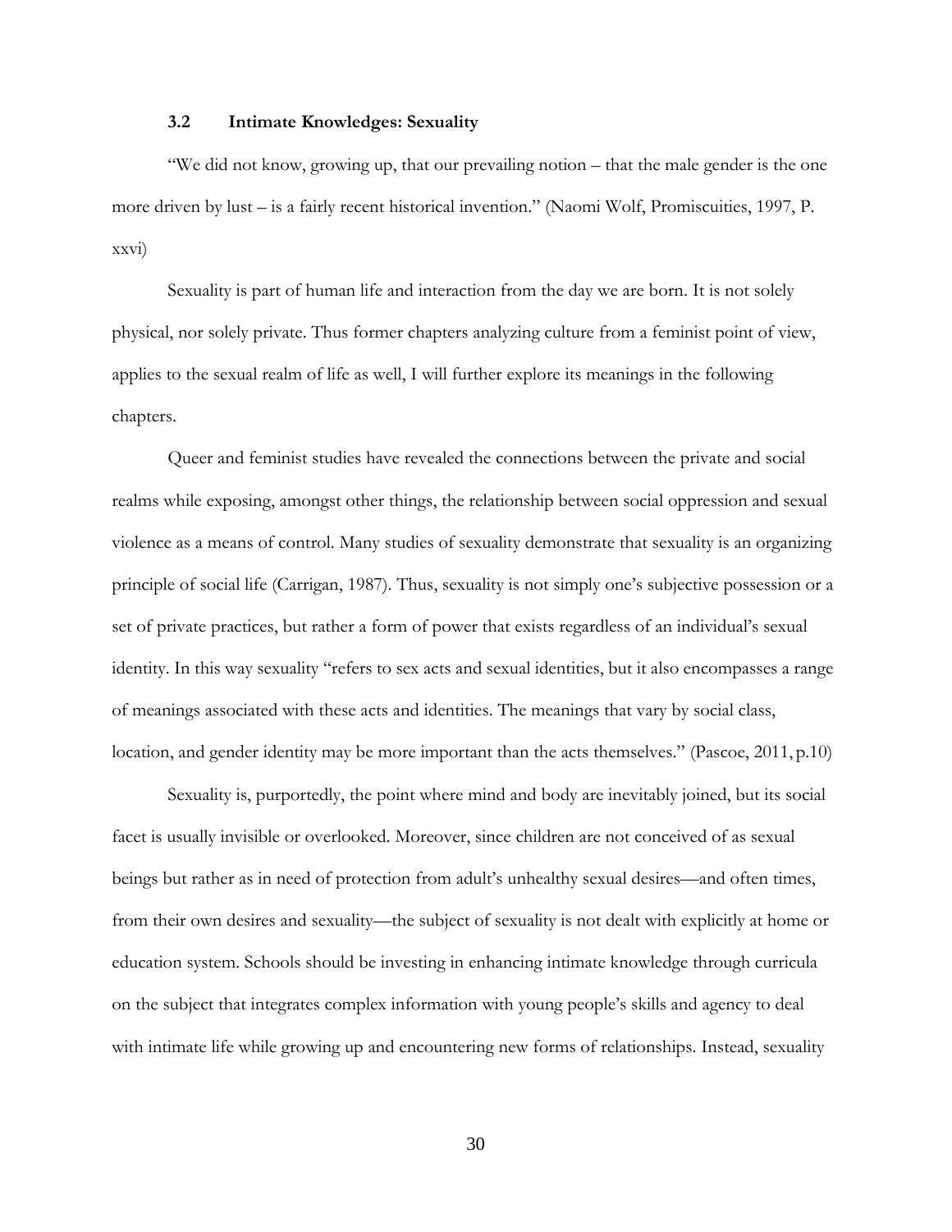### 3.2 Intimate Knowledges: Sexuality

"We did not know, growing up, that our prevailing notion – that the male gender is the one more driven by lust – is a fairly recent historical invention." (Naomi Wolf, Promiscuities, 1997, P. xxvi)

Sexuality is part of human life and interaction from the day we are born. It is not solely physical, nor solely private. Thus former chapters analyzing culture from a feminist point of view, applies to the sexual realm of life as well, I will further explore its meanings in the following chapters.

Queer and feminist studies have revealed the connections between the private and social realms while exposing, amongst other things, the relationship between social oppression and sexual violence as a means of control. Many studies of sexuality demonstrate that sexuality is an organizing principle of social life (Carrigan, 1987). Thus, sexuality is not simply one's subjective possession or a set of private practices, but rather a form of power that exists regardless of an individual's sexual identity. In this way sexuality "refers to sex acts and sexual identities, but it also encompasses a range of meanings associated with these acts and identities. The meanings that vary by social class, location, and gender identity may be more important than the acts themselves." (Pascoe, 2011, p.10)

Sexuality is, purportedly, the point where mind and body are inevitably joined, but its social facet is usually invisible or overlooked. Moreover, since children are not conceived of as sexual beings but rather as in need of protection from adult's unhealthy sexual desires—and often times, from their own desires and sexuality—the subject of sexuality is not dealt with explicitly at home or education system. Schools should be investing in enhancing intimate knowledge through curricula on the subject that integrates complex information with young people's skills and agency to deal with intimate life while growing up and encountering new forms of relationships. Instead, sexuality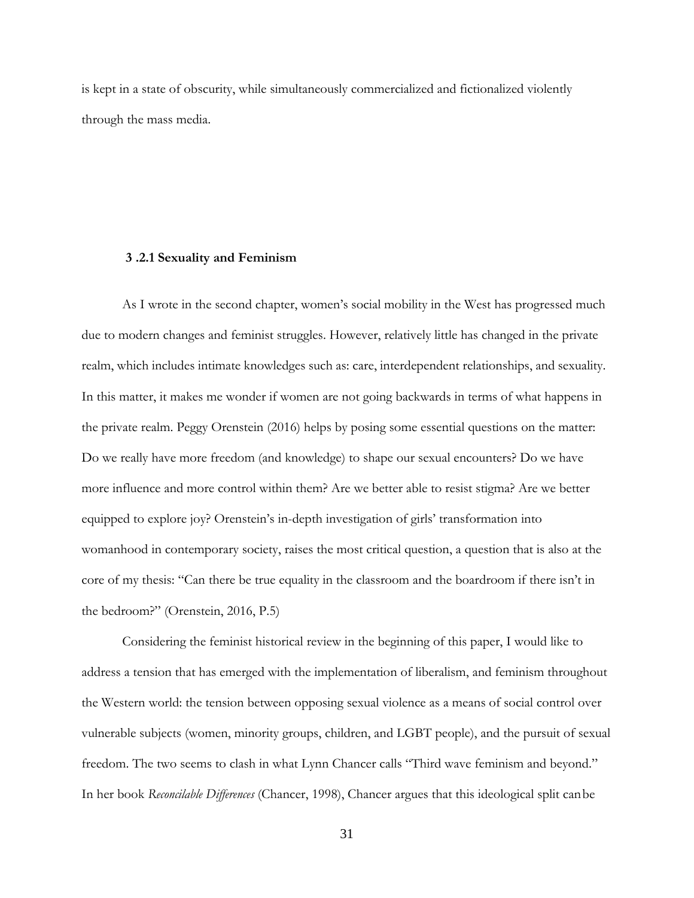is kept in a state of obscurity, while simultaneously commercialized and fictionalized violently through the mass media.

### 3 .2.1 Sexuality and Feminism

As I wrote in the second chapter, women's social mobility in the West has progressed much due to modern changes and feminist struggles. However, relatively little has changed in the private realm, which includes intimate knowledges such as: care, interdependent relationships, and sexuality. In this matter, it makes me wonder if women are not going backwards in terms of what happens in the private realm. Peggy Orenstein (2016) helps by posing some essential questions on the matter: Do we really have more freedom (and knowledge) to shape our sexual encounters? Do we have more influence and more control within them? Are we better able to resist stigma? Are we better equipped to explore joy? Orenstein's in-depth investigation of girls' transformation into womanhood in contemporary society, raises the most critical question, a question that is also at the core of my thesis: "Can there be true equality in the classroom and the boardroom if there isn't in the bedroom?" (Orenstein, 2016, P.5)

Considering the feminist historical review in the beginning of this paper, I would like to address a tension that has emerged with the implementation of liberalism, and feminism throughout the Western world: the tension between opposing sexual violence as a means of social control over vulnerable subjects (women, minority groups, children, and LGBT people), and the pursuit of sexual freedom. The two seems to clash in what Lynn Chancer calls "Third wave feminism and beyond." In her book *Reconcilable Differences* (Chancer, 1998), Chancer argues that this ideological split can be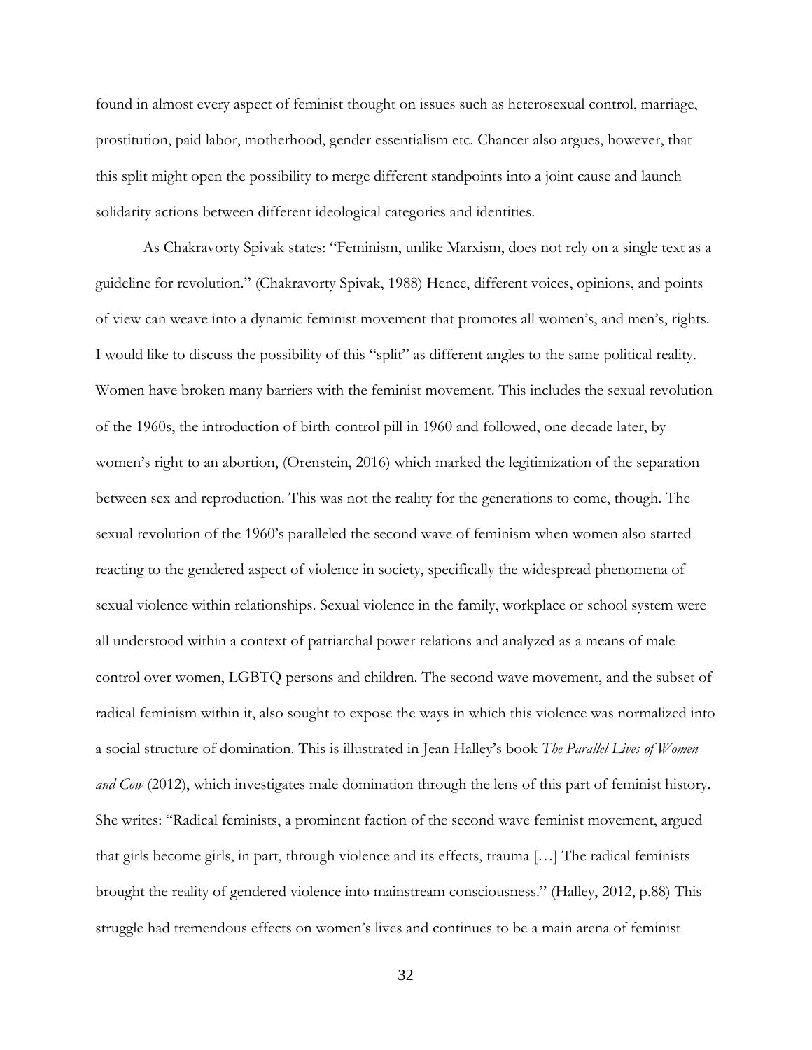found in almost every aspect of feminist thought on issues such as heterosexual control, marriage, prostitution, paid labor, motherhood, gender essentialism etc. Chancer also argues, however, that this split might open the possibility to merge different standpoints into a joint cause and launch solidarity actions between different ideological categories and identities.

As Chakravorty Spivak states: "Feminism, unlike Marxism, does not rely on a single text as a guideline for revolution." (Chakravorty Spivak, 1988) Hence, different voices, opinions, and points of view can weave into a dynamic feminist movement that promotes all women's, and men's, rights. I would like to discuss the possibility of this "split" as different angles to the same political reality. Women have broken many barriers with the feminist movement. This includes the sexual revolution of the 1960s, the introduction of birth-control pill in 1960 and followed, one decade later, by women's right to an abortion, (Orenstein, 2016) which marked the legitimization of the separation between sex and reproduction. This was not the reality for the generations to come, though. The sexual revolution of the 1960's paralleled the second wave of feminism when women also started reacting to the gendered aspect of violence in society, specifically the widespread phenomena of sexual violence within relationships. Sexual violence in the family, workplace or school system were all understood within a context of patriarchal power relations and analyzed as a means of male control over women, LGBTQ persons and children. The second wave movement, and the subset of radical feminism within it, also sought to expose the ways in which this violence was normalized into a social structure of domination. This is illustrated in Jean Halley's book *The Parallel Lives of Women and Cow* (2012), which investigates male domination through the lens of this part of feminist history. She writes: "Radical feminists, a prominent faction of the second wave feminist movement, argued that girls become girls, in part, through violence and its effects, trauma […] The radical feminists brought the reality of gendered violence into mainstream consciousness." (Halley, 2012, p.88) This struggle had tremendous effects on women's lives and continues to be a main arena of feminist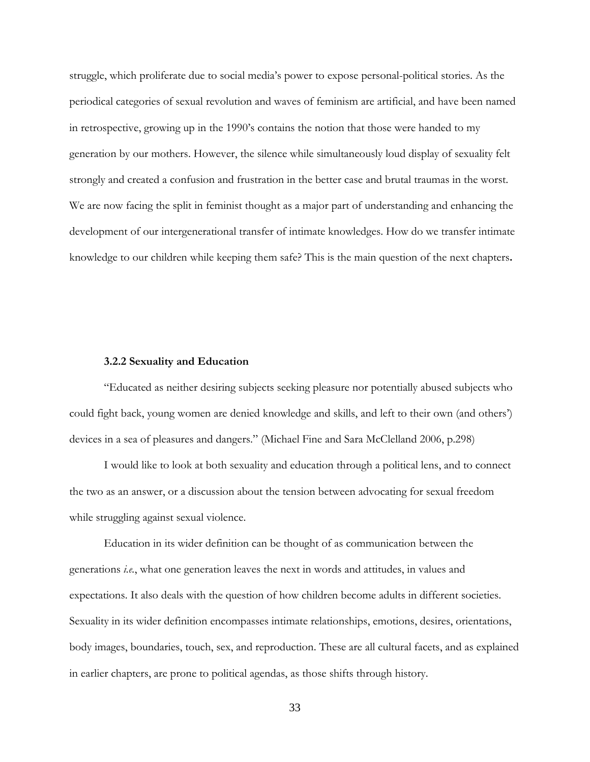struggle, which proliferate due to social media's power to expose personal-political stories. As the periodical categories of sexual revolution and waves of feminism are artificial, and have been named in retrospective, growing up in the 1990's contains the notion that those were handed to my generation by our mothers. However, the silence while simultaneously loud display of sexuality felt strongly and created a confusion and frustration in the better case and brutal traumas in the worst. We are now facing the split in feminist thought as a major part of understanding and enhancing the development of our intergenerational transfer of intimate knowledges. How do we transfer intimate knowledge to our children while keeping them safe? This is the main question of the next chapters**.**

### 3.2.2 Sexuality and Education

"Educated as neither desiring subjects seeking pleasure nor potentially abused subjects who could fight back, young women are denied knowledge and skills, and left to their own (and others') devices in a sea of pleasures and dangers." (Michael Fine and Sara McClelland 2006, p.298)

I would like to look at both sexuality and education through a political lens, and to connect the two as an answer, or a discussion about the tension between advocating for sexual freedom while struggling against sexual violence.

Education in its wider definition can be thought of as communication between the generations *i.e.*, what one generation leaves the next in words and attitudes, in values and expectations. It also deals with the question of how children become adults in different societies. Sexuality in its wider definition encompasses intimate relationships, emotions, desires, orientations, body images, boundaries, touch, sex, and reproduction. These are all cultural facets, and as explained in earlier chapters, are prone to political agendas, as those shifts through history.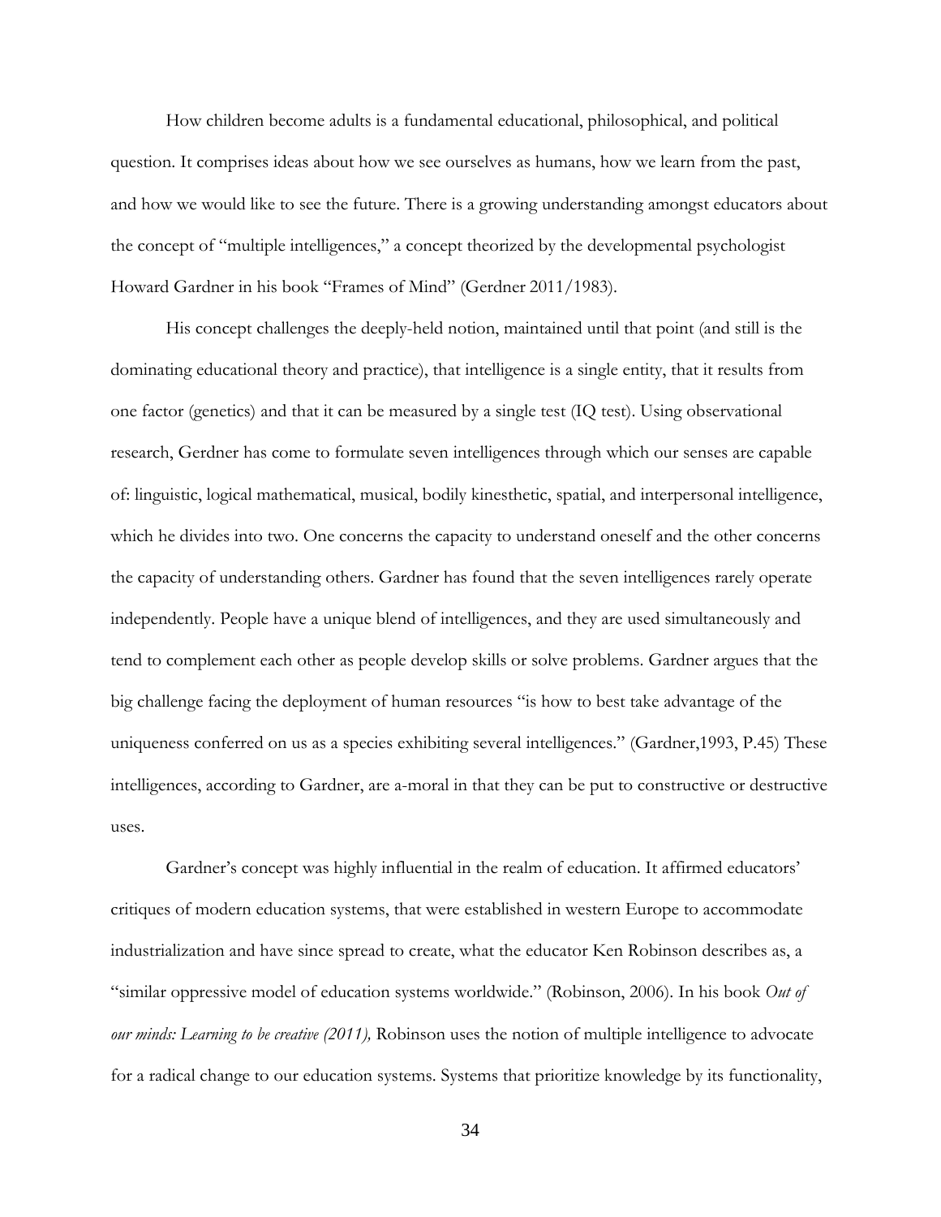How children become adults is a fundamental educational, philosophical, and political question. It comprises ideas about how we see ourselves as humans, how we learn from the past, and how we would like to see the future. There is a growing understanding amongst educators about the concept of "multiple intelligences," a concept theorized by the developmental psychologist Howard Gardner in his book "Frames of Mind" (Gerdner 2011/1983).

His concept challenges the deeply-held notion, maintained until that point (and still is the dominating educational theory and practice), that intelligence is a single entity, that it results from one factor (genetics) and that it can be measured by a single test (IQ test). Using observational research, Gerdner has come to formulate seven intelligences through which our senses are capable of: linguistic, logical mathematical, musical, bodily kinesthetic, spatial, and interpersonal intelligence, which he divides into two. One concerns the capacity to understand oneself and the other concerns the capacity of understanding others. Gardner has found that the seven intelligences rarely operate independently. People have a unique blend of intelligences, and they are used simultaneously and tend to complement each other as people develop skills or solve problems. Gardner argues that the big challenge facing the deployment of human resources "is how to best take advantage of the uniqueness conferred on us as a species exhibiting several intelligences." (Gardner,1993, P.45) These intelligences, according to Gardner, are a-moral in that they can be put to constructive or destructive uses.

Gardner's concept was highly influential in the realm of education. It affirmed educators' critiques of modern education systems, that were established in western Europe to accommodate industrialization and have since spread to create, what the educator Ken Robinson describes as, a "similar oppressive model of education systems worldwide." (Robinson, 2006). In his book *Out of our minds: Learning to be creative (2011),* Robinson uses the notion of multiple intelligence to advocate for a radical change to our education systems. Systems that prioritize knowledge by its functionality,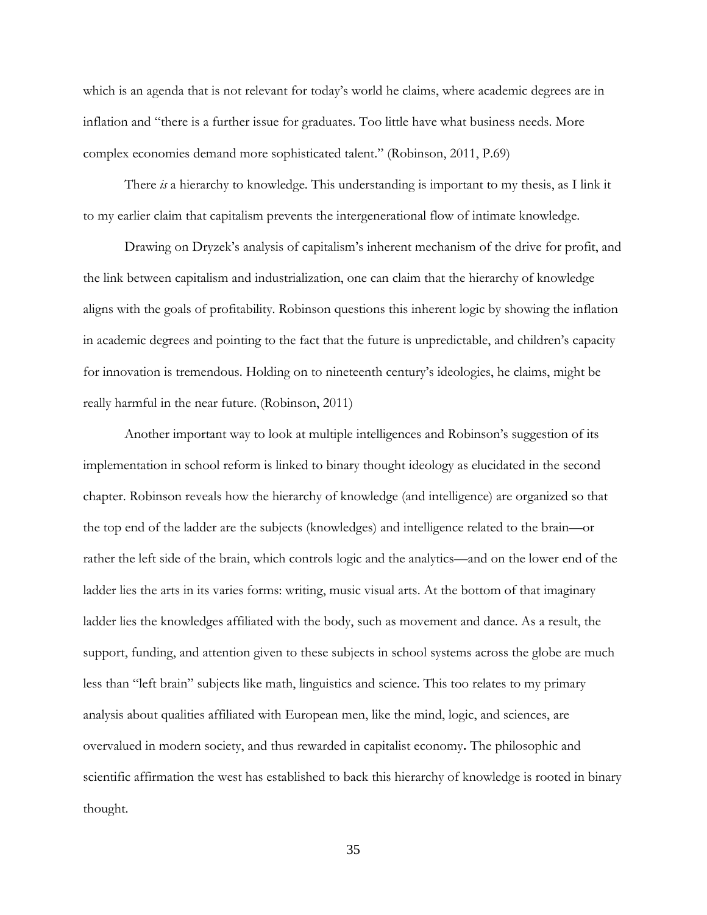which is an agenda that is not relevant for today's world he claims, where academic degrees are in inflation and "there is a further issue for graduates. Too little have what business needs. More complex economies demand more sophisticated talent." (Robinson, 2011, P.69)

There *is* a hierarchy to knowledge. This understanding is important to my thesis, as I link it to my earlier claim that capitalism prevents the intergenerational flow of intimate knowledge.

Drawing on Dryzek's analysis of capitalism's inherent mechanism of the drive for profit, and the link between capitalism and industrialization, one can claim that the hierarchy of knowledge aligns with the goals of profitability. Robinson questions this inherent logic by showing the inflation in academic degrees and pointing to the fact that the future is unpredictable, and children's capacity for innovation is tremendous. Holding on to nineteenth century's ideologies, he claims, might be really harmful in the near future. (Robinson, 2011)

Another important way to look at multiple intelligences and Robinson's suggestion of its implementation in school reform is linked to binary thought ideology as elucidated in the second chapter. Robinson reveals how the hierarchy of knowledge (and intelligence) are organized so that the top end of the ladder are the subjects (knowledges) and intelligence related to the brain—or rather the left side of the brain, which controls logic and the analytics—and on the lower end of the ladder lies the arts in its varies forms: writing, music visual arts. At the bottom of that imaginary ladder lies the knowledges affiliated with the body, such as movement and dance. As a result, the support, funding, and attention given to these subjects in school systems across the globe are much less than "left brain" subjects like math, linguistics and science. This too relates to my primary analysis about qualities affiliated with European men, like the mind, logic, and sciences, are overvalued in modern society, and thus rewarded in capitalist economy**.** The philosophic and scientific affirmation the west has established to back this hierarchy of knowledge is rooted in binary thought.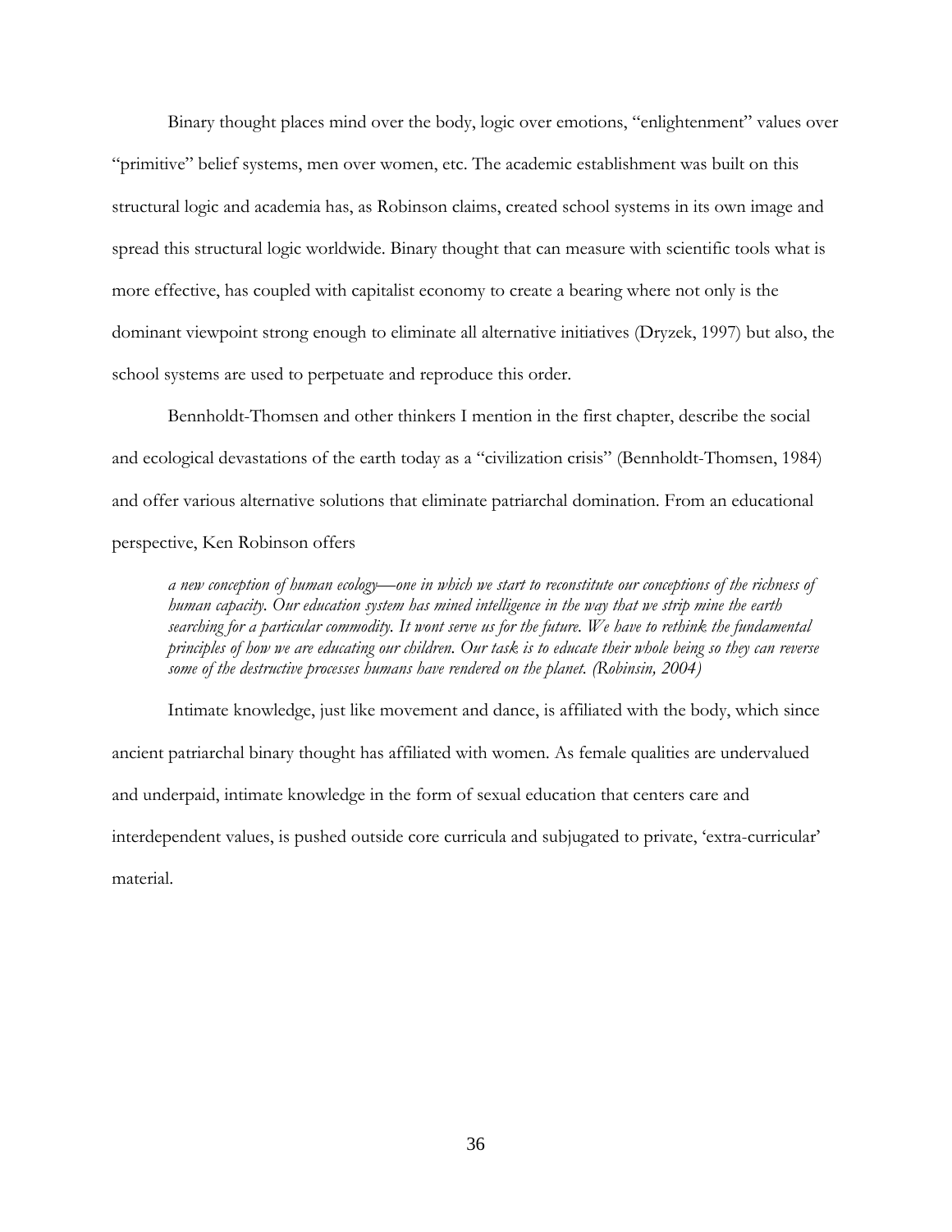Binary thought places mind over the body, logic over emotions, "enlightenment" values over "primitive" belief systems, men over women, etc. The academic establishment was built on this structural logic and academia has, as Robinson claims, created school systems in its own image and spread this structural logic worldwide. Binary thought that can measure with scientific tools what is more effective, has coupled with capitalist economy to create a bearing where not only is the dominant viewpoint strong enough to eliminate all alternative initiatives (Dryzek, 1997) but also, the school systems are used to perpetuate and reproduce this order.

Bennholdt-Thomsen and other thinkers I mention in the first chapter, describe the social and ecological devastations of the earth today as a "civilization crisis" (Bennholdt-Thomsen, 1984) and offer various alternative solutions that eliminate patriarchal domination. From an educational perspective, Ken Robinson offers

> *a new conception of human ecology—one in which we start to reconstitute our conceptions of the richness of human capacity. Our education system has mined intelligence in the way that we strip mine the earth searching for a particular commodity. It wont serve us for the future. We have to rethink the fundamental principles of how we are educating our children. Our task is to educate their whole being so they can reverse some of the destructive processes humans have rendered on the planet. (Robinsin, 2004)*

Intimate knowledge, just like movement and dance, is affiliated with the body, which since ancient patriarchal binary thought has affiliated with women. As female qualities are undervalued and underpaid, intimate knowledge in the form of sexual education that centers care and interdependent values, is pushed outside core curricula and subjugated to private, 'extra-curricular' material.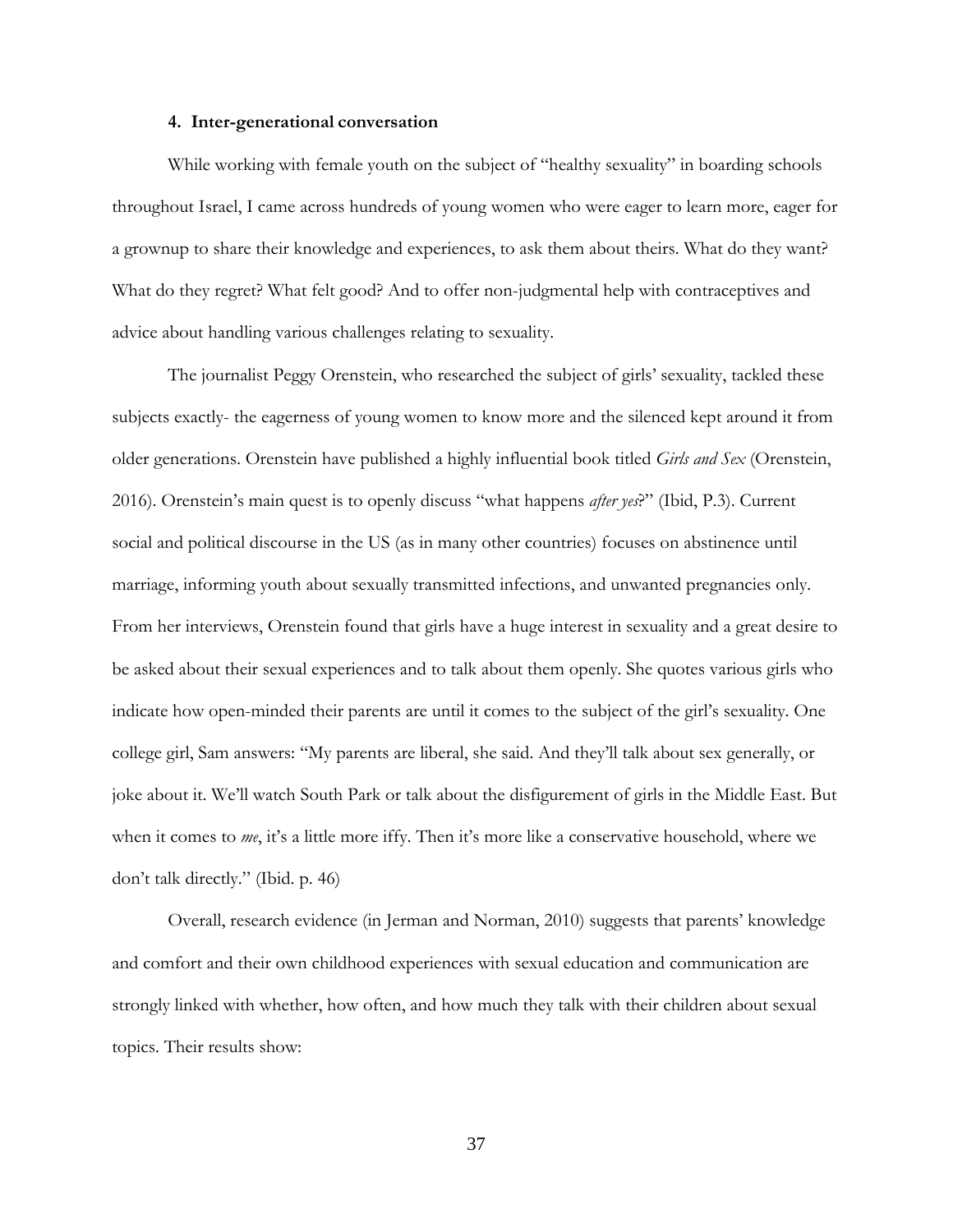### 4. Inter-generational conversation

While working with female youth on the subject of "healthy sexuality" in boarding schools throughout Israel, I came across hundreds of young women who were eager to learn more, eager for a grownup to share their knowledge and experiences, to ask them about theirs. What do they want? What do they regret? What felt good? And to offer non-judgmental help with contraceptives and advice about handling various challenges relating to sexuality.

The journalist Peggy Orenstein, who researched the subject of girls' sexuality, tackled these subjects exactly- the eagerness of young women to know more and the silenced kept around it from older generations. Orenstein have published a highly influential book titled *Girls and Sex* (Orenstein, 2016). Orenstein's main quest is to openly discuss "what happens *after yes*?" (Ibid, P.3). Current social and political discourse in the US (as in many other countries) focuses on abstinence until marriage, informing youth about sexually transmitted infections, and unwanted pregnancies only. From her interviews, Orenstein found that girls have a huge interest in sexuality and a great desire to be asked about their sexual experiences and to talk about them openly. She quotes various girls who indicate how open-minded their parents are until it comes to the subject of the girl's sexuality. One college girl, Sam answers: "My parents are liberal, she said. And they'll talk about sex generally, or joke about it. We'll watch South Park or talk about the disfigurement of girls in the Middle East. But when it comes to *me*, it's a little more iffy. Then it's more like a conservative household, where we don't talk directly." (Ibid. p. 46)

Overall, research evidence (in Jerman and Norman, 2010) suggests that parents' knowledge and comfort and their own childhood experiences with sexual education and communication are strongly linked with whether, how often, and how much they talk with their children about sexual topics. Their results show: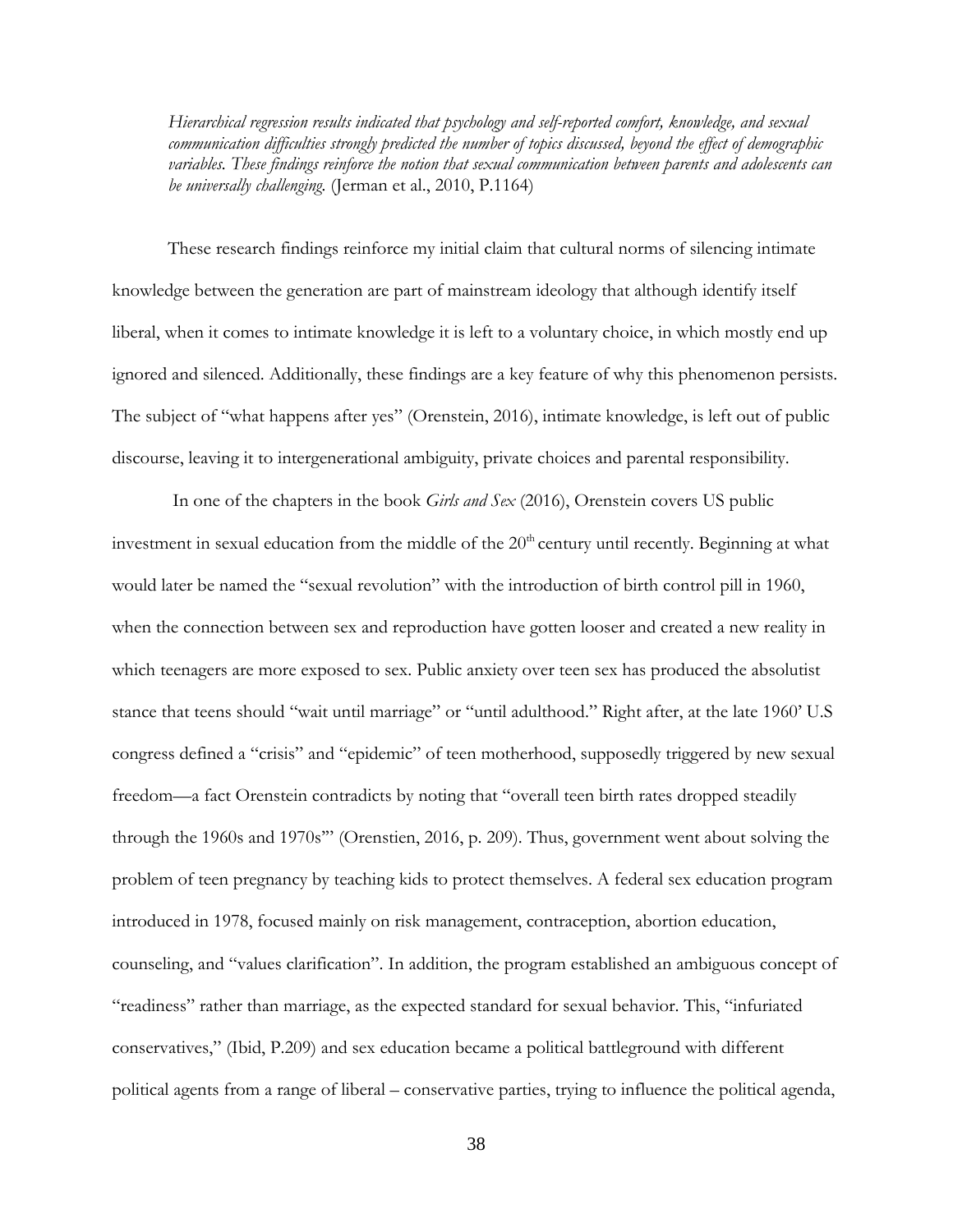*Hierarchical regression results indicated that psychology and self-reported comfort, knowledge, and sexual communication difficulties strongly predicted the number of topics discussed, beyond the effect of demographic variables. These findings reinforce the notion that sexual communication between parents and adolescents can be universally challenging.* (Jerman et al., 2010, P.1164)

These research findings reinforce my initial claim that cultural norms of silencing intimate knowledge between the generation are part of mainstream ideology that although identify itself liberal, when it comes to intimate knowledge it is left to a voluntary choice, in which mostly end up ignored and silenced. Additionally, these findings are a key feature of why this phenomenon persists. The subject of "what happens after yes" (Orenstein, 2016), intimate knowledge, is left out of public discourse, leaving it to intergenerational ambiguity, private choices and parental responsibility.

In one of the chapters in the book *Girls and Sex* (2016), Orenstein covers US public investment in sexual education from the middle of the 20th century until recently. Beginning at what would later be named the "sexual revolution" with the introduction of birth control pill in 1960, when the connection between sex and reproduction have gotten looser and created a new reality in which teenagers are more exposed to sex. Public anxiety over teen sex has produced the absolutist stance that teens should "wait until marriage" or "until adulthood." Right after, at the late 1960' U.S congress defined a "crisis" and "epidemic" of teen motherhood, supposedly triggered by new sexual freedom—a fact Orenstein contradicts by noting that "overall teen birth rates dropped steadily through the 1960s and 1970s"' (Orenstien, 2016, p. 209). Thus, government went about solving the problem of teen pregnancy by teaching kids to protect themselves. A federal sex education program introduced in 1978, focused mainly on risk management, contraception, abortion education, counseling, and "values clarification". In addition, the program established an ambiguous concept of "readiness" rather than marriage, as the expected standard for sexual behavior. This, "infuriated conservatives," (Ibid, P.209) and sex education became a political battleground with different political agents from a range of liberal – conservative parties, trying to influence the political agenda,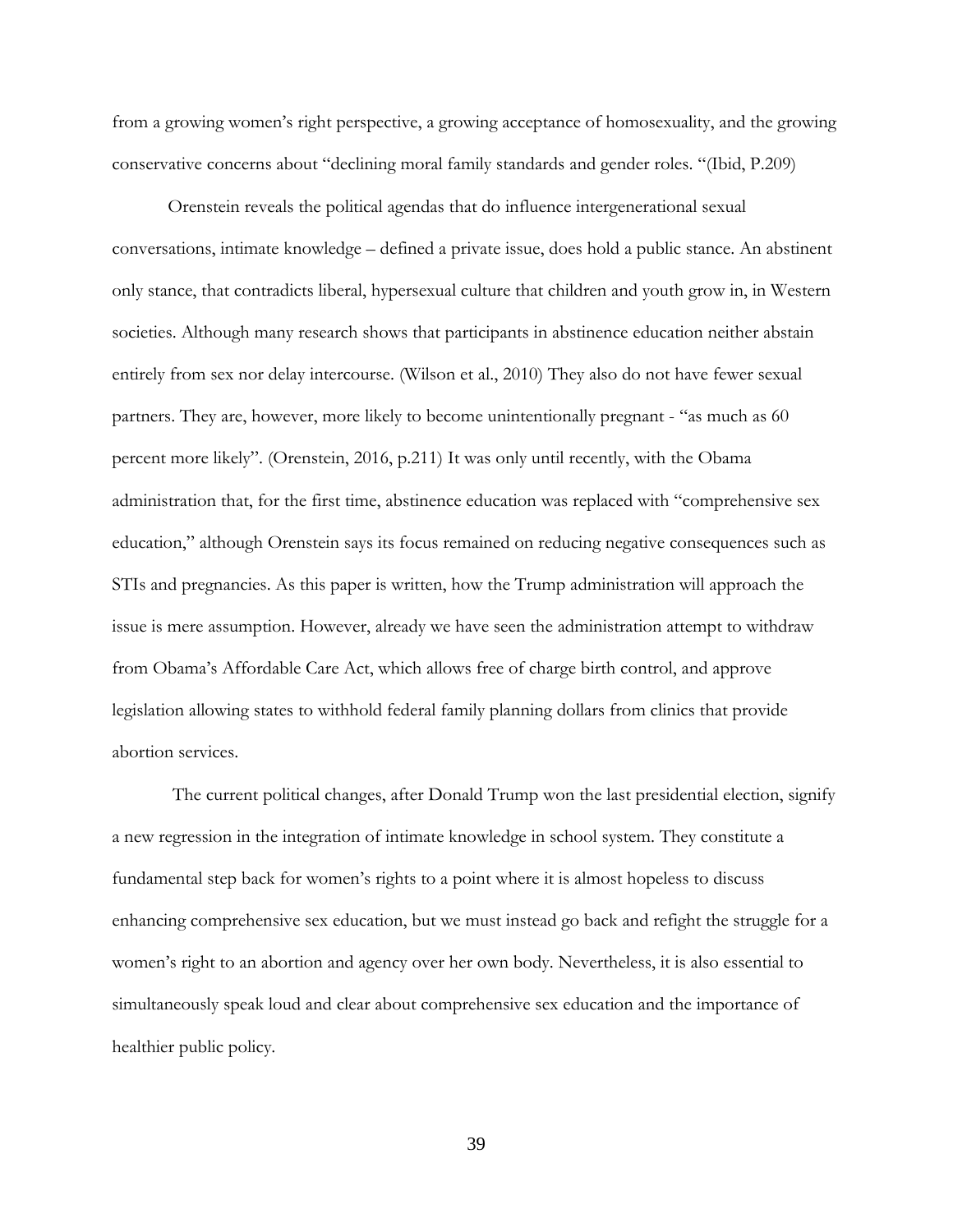from a growing women's right perspective, a growing acceptance of homosexuality, and the growing conservative concerns about "declining moral family standards and gender roles. "(Ibid, P.209)

Orenstein reveals the political agendas that do influence intergenerational sexual conversations, intimate knowledge – defined a private issue, does hold a public stance. An abstinent only stance, that contradicts liberal, hypersexual culture that children and youth grow in, in Western societies. Although many research shows that participants in abstinence education neither abstain entirely from sex nor delay intercourse. (Wilson et al., 2010) They also do not have fewer sexual partners. They are, however, more likely to become unintentionally pregnant - "as much as 60 percent more likely". (Orenstein, 2016, p.211) It was only until recently, with the Obama administration that, for the first time, abstinence education was replaced with "comprehensive sex education," although Orenstein says its focus remained on reducing negative consequences such as STIs and pregnancies. As this paper is written, how the Trump administration will approach the issue is mere assumption. However, already we have seen the administration attempt to withdraw from Obama's Affordable Care Act, which allows free of charge birth control, and approve legislation allowing states to withhold federal family planning dollars from clinics that provide abortion services.

The current political changes, after Donald Trump won the last presidential election, signify a new regression in the integration of intimate knowledge in school system. They constitute a fundamental step back for women's rights to a point where it is almost hopeless to discuss enhancing comprehensive sex education, but we must instead go back and refight the struggle for a women's right to an abortion and agency over her own body. Nevertheless, it is also essential to simultaneously speak loud and clear about comprehensive sex education and the importance of healthier public policy.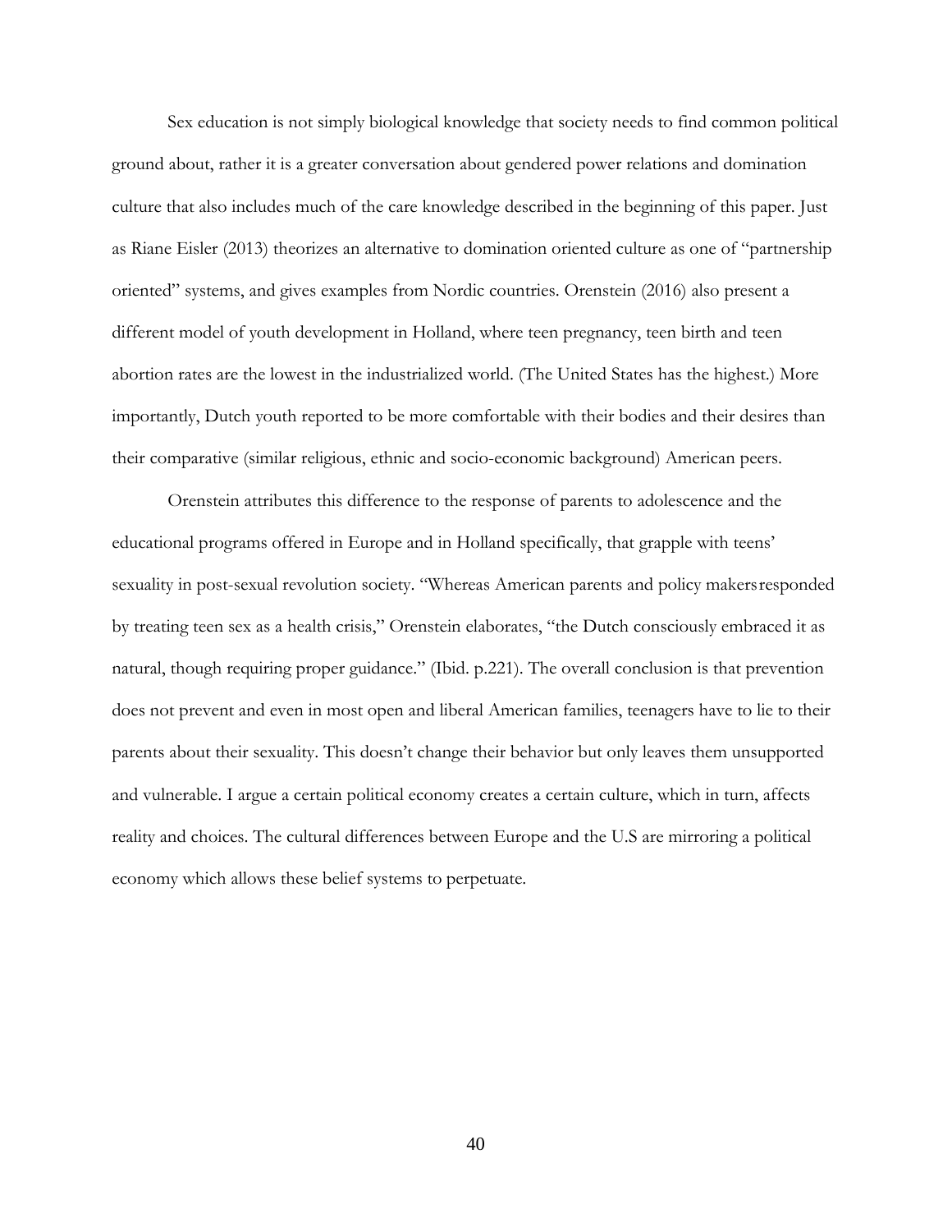Sex education is not simply biological knowledge that society needs to find common political ground about, rather it is a greater conversation about gendered power relations and domination culture that also includes much of the care knowledge described in the beginning of this paper. Just as Riane Eisler (2013) theorizes an alternative to domination oriented culture as one of "partnership oriented" systems, and gives examples from Nordic countries. Orenstein (2016) also present a different model of youth development in Holland, where teen pregnancy, teen birth and teen abortion rates are the lowest in the industrialized world. (The United States has the highest.) More importantly, Dutch youth reported to be more comfortable with their bodies and their desires than their comparative (similar religious, ethnic and socio-economic background) American peers.

Orenstein attributes this difference to the response of parents to adolescence and the educational programs offered in Europe and in Holland specifically, that grapple with teens' sexuality in post-sexual revolution society. "Whereas American parents and policy makersresponded by treating teen sex as a health crisis," Orenstein elaborates, "the Dutch consciously embraced it as natural, though requiring proper guidance." (Ibid. p.221). The overall conclusion is that prevention does not prevent and even in most open and liberal American families, teenagers have to lie to their parents about their sexuality. This doesn't change their behavior but only leaves them unsupported and vulnerable. I argue a certain political economy creates a certain culture, which in turn, affects reality and choices. The cultural differences between Europe and the U.S are mirroring a political economy which allows these belief systems to perpetuate.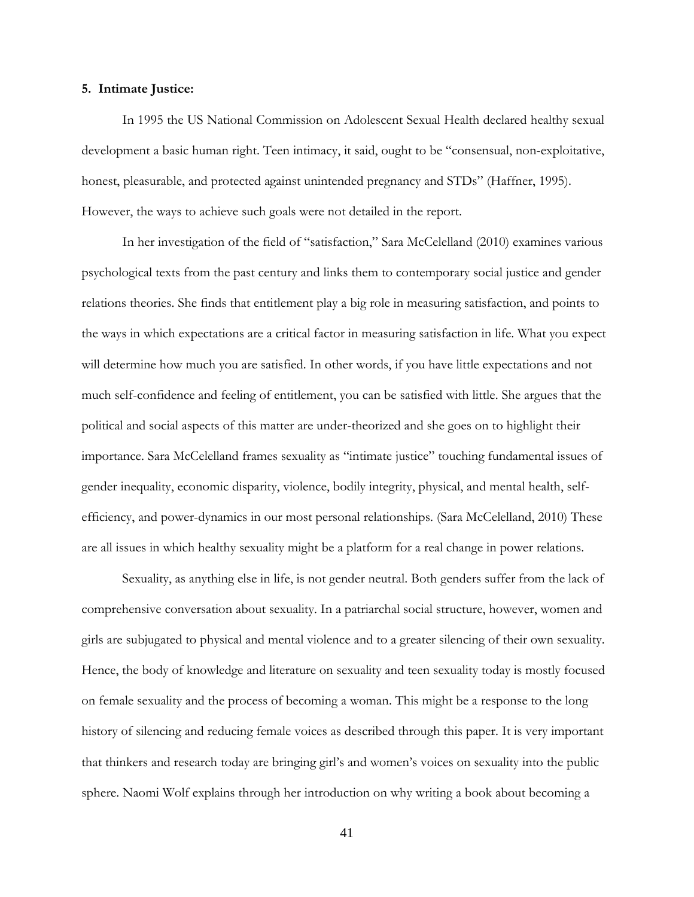**5. Intimate Justice:**

In 1995 the US National Commission on Adolescent Sexual Health declared healthy sexual development a basic human right. Teen intimacy, it said, ought to be "consensual, non-exploitative, honest, pleasurable, and protected against unintended pregnancy and STDs" (Haffner, 1995). However, the ways to achieve such goals were not detailed in the report.

In her investigation of the field of "satisfaction," Sara McCelelland (2010) examines various psychological texts from the past century and links them to contemporary social justice and gender relations theories. She finds that entitlement play a big role in measuring satisfaction, and points to the ways in which expectations are a critical factor in measuring satisfaction in life. What you expect will determine how much you are satisfied. In other words, if you have little expectations and not much self-confidence and feeling of entitlement, you can be satisfied with little. She argues that the political and social aspects of this matter are under-theorized and she goes on to highlight their importance. Sara McCelelland frames sexuality as "intimate justice" touching fundamental issues of gender inequality, economic disparity, violence, bodily integrity, physical, and mental health, self-efficiency, and power-dynamics in our most personal relationships. (Sara McCelelland, 2010) These are all issues in which healthy sexuality might be a platform for a real change in power relations.

Sexuality, as anything else in life, is not gender neutral. Both genders suffer from the lack of comprehensive conversation about sexuality. In a patriarchal social structure, however, women and girls are subjugated to physical and mental violence and to a greater silencing of their own sexuality. Hence, the body of knowledge and literature on sexuality and teen sexuality today is mostly focused on female sexuality and the process of becoming a woman. This might be a response to the long history of silencing and reducing female voices as described through this paper. It is very important that thinkers and research today are bringing girl's and women's voices on sexuality into the public sphere. Naomi Wolf explains through her introduction on why writing a book about becoming a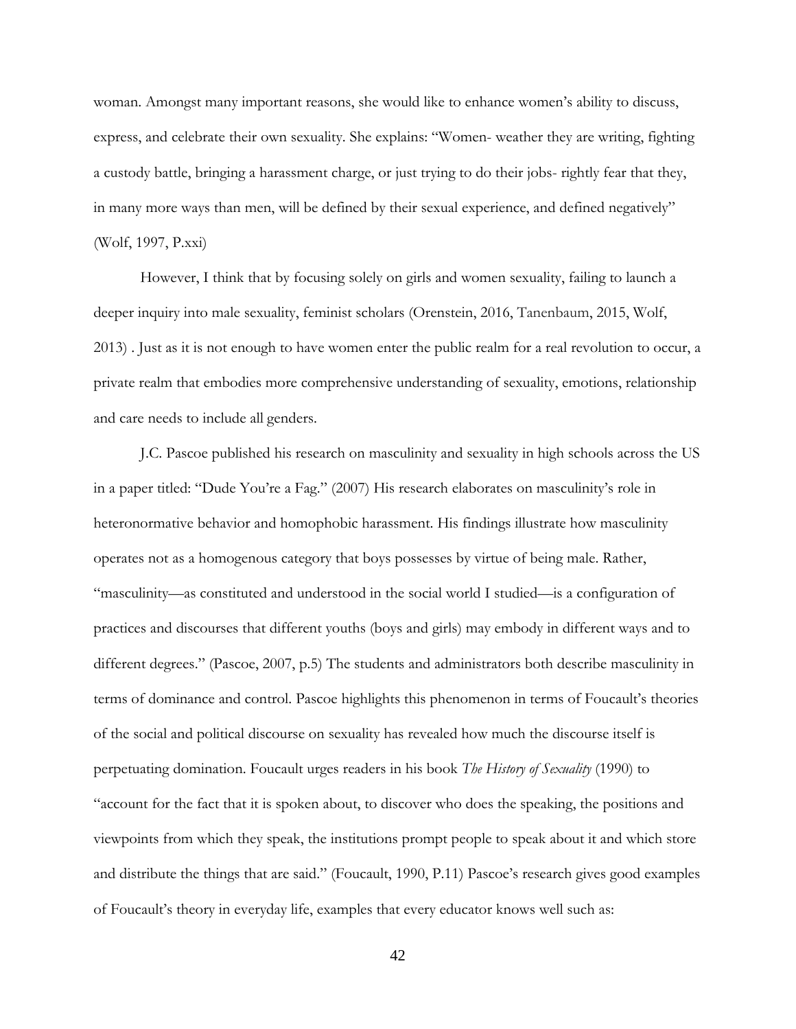woman. Amongst many important reasons, she would like to enhance women's ability to discuss, express, and celebrate their own sexuality. She explains: "Women- weather they are writing, fighting a custody battle, bringing a harassment charge, or just trying to do their jobs- rightly fear that they, in many more ways than men, will be defined by their sexual experience, and defined negatively" (Wolf, 1997, P.xxi)

However, I think that by focusing solely on girls and women sexuality, failing to launch a deeper inquiry into male sexuality, feminist scholars (Orenstein, 2016, Tanenbaum, 2015, Wolf, 2013) . Just as it is not enough to have women enter the public realm for a real revolution to occur, a private realm that embodies more comprehensive understanding of sexuality, emotions, relationship and care needs to include all genders.

J.C. Pascoe published his research on masculinity and sexuality in high schools across the US in a paper titled: "Dude You're a Fag." (2007) His research elaborates on masculinity's role in heteronormative behavior and homophobic harassment. His findings illustrate how masculinity operates not as a homogenous category that boys possesses by virtue of being male. Rather, "masculinity—as constituted and understood in the social world I studied—is a configuration of practices and discourses that different youths (boys and girls) may embody in different ways and to different degrees." (Pascoe, 2007, p.5) The students and administrators both describe masculinity in terms of dominance and control. Pascoe highlights this phenomenon in terms of Foucault's theories of the social and political discourse on sexuality has revealed how much the discourse itself is perpetuating domination. Foucault urges readers in his book *The History of Sexuality* (1990) to "account for the fact that it is spoken about, to discover who does the speaking, the positions and viewpoints from which they speak, the institutions prompt people to speak about it and which store and distribute the things that are said." (Foucault, 1990, P.11) Pascoe's research gives good examples of Foucault's theory in everyday life, examples that every educator knows well such as: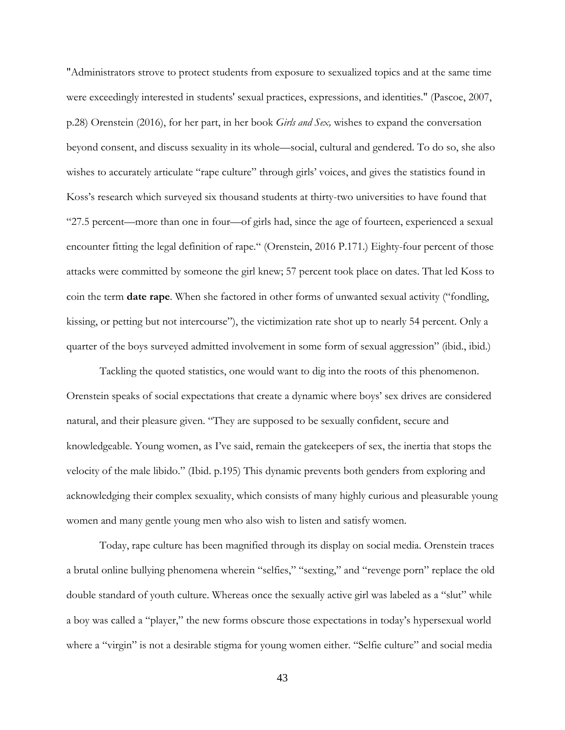"Administrators strove to protect students from exposure to sexualized topics and at the same time were exceedingly interested in students' sexual practices, expressions, and identities." (Pascoe, 2007, p.28) Orenstein (2016), for her part, in her book *Girls and Sex,* wishes to expand the conversation beyond consent, and discuss sexuality in its whole—social, cultural and gendered. To do so, she also wishes to accurately articulate "rape culture" through girls' voices, and gives the statistics found in Koss's research which surveyed six thousand students at thirty-two universities to have found that "27.5 percent—more than one in four—of girls had, since the age of fourteen, experienced a sexual encounter fitting the legal definition of rape." (Orenstein, 2016 P.171.) Eighty-four percent of those attacks were committed by someone the girl knew; 57 percent took place on dates. That led Koss to coin the term **date rape**. When she factored in other forms of unwanted sexual activity ("fondling, kissing, or petting but not intercourse"), the victimization rate shot up to nearly 54 percent. Only a quarter of the boys surveyed admitted involvement in some form of sexual aggression" (ibid., ibid.)

Tackling the quoted statistics, one would want to dig into the roots of this phenomenon. Orenstein speaks of social expectations that create a dynamic where boys' sex drives are considered natural, and their pleasure given. "They are supposed to be sexually confident, secure and knowledgeable. Young women, as I've said, remain the gatekeepers of sex, the inertia that stops the velocity of the male libido." (Ibid. p.195) This dynamic prevents both genders from exploring and acknowledging their complex sexuality, which consists of many highly curious and pleasurable young women and many gentle young men who also wish to listen and satisfy women.

Today, rape culture has been magnified through its display on social media. Orenstein traces a brutal online bullying phenomena wherein "selfies," "sexting," and "revenge porn" replace the old double standard of youth culture. Whereas once the sexually active girl was labeled as a "slut" while a boy was called a "player," the new forms obscure those expectations in today's hypersexual world where a "virgin" is not a desirable stigma for young women either. "Selfie culture" and social media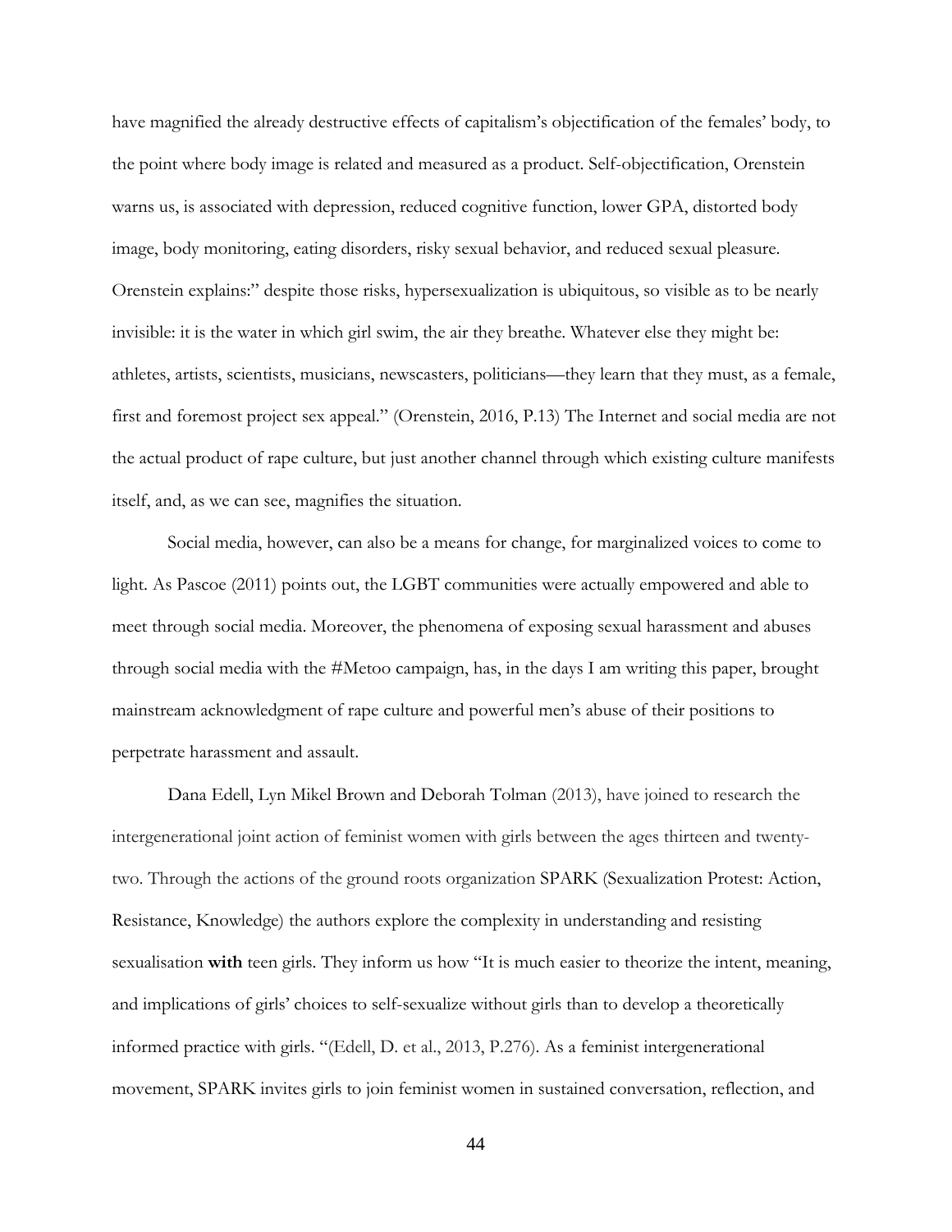have magnified the already destructive effects of capitalism's objectification of the females' body, to the point where body image is related and measured as a product. Self-objectification, Orenstein warns us, is associated with depression, reduced cognitive function, lower GPA, distorted body image, body monitoring, eating disorders, risky sexual behavior, and reduced sexual pleasure. Orenstein explains:" despite those risks, hypersexualization is ubiquitous, so visible as to be nearly invisible: it is the water in which girl swim, the air they breathe. Whatever else they might be: athletes, artists, scientists, musicians, newscasters, politicians—they learn that they must, as a female, first and foremost project sex appeal." (Orenstein, 2016, P.13) The Internet and social media are not the actual product of rape culture, but just another channel through which existing culture manifests itself, and, as we can see, magnifies the situation.

Social media, however, can also be a means for change, for marginalized voices to come to light. As Pascoe (2011) points out, the LGBT communities were actually empowered and able to meet through social media. Moreover, the phenomena of exposing sexual harassment and abuses through social media with the #Metoo campaign, has, in the days I am writing this paper, brought mainstream acknowledgment of rape culture and powerful men's abuse of their positions to perpetrate harassment and assault.

Dana Edell, Lyn Mikel Brown and Deborah Tolman (2013), have joined to research the intergenerational joint action of feminist women with girls between the ages thirteen and twenty-two. Through the actions of the ground roots organization SPARK (Sexualization Protest: Action, Resistance, Knowledge) the authors explore the complexity in understanding and resisting sexualisation **with** teen girls. They inform us how "It is much easier to theorize the intent, meaning, and implications of girls' choices to self-sexualize without girls than to develop a theoretically informed practice with girls. "(Edell, D. et al., 2013, P.276). As a feminist intergenerational movement, SPARK invites girls to join feminist women in sustained conversation, reflection, and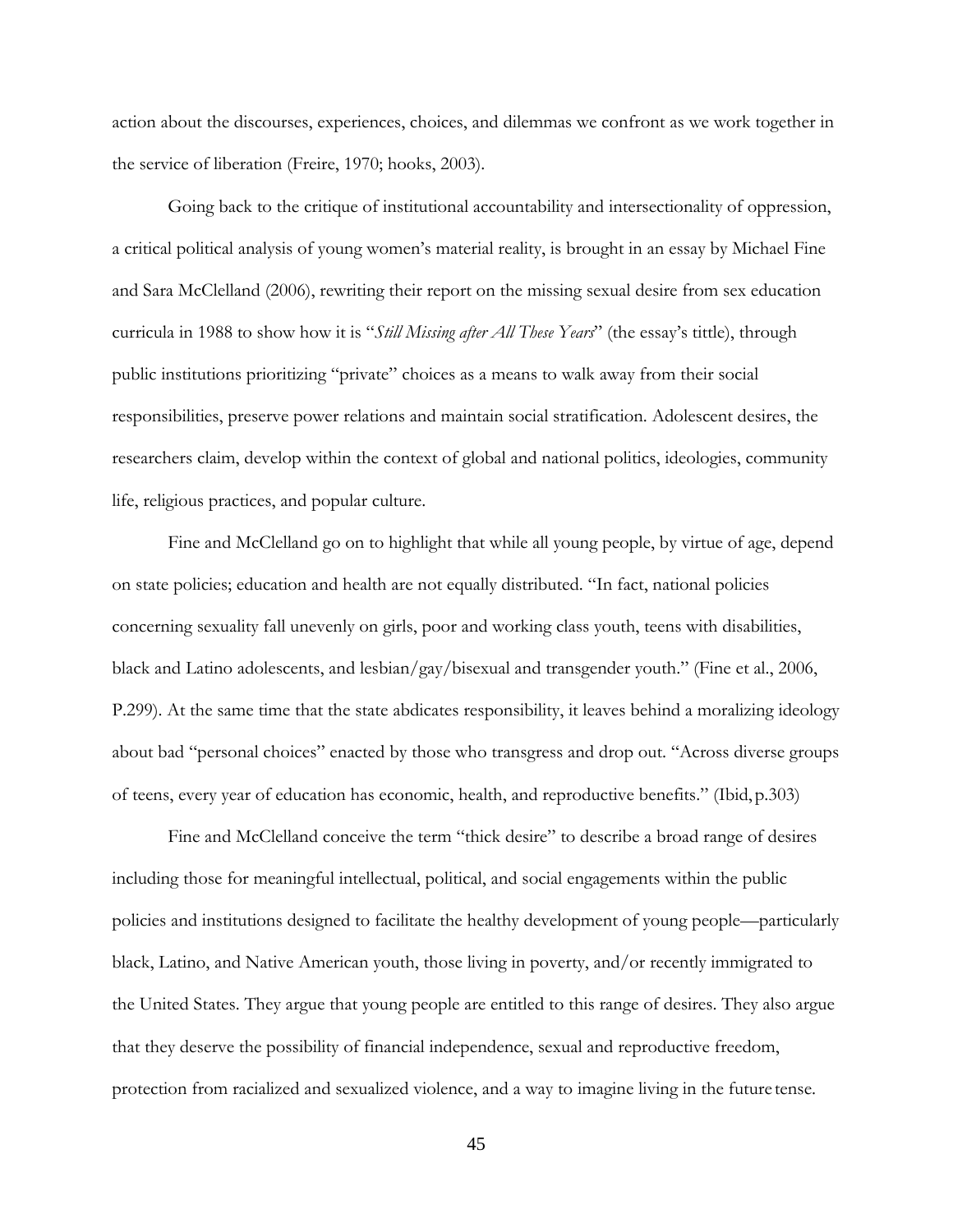action about the discourses, experiences, choices, and dilemmas we confront as we work together in the service of liberation (Freire, 1970; hooks, 2003).

Going back to the critique of institutional accountability and intersectionality of oppression, a critical political analysis of young women's material reality, is brought in an essay by Michael Fine and Sara McClelland (2006), rewriting their report on the missing sexual desire from sex education curricula in 1988 to show how it is "*Still Missing after All These Years*" (the essay's tittle), through public institutions prioritizing "private" choices as a means to walk away from their social responsibilities, preserve power relations and maintain social stratification. Adolescent desires, the researchers claim, develop within the context of global and national politics, ideologies, community life, religious practices, and popular culture.

Fine and McClelland go on to highlight that while all young people, by virtue of age, depend on state policies; education and health are not equally distributed. "In fact, national policies concerning sexuality fall unevenly on girls, poor and working class youth, teens with disabilities, black and Latino adolescents, and lesbian/gay/bisexual and transgender youth." (Fine et al., 2006, P.299). At the same time that the state abdicates responsibility, it leaves behind a moralizing ideology about bad "personal choices" enacted by those who transgress and drop out. "Across diverse groups of teens, every year of education has economic, health, and reproductive benefits." (Ibid, p.303)

Fine and McClelland conceive the term "thick desire" to describe a broad range of desires including those for meaningful intellectual, political, and social engagements within the public policies and institutions designed to facilitate the healthy development of young people—particularly black, Latino, and Native American youth, those living in poverty, and/or recently immigrated to the United States. They argue that young people are entitled to this range of desires. They also argue that they deserve the possibility of financial independence, sexual and reproductive freedom, protection from racialized and sexualized violence, and a way to imagine living in the future tense.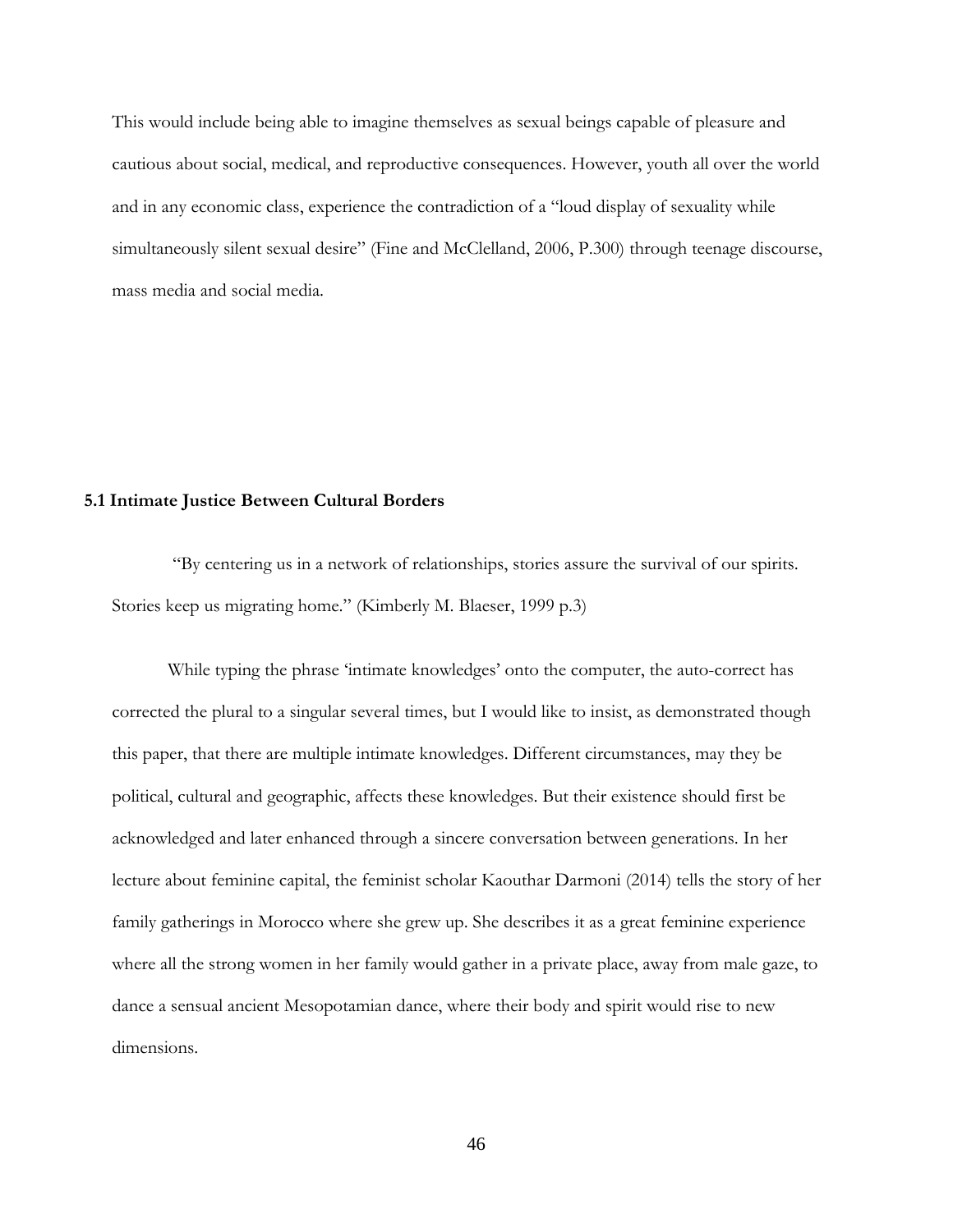This would include being able to imagine themselves as sexual beings capable of pleasure and cautious about social, medical, and reproductive consequences. However, youth all over the world and in any economic class, experience the contradiction of a "loud display of sexuality while simultaneously silent sexual desire" (Fine and McClelland, 2006, P.300) through teenage discourse, mass media and social media.

### 5.1 Intimate Justice Between Cultural Borders

"By centering us in a network of relationships, stories assure the survival of our spirits. Stories keep us migrating home." (Kimberly M. Blaeser, 1999 p.3)

While typing the phrase 'intimate knowledges' onto the computer, the auto-correct has corrected the plural to a singular several times, but I would like to insist, as demonstrated though this paper, that there are multiple intimate knowledges. Different circumstances, may they be political, cultural and geographic, affects these knowledges. But their existence should first be acknowledged and later enhanced through a sincere conversation between generations. In her lecture about feminine capital, the feminist scholar Kaouthar Darmoni (2014) tells the story of her family gatherings in Morocco where she grew up. She describes it as a great feminine experience where all the strong women in her family would gather in a private place, away from male gaze, to dance a sensual ancient Mesopotamian dance, where their body and spirit would rise to new dimensions.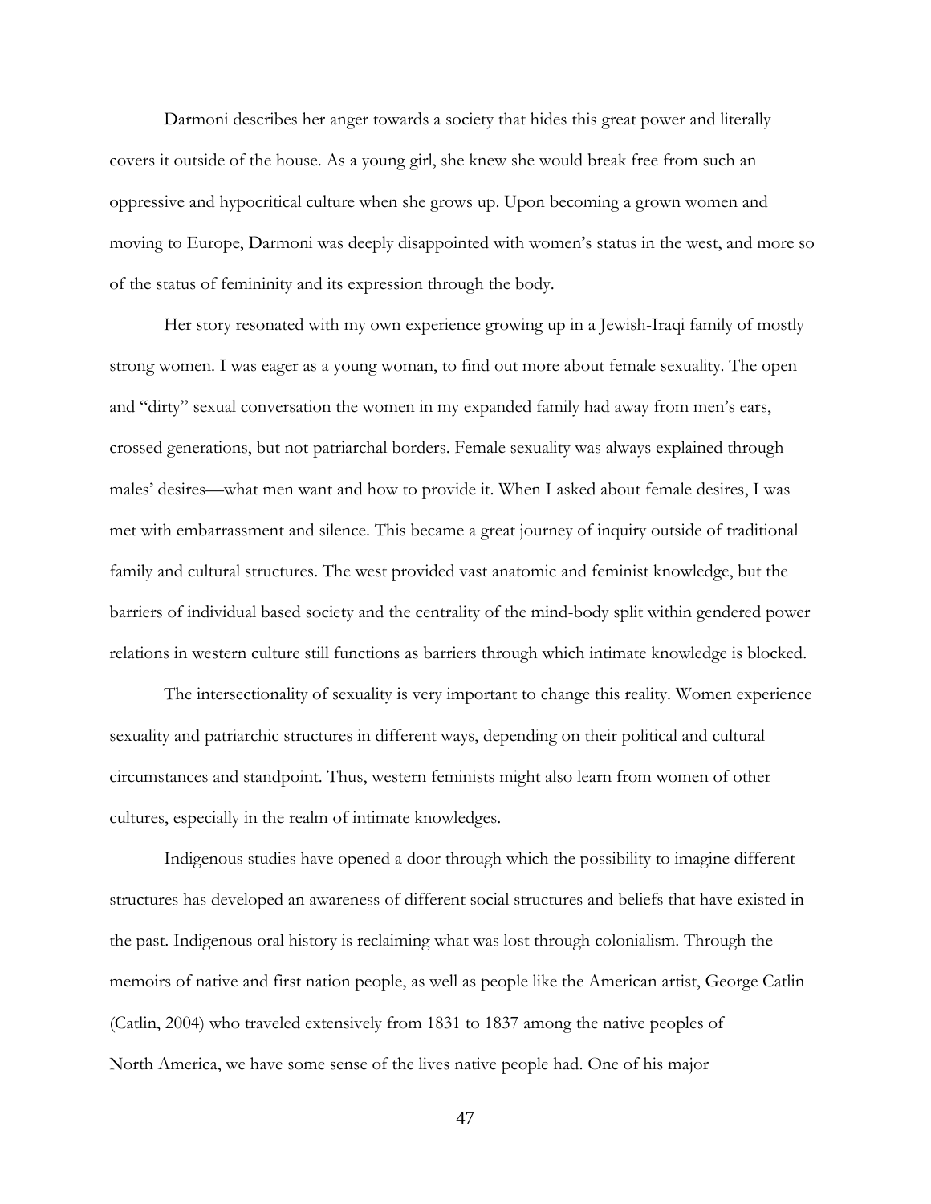Darmoni describes her anger towards a society that hides this great power and literally covers it outside of the house. As a young girl, she knew she would break free from such an oppressive and hypocritical culture when she grows up. Upon becoming a grown women and moving to Europe, Darmoni was deeply disappointed with women's status in the west, and more so of the status of femininity and its expression through the body.

Her story resonated with my own experience growing up in a Jewish-Iraqi family of mostly strong women. I was eager as a young woman, to find out more about female sexuality. The open and "dirty" sexual conversation the women in my expanded family had away from men's ears, crossed generations, but not patriarchal borders. Female sexuality was always explained through males' desires—what men want and how to provide it. When I asked about female desires, I was met with embarrassment and silence. This became a great journey of inquiry outside of traditional family and cultural structures. The west provided vast anatomic and feminist knowledge, but the barriers of individual based society and the centrality of the mind-body split within gendered power relations in western culture still functions as barriers through which intimate knowledge is blocked.

The intersectionality of sexuality is very important to change this reality. Women experience sexuality and patriarchic structures in different ways, depending on their political and cultural circumstances and standpoint. Thus, western feminists might also learn from women of other cultures, especially in the realm of intimate knowledges.

Indigenous studies have opened a door through which the possibility to imagine different structures has developed an awareness of different social structures and beliefs that have existed in the past. Indigenous oral history is reclaiming what was lost through colonialism. Through the memoirs of native and first nation people, as well as people like the American artist, George Catlin (Catlin, 2004) who traveled extensively from 1831 to 1837 among the native peoples of North America, we have some sense of the lives native people had. One of his major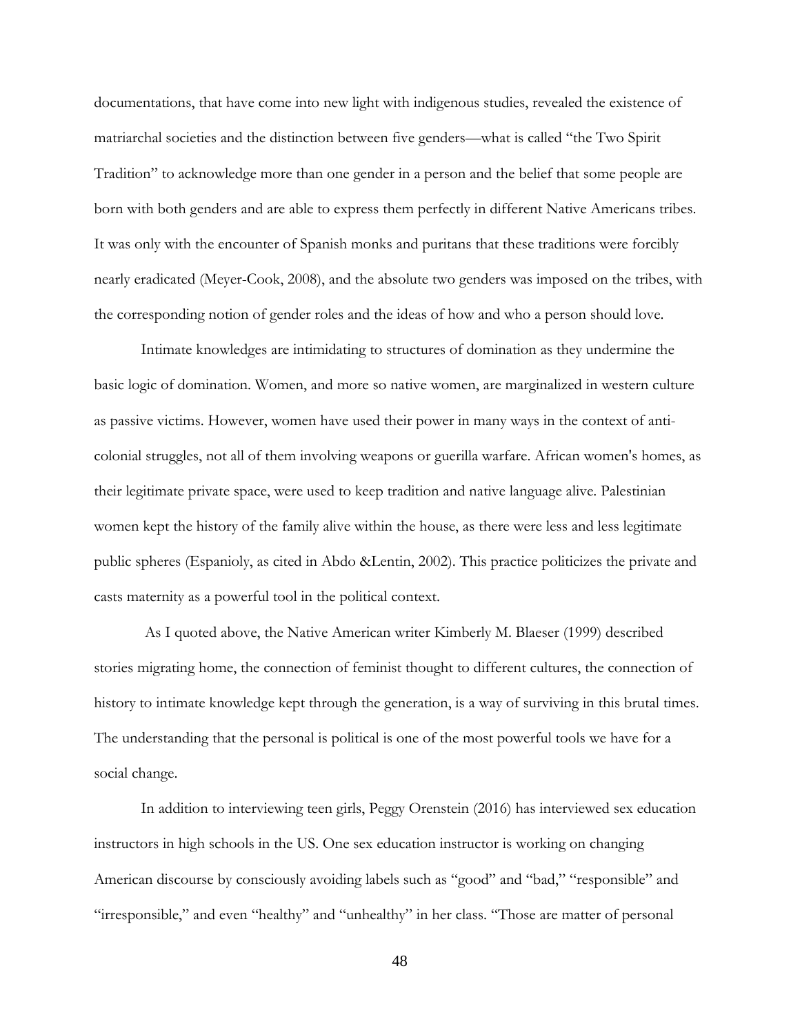documentations, that have come into new light with indigenous studies, revealed the existence of matriarchal societies and the distinction between five genders—what is called "the Two Spirit Tradition" to acknowledge more than one gender in a person and the belief that some people are born with both genders and are able to express them perfectly in different Native Americans tribes. It was only with the encounter of Spanish monks and puritans that these traditions were forcibly nearly eradicated (Meyer-Cook, 2008), and the absolute two genders was imposed on the tribes, with the corresponding notion of gender roles and the ideas of how and who a person should love.

Intimate knowledges are intimidating to structures of domination as they undermine the basic logic of domination. Women, and more so native women, are marginalized in western culture as passive victims. However, women have used their power in many ways in the context of anti-colonial struggles, not all of them involving weapons or guerilla warfare. African women's homes, as their legitimate private space, were used to keep tradition and native language alive. Palestinian women kept the history of the family alive within the house, as there were less and less legitimate public spheres (Espanioly, as cited in Abdo &Lentin, 2002). This practice politicizes the private and casts maternity as a powerful tool in the political context.

As I quoted above, the Native American writer Kimberly M. Blaeser (1999) described stories migrating home, the connection of feminist thought to different cultures, the connection of history to intimate knowledge kept through the generation, is a way of surviving in this brutal times. The understanding that the personal is political is one of the most powerful tools we have for a social change.

In addition to interviewing teen girls, Peggy Orenstein (2016) has interviewed sex education instructors in high schools in the US. One sex education instructor is working on changing American discourse by consciously avoiding labels such as "good" and "bad," "responsible" and "irresponsible," and even "healthy" and "unhealthy" in her class. "Those are matter of personal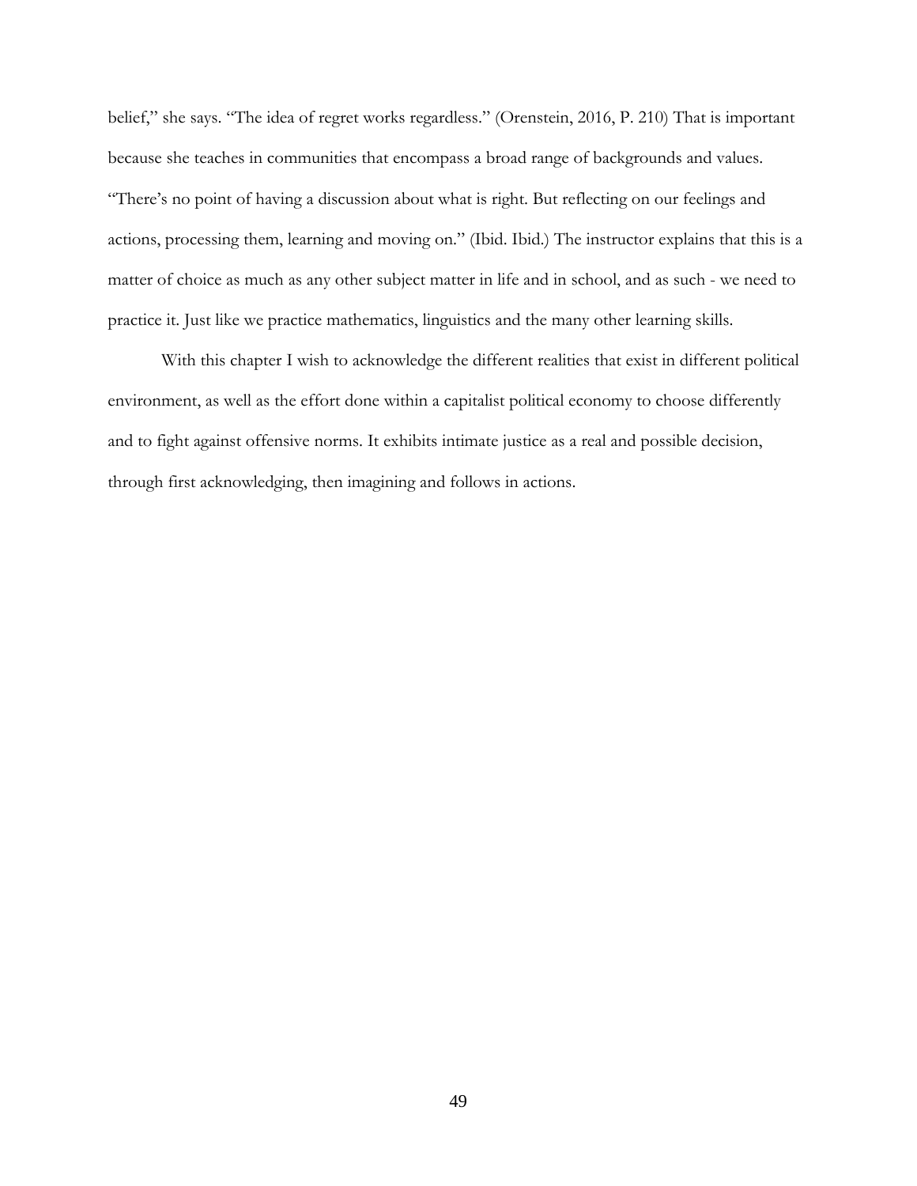belief," she says. "The idea of regret works regardless." (Orenstein, 2016, P. 210) That is important because she teaches in communities that encompass a broad range of backgrounds and values. "There's no point of having a discussion about what is right. But reflecting on our feelings and actions, processing them, learning and moving on." (Ibid. Ibid.) The instructor explains that this is a matter of choice as much as any other subject matter in life and in school, and as such - we need to practice it. Just like we practice mathematics, linguistics and the many other learning skills.

With this chapter I wish to acknowledge the different realities that exist in different political environment, as well as the effort done within a capitalist political economy to choose differently and to fight against offensive norms. It exhibits intimate justice as a real and possible decision, through first acknowledging, then imagining and follows in actions.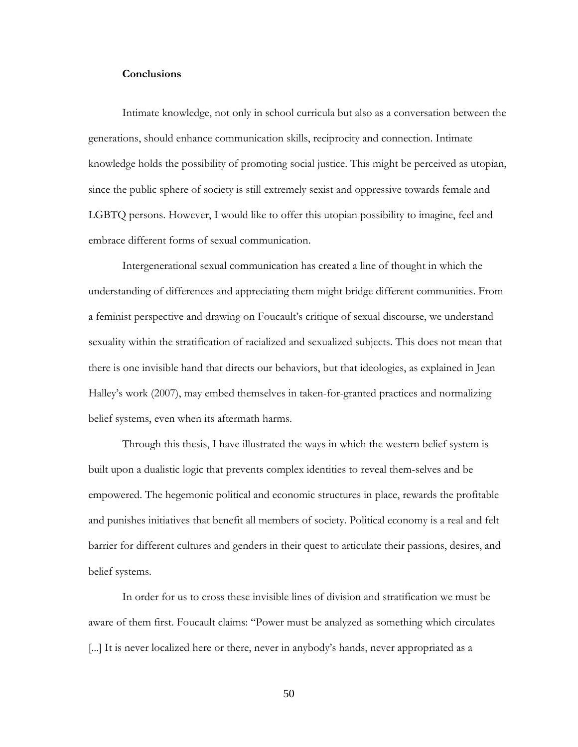**Conclusions**

Intimate knowledge, not only in school curricula but also as a conversation between the generations, should enhance communication skills, reciprocity and connection. Intimate knowledge holds the possibility of promoting social justice. This might be perceived as utopian, since the public sphere of society is still extremely sexist and oppressive towards female and LGBTQ persons. However, I would like to offer this utopian possibility to imagine, feel and embrace different forms of sexual communication.

Intergenerational sexual communication has created a line of thought in which the understanding of differences and appreciating them might bridge different communities. From a feminist perspective and drawing on Foucault's critique of sexual discourse, we understand sexuality within the stratification of racialized and sexualized subjects. This does not mean that there is one invisible hand that directs our behaviors, but that ideologies, as explained in Jean Halley's work (2007), may embed themselves in taken-for-granted practices and normalizing belief systems, even when its aftermath harms.

Through this thesis, I have illustrated the ways in which the western belief system is built upon a dualistic logic that prevents complex identities to reveal them-selves and be empowered. The hegemonic political and economic structures in place, rewards the profitable and punishes initiatives that benefit all members of society. Political economy is a real and felt barrier for different cultures and genders in their quest to articulate their passions, desires, and belief systems.

In order for us to cross these invisible lines of division and stratification we must be aware of them first. Foucault claims: "Power must be analyzed as something which circulates [...] It is never localized here or there, never in anybody's hands, never appropriated as a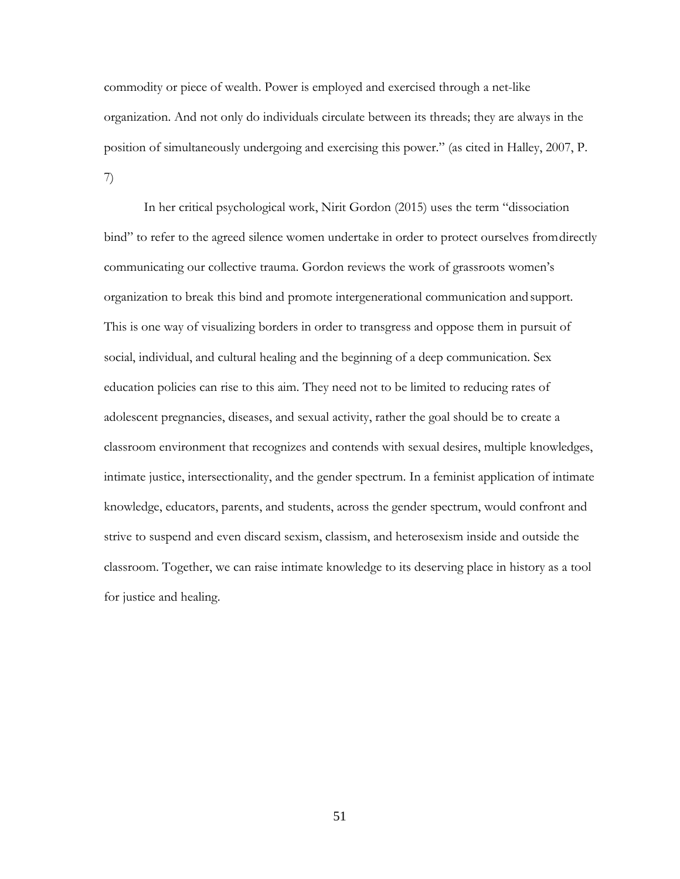commodity or piece of wealth. Power is employed and exercised through a net-like organization. And not only do individuals circulate between its threads; they are always in the position of simultaneously undergoing and exercising this power." (as cited in Halley, 2007, P. 7)

In her critical psychological work, Nirit Gordon (2015) uses the term "dissociation bind" to refer to the agreed silence women undertake in order to protect ourselves from directly communicating our collective trauma. Gordon reviews the work of grassroots women's organization to break this bind and promote intergenerational communication and support. This is one way of visualizing borders in order to transgress and oppose them in pursuit of social, individual, and cultural healing and the beginning of a deep communication. Sex education policies can rise to this aim. They need not to be limited to reducing rates of adolescent pregnancies, diseases, and sexual activity, rather the goal should be to create a classroom environment that recognizes and contends with sexual desires, multiple knowledges, intimate justice, intersectionality, and the gender spectrum. In a feminist application of intimate knowledge, educators, parents, and students, across the gender spectrum, would confront and strive to suspend and even discard sexism, classism, and heterosexism inside and outside the classroom. Together, we can raise intimate knowledge to its deserving place in history as a tool for justice and healing.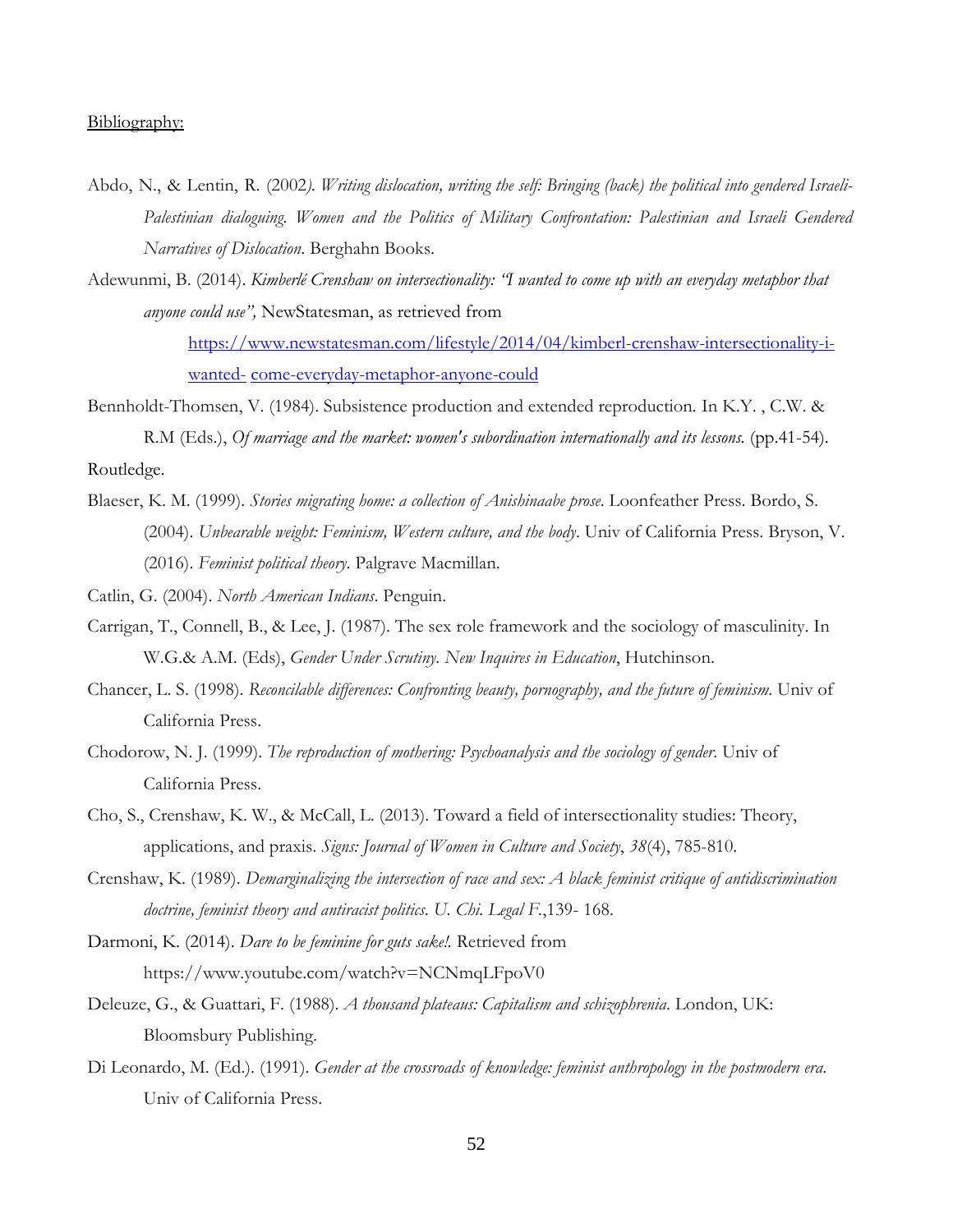Bibliography:

Abdo, N., & Lentin, R. (2002). *Writing dislocation, writing the self: Bringing (back) the political into gendered Israeli-Palestinian dialoguing. Women and the Politics of Military Confrontation: Palestinian and Israeli Gendered Narratives of Dislocation*. Berghahn Books.

Adewunmi, B. (2014). *Kimberlé Crenshaw on intersectionality: "I wanted to come up with an everyday metaphor that anyone could use",* NewStatesman, as retrieved from [https://www.newstatesman.com/lifestyle/2014/04/kimberl-crenshaw-intersectionality-i-wanted- come-everyday-metaphor-anyone-could](https://www.newstatesman.com/lifestyle/2014/04/kimberl-crenshaw-intersectionality-i-wanted-come-everyday-metaphor-anyone-could)

Bennholdt-Thomsen, V. (1984). Subsistence production and extended reproduction. In K.Y. , C.W. & R.M (Eds.), *Of marriage and the market: women's subordination internationally and its lessons.* (pp.41-54). Routledge.

Blaeser, K. M. (1999). *Stories migrating home: a collection of Anishinaabe prose*. Loonfeather Press. Bordo, S. (2004). *Unbearable weight: Feminism, Western culture, and the body*. Univ of California Press. Bryson, V. (2016). *Feminist political theory.* Palgrave Macmillan.

Catlin, G. (2004). *North American Indians*. Penguin.

Carrigan, T., Connell, B., & Lee, J. (1987). The sex role framework and the sociology of masculinity. In W.G.& A.M. (Eds), *Gender Under Scrutiny. New Inquires in Education*, Hutchinson.

Chancer, L. S. (1998). *Reconcilable differences: Confronting beauty, pornography, and the future of feminism*. Univ of California Press.

Chodorow, N. J. (1999). *The reproduction of mothering: Psychoanalysis and the sociology of gender*. Univ of California Press.

Cho, S., Crenshaw, K. W., & McCall, L. (2013). Toward a field of intersectionality studies: Theory, applications, and praxis. *Signs: Journal of Women in Culture and Society*, *38*(4), 785-810.

Crenshaw, K. (1989). *Demarginalizing the intersection of race and sex: A black feminist critique of antidiscrimination doctrine, feminist theory and antiracist politics. U. Chi. Legal F.*,139- 168.

Darmoni, K. (2014). *Dare to be feminine for guts sake!.* Retrieved from https://www.youtube.com/watch?v=NCNmqLFpoV0

Deleuze, G., & Guattari, F. (1988). *A thousand plateaus: Capitalism and schizophrenia*. London, UK: Bloomsbury Publishing.

Di Leonardo, M. (Ed.). (1991). *Gender at the crossroads of knowledge: feminist anthropology in the postmodern era.* Univ of California Press.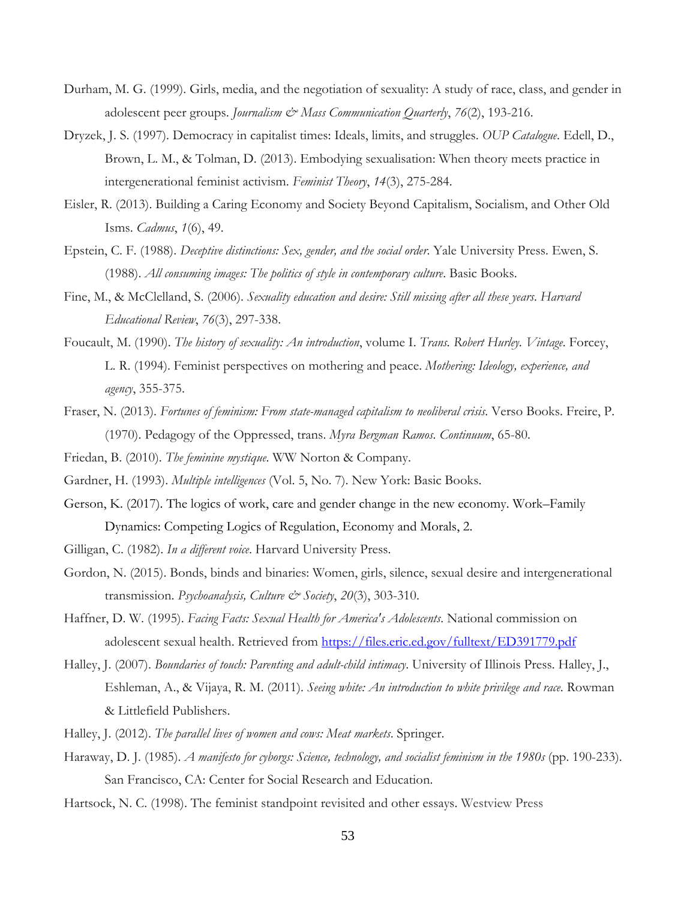Durham, M. G. (1999). Girls, media, and the negotiation of sexuality: A study of race, class, and gender in adolescent peer groups. *Journalism & Mass Communication Quarterly*, *76*(2), 193-216.

Dryzek, J. S. (1997). Democracy in capitalist times: Ideals, limits, and struggles. *OUP Catalogue*. Edell, D., Brown, L. M., & Tolman, D. (2013). Embodying sexualisation: When theory meets practice in intergenerational feminist activism. *Feminist Theory*, *14*(3), 275-284.

Eisler, R. (2013). Building a Caring Economy and Society Beyond Capitalism, Socialism, and Other Old Isms. *Cadmus*, *1*(6), 49.

Epstein, C. F. (1988). *Deceptive distinctions: Sex, gender, and the social order*. Yale University Press. Ewen, S. (1988). *All consuming images: The politics of style in contemporary culture*. Basic Books.

Fine, M., & McClelland, S. (2006). *Sexuality education and desire: Still missing after all these years*. *Harvard Educational Review*, *76*(3), 297-338.

Foucault, M. (1990). *The history of sexuality: An introduction*, volume I. *Trans. Robert Hurley. Vintage*. Forcey, L. R. (1994). Feminist perspectives on mothering and peace. *Mothering: Ideology, experience, and agency*, 355-375.

Fraser, N. (2013). *Fortunes of feminism: From state-managed capitalism to neoliberal crisis*. Verso Books. Freire, P. (1970). Pedagogy of the Oppressed, trans. *Myra Bergman Ramos. Continuum*, 65-80.

Friedan, B. (2010). *The feminine mystique*. WW Norton & Company.

Gardner, H. (1993). *Multiple intelligences* (Vol. 5, No. 7). New York: Basic Books.

Gerson, K. (2017). The logics of work, care and gender change in the new economy. Work–Family Dynamics: Competing Logics of Regulation, Economy and Morals, 2.

Gilligan, C. (1982). *In a different voice*. Harvard University Press.

Gordon, N. (2015). Bonds, binds and binaries: Women, girls, silence, sexual desire and intergenerational transmission. *Psychoanalysis, Culture & Society*, *20*(3), 303-310.

Haffner, D. W. (1995). *Facing Facts: Sexual Health for America's Adolescents*. National commission on adolescent sexual health. Retrieved from https://files.eric.ed.gov/fulltext/ED391779.pdf

Halley, J. (2007). *Boundaries of touch: Parenting and adult-child intimacy*. University of Illinois Press. Halley, J., Eshleman, A., & Vijaya, R. M. (2011). *Seeing white: An introduction to white privilege and race*. Rowman & Littlefield Publishers.

Halley, J. (2012). *The parallel lives of women and cows: Meat markets*. Springer.

Haraway, D. J. (1985). *A manifesto for cyborgs: Science, technology, and socialist feminism in the 1980s* (pp. 190-233). San Francisco, CA: Center for Social Research and Education.

Hartsock, N. C. (1998). The feminist standpoint revisited and other essays. Westview Press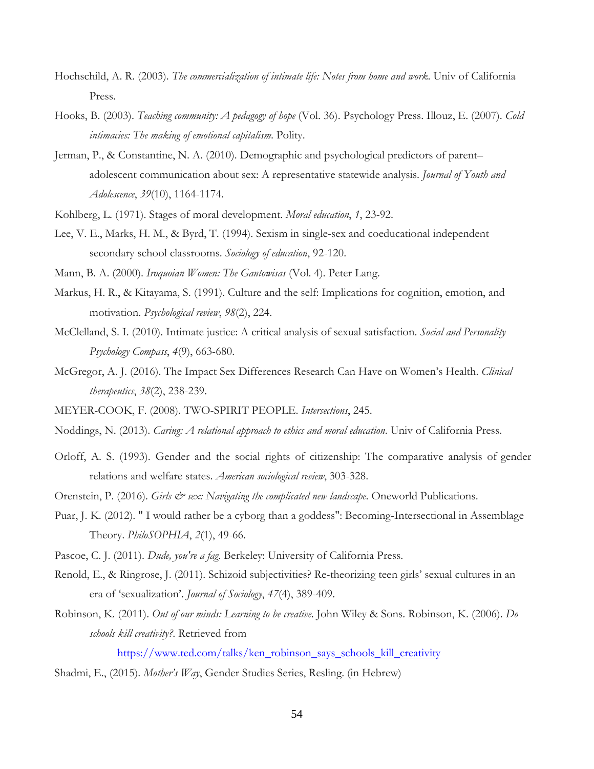Hochschild, A. R. (2003). *The commercialization of intimate life: Notes from home and work*. Univ of California Press.

Hooks, B. (2003). *Teaching community: A pedagogy of hope* (Vol. 36). Psychology Press. Illouz, E. (2007). *Cold intimacies: The making of emotional capitalism*. Polity.

Jerman, P., & Constantine, N. A. (2010). Demographic and psychological predictors of parent–adolescent communication about sex: A representative statewide analysis. *Journal of Youth and Adolescence*, *39*(10), 1164-1174.

Kohlberg, L. (1971). Stages of moral development. *Moral education*, *1*, 23-92.

Lee, V. E., Marks, H. M., & Byrd, T. (1994). Sexism in single-sex and coeducational independent secondary school classrooms. *Sociology of education*, 92-120.

Mann, B. A. (2000). *Iroquoian Women: The Gantowisas* (Vol. 4). Peter Lang.

Markus, H. R., & Kitayama, S. (1991). Culture and the self: Implications for cognition, emotion, and motivation. *Psychological review*, *98*(2), 224.

McClelland, S. I. (2010). Intimate justice: A critical analysis of sexual satisfaction. *Social and Personality Psychology Compass*, *4*(9), 663-680.

McGregor, A. J. (2016). The Impact Sex Differences Research Can Have on Women's Health. *Clinical therapeutics*, *38*(2), 238-239.

MEYER-COOK, F. (2008). TWO-SPIRIT PEOPLE. *Intersections*, 245.

Noddings, N. (2013). *Caring: A relational approach to ethics and moral education*. Univ of California Press.

Orloff, A. S. (1993). Gender and the social rights of citizenship: The comparative analysis of gender relations and welfare states. *American sociological review*, 303-328.

Orenstein, P. (2016). *Girls & sex: Navigating the complicated new landscape*. Oneworld Publications.

Puar, J. K. (2012). " I would rather be a cyborg than a goddess": Becoming-Intersectional in Assemblage Theory. *PhiloSOPHIA*, *2*(1), 49-66.

Pascoe, C. J. (2011). *Dude, you're a fag*. Berkeley: University of California Press.

Renold, E., & Ringrose, J. (2011). Schizoid subjectivities? Re-theorizing teen girls' sexual cultures in an era of 'sexualization'. *Journal of Sociology*, *47*(4), 389-409.

Robinson, K. (2011). *Out of our minds: Learning to be creative*. John Wiley & Sons. Robinson, K. (2006). *Do schools kill creativity?*. Retrieved from https://www.ted.com/talks/ken_robinson_says_schools_kill_creativity

Shadmi, E., (2015). *Mother's Way*, Gender Studies Series, Resling. (in Hebrew)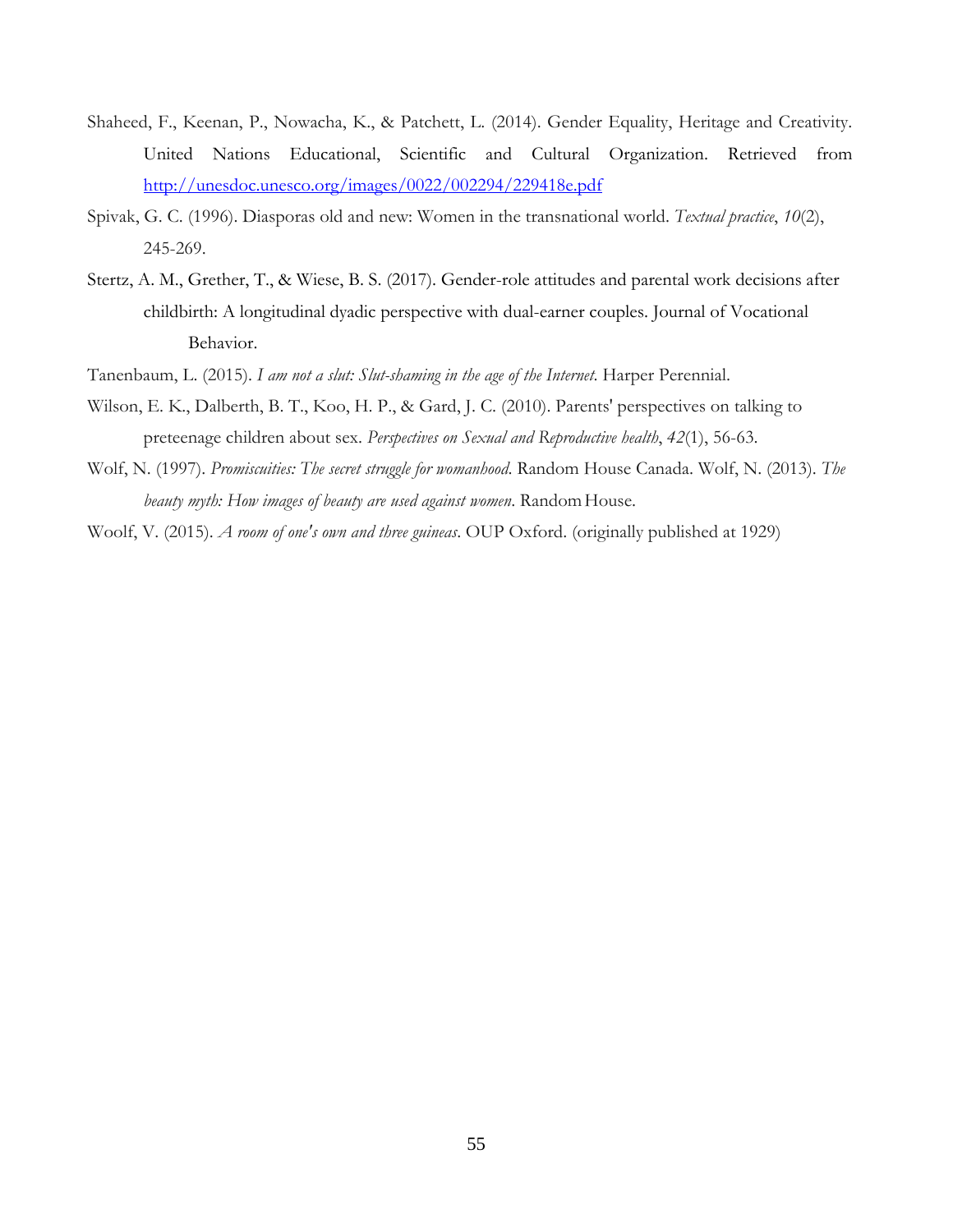Shaheed, F., Keenan, P., Nowacha, K., & Patchett, L. (2014). Gender Equality, Heritage and Creativity. United Nations Educational, Scientific and Cultural Organization. Retrieved from http://unesdoc.unesco.org/images/0022/002294/229418e.pdf

Spivak, G. C. (1996). Diasporas old and new: Women in the transnational world. *Textual practice*, *10*(2), 245-269.

Stertz, A. M., Grether, T., & Wiese, B. S. (2017). Gender-role attitudes and parental work decisions after childbirth: A longitudinal dyadic perspective with dual-earner couples. Journal of Vocational Behavior.

Tanenbaum, L. (2015). *I am not a slut: Slut-shaming in the age of the Internet*. Harper Perennial.

Wilson, E. K., Dalberth, B. T., Koo, H. P., & Gard, J. C. (2010). Parents' perspectives on talking to preteenage children about sex. *Perspectives on Sexual and Reproductive health*, *42*(1), 56-63.

Wolf, N. (1997). *Promiscuities: The secret struggle for womanhood*. Random House Canada. Wolf, N. (2013). *The beauty myth: How images of beauty are used against women*. Random House.

Woolf, V. (2015). *A room of one's own and three guineas*. OUP Oxford. (originally published at 1929)